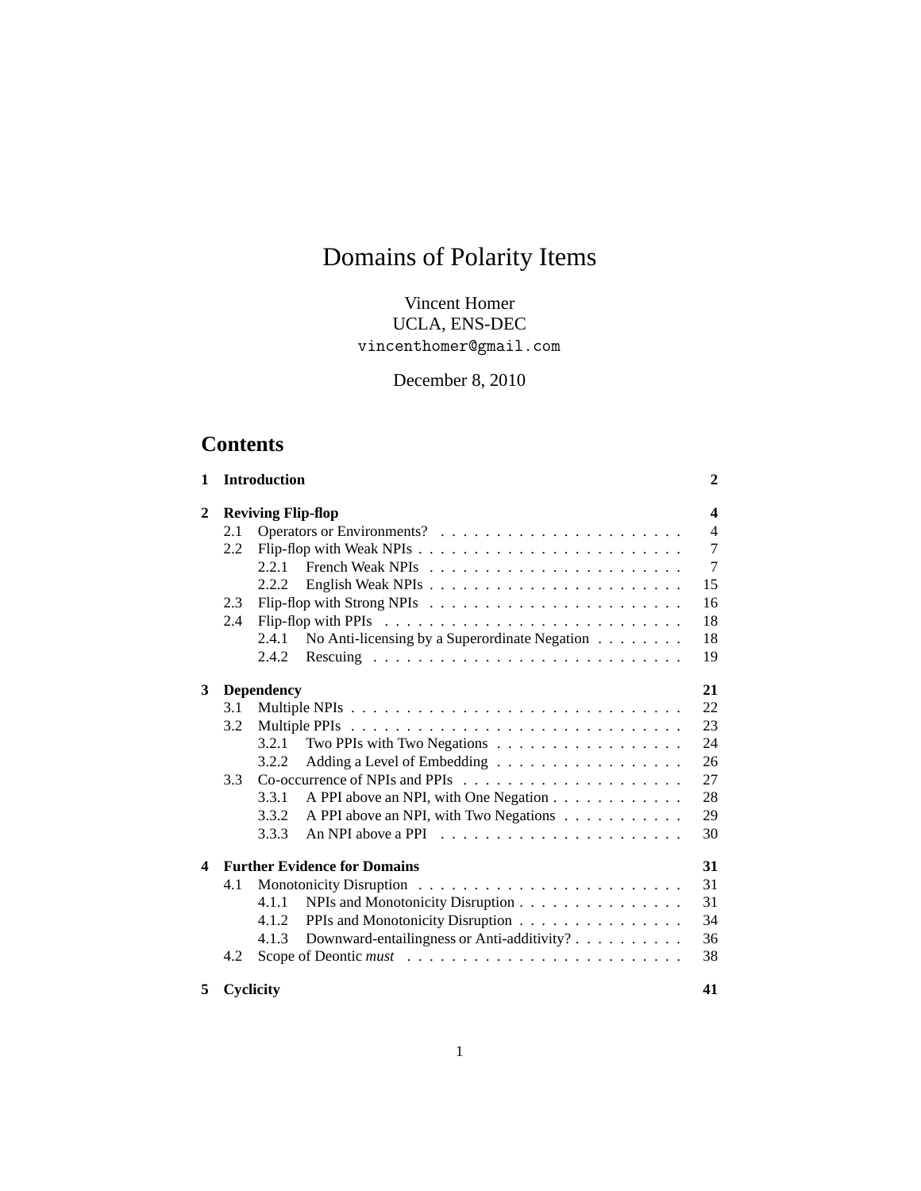# Domains of Polarity Items

Vincent Homer
UCLA, ENS-DEC
vincenthomer@gmail.com

December 8, 2010

## Contents

**1 Introduction** **2**

**2 Reviving Flip-flop** **4**
- 2.1 Operators or Environments? 4
- 2.2 Flip-flop with Weak NPIs 7
  - 2.2.1 French Weak NPIs 7
  - 2.2.2 English Weak NPIs 15
- 2.3 Flip-flop with Strong NPIs 16
- 2.4 Flip-flop with PPIs 18
  - 2.4.1 No Anti-licensing by a Superordinate Negation 18
  - 2.4.2 Rescuing 19

**3 Dependency** **21**
- 3.1 Multiple NPIs 22
- 3.2 Multiple PPIs 23
  - 3.2.1 Two PPIs with Two Negations 24
  - 3.2.2 Adding a Level of Embedding 26
- 3.3 Co-occurrence of NPIs and PPIs 27
  - 3.3.1 A PPI above an NPI, with One Negation 28
  - 3.3.2 A PPI above an NPI, with Two Negations 29
  - 3.3.3 An NPI above a PPI 30

**4 Further Evidence for Domains** **31**
- 4.1 Monotonicity Disruption 31
  - 4.1.1 NPIs and Monotonicity Disruption 31
  - 4.1.2 PPIs and Monotonicity Disruption 34
  - 4.1.3 Downward-entailingness or Anti-additivity? 36
- 4.2 Scope of Deontic *must* 38

**5 Cyclicity** **41**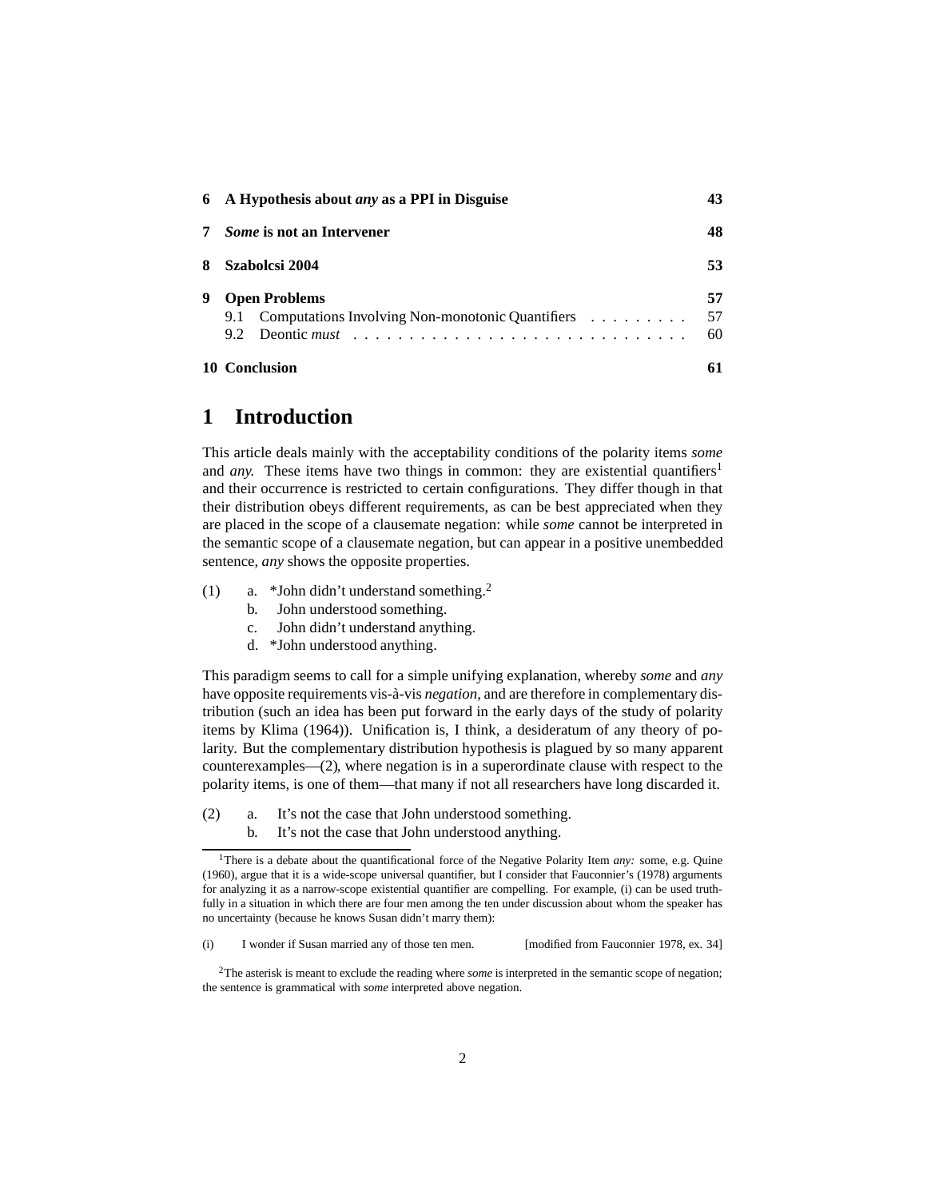| | | |
|---|---|---|
| **6** | **A Hypothesis about *any* as a PPI in Disguise** | **43** |
| **7** | ***Some* is not an Intervener** | **48** |
| **8** | **Szabolcsi 2004** | **53** |
| **9** | **Open Problems** | **57** |
| | 9.1 Computations Involving Non-monotonic Quantifiers | 57 |
| | 9.2 Deontic *must* | 60 |
| **10** | **Conclusion** | **61** |

# 1 Introduction

This article deals mainly with the acceptability conditions of the polarity items *some* and *any*. These items have two things in common: they are existential quantifiers[1] and their occurrence is restricted to certain configurations. They differ though in that their distribution obeys different requirements, as can be best appreciated when they are placed in the scope of a clausemate negation: while *some* cannot be interpreted in the semantic scope of a clausemate negation, but can appear in a positive unembedded sentence, *any* shows the opposite properties.

(1) a. *John didn't understand something.[2]
 b. John understood something.
 c. John didn't understand anything.
 d. *John understood anything.

This paradigm seems to call for a simple unifying explanation, whereby *some* and *any* have opposite requirements vis-à-vis *negation*, and are therefore in complementary distribution (such an idea has been put forward in the early days of the study of polarity items by Klima (1964)). Unification is, I think, a desideratum of any theory of polarity. But the complementary distribution hypothesis is plagued by so many apparent counterexamples—(2), where negation is in a superordinate clause with respect to the polarity items, is one of them—that many if not all researchers have long discarded it.

(2) a. It's not the case that John understood something.
 b. It's not the case that John understood anything.

[1] There is a debate about the quantificational force of the Negative Polarity Item *any:* some, e.g. Quine (1960), argue that it is a wide-scope universal quantifier, but I consider that Fauconnier's (1978) arguments for analyzing it as a narrow-scope existential quantifier are compelling. For example, (i) can be used truthfully in a situation in which there are four men among the ten under discussion about whom the speaker has no uncertainty (because he knows Susan didn't marry them):

(i) I wonder if Susan married any of those ten men. [modified from Fauconnier 1978, ex. 34]

[2] The asterisk is meant to exclude the reading where *some* is interpreted in the semantic scope of negation; the sentence is grammatical with *some* interpreted above negation.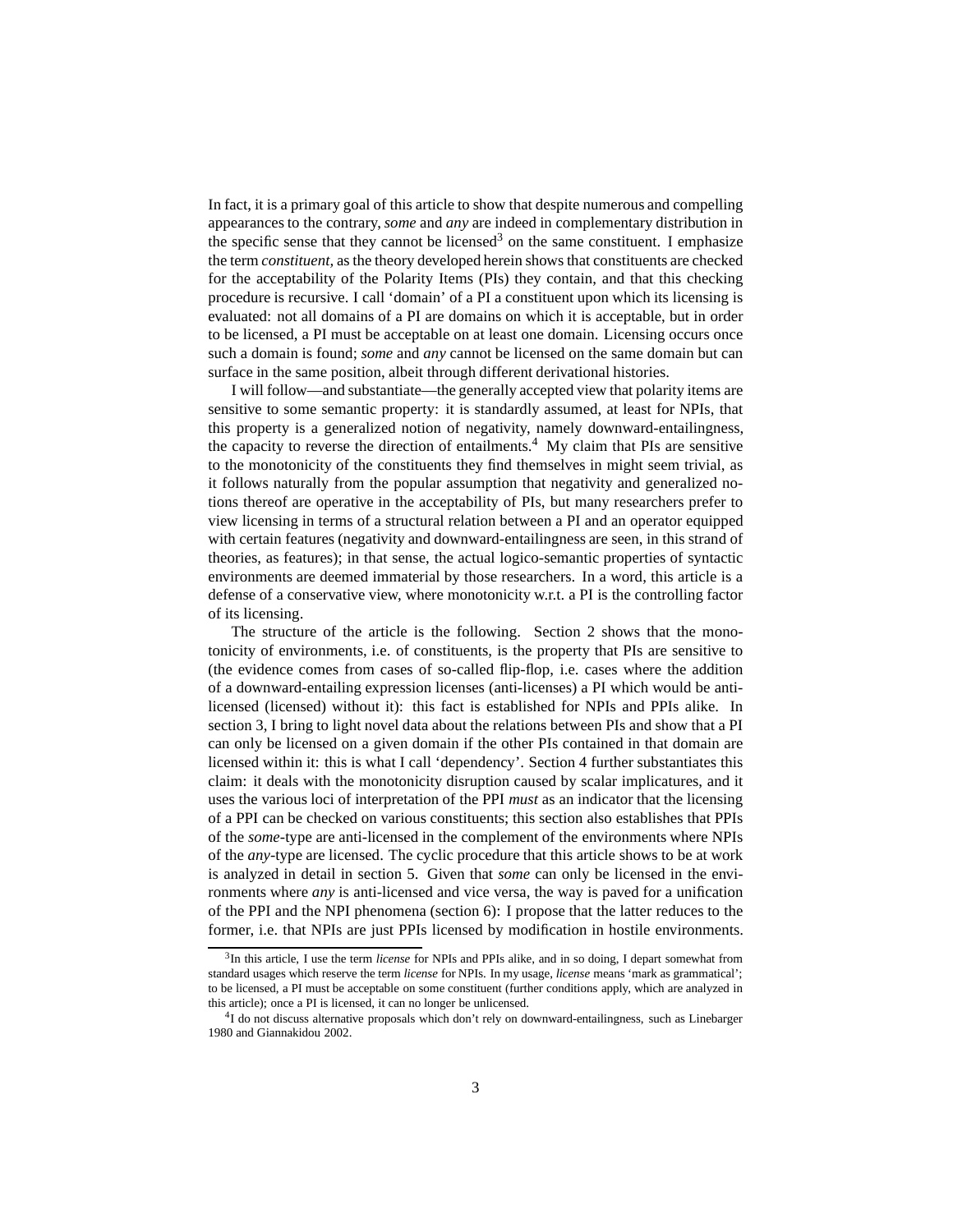In fact, it is a primary goal of this article to show that despite numerous and compelling appearances to the contrary, *some* and *any* are indeed in complementary distribution in the specific sense that they cannot be licensed[3] on the same constituent. I emphasize the term *constituent*, as the theory developed herein shows that constituents are checked for the acceptability of the Polarity Items (PIs) they contain, and that this checking procedure is recursive. I call 'domain' of a PI a constituent upon which its licensing is evaluated: not all domains of a PI are domains on which it is acceptable, but in order to be licensed, a PI must be acceptable on at least one domain. Licensing occurs once such a domain is found; *some* and *any* cannot be licensed on the same domain but can surface in the same position, albeit through different derivational histories.

I will follow—and substantiate—the generally accepted view that polarity items are sensitive to some semantic property: it is standardly assumed, at least for NPIs, that this property is a generalized notion of negativity, namely downward-entailingness, the capacity to reverse the direction of entailments.[4] My claim that PIs are sensitive to the monotonicity of the constituents they find themselves in might seem trivial, as it follows naturally from the popular assumption that negativity and generalized notions thereof are operative in the acceptability of PIs, but many researchers prefer to view licensing in terms of a structural relation between a PI and an operator equipped with certain features (negativity and downward-entailingness are seen, in this strand of theories, as features); in that sense, the actual logico-semantic properties of syntactic environments are deemed immaterial by those researchers. In a word, this article is a defense of a conservative view, where monotonicity w.r.t. a PI is the controlling factor of its licensing.

The structure of the article is the following. Section 2 shows that the monotonicity of environments, i.e. of constituents, is the property that PIs are sensitive to (the evidence comes from cases of so-called flip-flop, i.e. cases where the addition of a downward-entailing expression licenses (anti-licenses) a PI which would be anti-licensed (licensed) without it): this fact is established for NPIs and PPIs alike. In section 3, I bring to light novel data about the relations between PIs and show that a PI can only be licensed on a given domain if the other PIs contained in that domain are licensed within it: this is what I call 'dependency'. Section 4 further substantiates this claim: it deals with the monotonicity disruption caused by scalar implicatures, and it uses the various loci of interpretation of the PPI *must* as an indicator that the licensing of a PPI can be checked on various constituents; this section also establishes that PPIs of the *some*-type are anti-licensed in the complement of the environments where NPIs of the *any*-type are licensed. The cyclic procedure that this article shows to be at work is analyzed in detail in section 5. Given that *some* can only be licensed in the environments where *any* is anti-licensed and vice versa, the way is paved for a unification of the PPI and the NPI phenomena (section 6): I propose that the latter reduces to the former, i.e. that NPIs are just PPIs licensed by modification in hostile environments.

[3] In this article, I use the term *license* for NPIs and PPIs alike, and in so doing, I depart somewhat from standard usages which reserve the term *license* for NPIs. In my usage, *license* means 'mark as grammatical'; to be licensed, a PI must be acceptable on some constituent (further conditions apply, which are analyzed in this article); once a PI is licensed, it can no longer be unlicensed.

[4] I do not discuss alternative proposals which don't rely on downward-entailingness, such as Linebarger 1980 and Giannakidou 2002.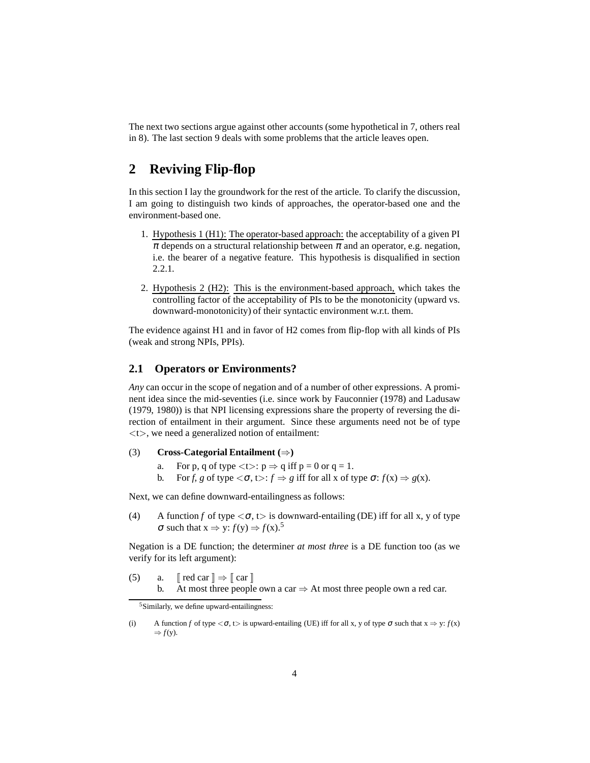The next two sections argue against other accounts (some hypothetical in 7, others real in 8). The last section 9 deals with some problems that the article leaves open.

# 2 Reviving Flip-flop

In this section I lay the groundwork for the rest of the article. To clarify the discussion, I am going to distinguish two kinds of approaches, the operator-based one and the environment-based one.

1. Hypothesis 1 (H1): The operator-based approach: the acceptability of a given PI $\pi$ depends on a structural relationship between $\pi$ and an operator, e.g. negation, i.e. the bearer of a negative feature. This hypothesis is disqualified in section 2.2.1.

2. Hypothesis 2 (H2): This is the environment-based approach, which takes the controlling factor of the acceptability of PIs to be the monotonicity (upward vs. downward-monotonicity) of their syntactic environment w.r.t. them.

The evidence against H1 and in favor of H2 comes from flip-flop with all kinds of PIs (weak and strong NPIs, PPIs).

## 2.1 Operators or Environments?

*Any* can occur in the scope of negation and of a number of other expressions. A prominent idea since the mid-seventies (i.e. since work by Fauconnier (1978) and Ladusaw (1979, 1980)) is that NPI licensing expressions share the property of reversing the direction of entailment in their argument. Since these arguments need not be of type $<t>$, we need a generalized notion of entailment:

(3) **Cross-Categorial Entailment ($\Rightarrow$)**

  a. For p, q of type $<t>$: $p \Rightarrow q$ iff $p = 0$ or $q = 1$.

  b. For *f, g* of type $<\sigma, t>$: $f \Rightarrow g$ iff for all x of type $\sigma$: $f(x) \Rightarrow g(x)$.

Next, we can define downward-entailingness as follows:

(4) A function *f* of type $<\sigma, t>$ is downward-entailing (DE) iff for all x, y of type $\sigma$ such that $x \Rightarrow y$: $f(y) \Rightarrow f(x)$.[5]

Negation is a DE function; the determiner *at most three* is a DE function too (as we verify for its left argument):

(5) a. $[\![$ red car $]\!] \Rightarrow [\![$ car $]\!]$

  b. At most three people own a car $\Rightarrow$ At most three people own a red car.

---

[5] Similarly, we define upward-entailingness:

(i) A function *f* of type $<\sigma, t>$ is upward-entailing (UE) iff for all x, y of type $\sigma$ such that $x \Rightarrow y$: $f(x) \Rightarrow f(y)$.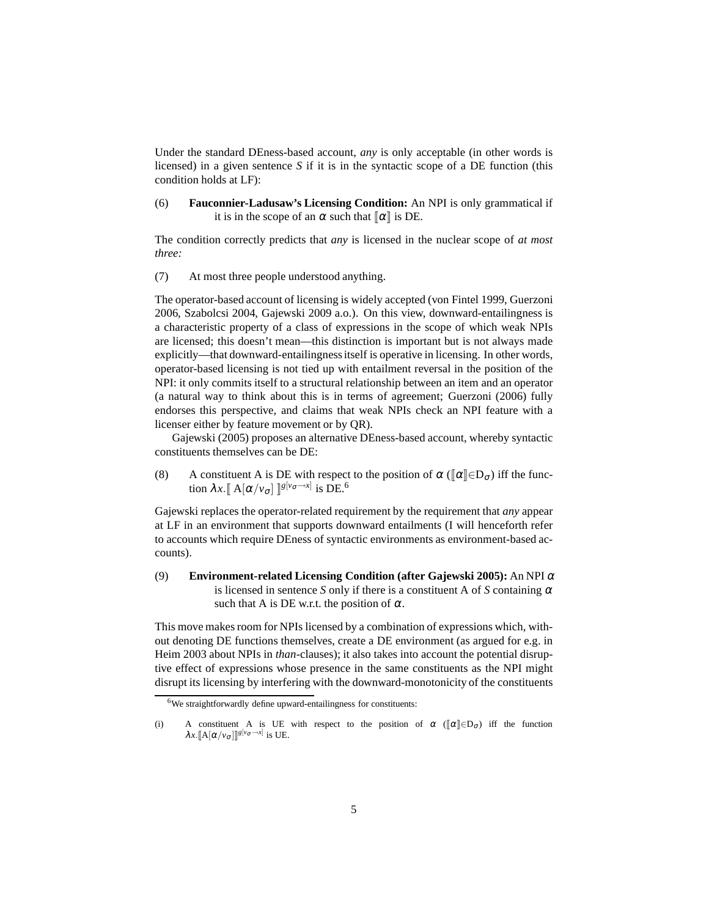Under the standard DEness-based account, *any* is only acceptable (in other words is licensed) in a given sentence *S* if it is in the syntactic scope of a DE function (this condition holds at LF):

(6) **Fauconnier-Ladusaw's Licensing Condition:** An NPI is only grammatical if it is in the scope of an $\alpha$ such that $[\![\alpha]\!]$ is DE.

The condition correctly predicts that *any* is licensed in the nuclear scope of *at most three:*

(7) At most three people understood anything.

The operator-based account of licensing is widely accepted (von Fintel 1999, Guerzoni 2006, Szabolcsi 2004, Gajewski 2009 a.o.). On this view, downward-entailingness is a characteristic property of a class of expressions in the scope of which weak NPIs are licensed; this doesn't mean—this distinction is important but is not always made explicitly—that downward-entailingness itself is operative in licensing. In other words, operator-based licensing is not tied up with entailment reversal in the position of the NPI: it only commits itself to a structural relationship between an item and an operator (a natural way to think about this is in terms of agreement; Guerzoni (2006) fully endorses this perspective, and claims that weak NPIs check an NPI feature with a licenser either by feature movement or by QR).

Gajewski (2005) proposes an alternative DEness-based account, whereby syntactic constituents themselves can be DE:

(8) A constituent A is DE with respect to the position of $\alpha$ ($[\![\alpha]\!] \in D_\sigma$) iff the function $\lambda x.[\![\ A[\alpha/v_\sigma]\ ]\!]^{g[v_\sigma \to x]}$ is DE.[6]

Gajewski replaces the operator-related requirement by the requirement that *any* appear at LF in an environment that supports downward entailments (I will henceforth refer to accounts which require DEness of syntactic environments as environment-based accounts).

(9) **Environment-related Licensing Condition (after Gajewski 2005):** An NPI $\alpha$ is licensed in sentence *S* only if there is a constituent A of *S* containing $\alpha$ such that A is DE w.r.t. the position of $\alpha$.

This move makes room for NPIs licensed by a combination of expressions which, without denoting DE functions themselves, create a DE environment (as argued for e.g. in Heim 2003 about NPIs in *than*-clauses); it also takes into account the potential disruptive effect of expressions whose presence in the same constituents as the NPI might disrupt its licensing by interfering with the downward-monotonicity of the constituents

---

[6] We straightforwardly define upward-entailingness for constituents:

(i) A constituent A is UE with respect to the position of $\alpha$ ($[\![\alpha]\!] \in D_\sigma$) iff the function $\lambda x.[\![A[\alpha/v_\sigma]]\!]^{g[v_\sigma \to x]}$ is UE.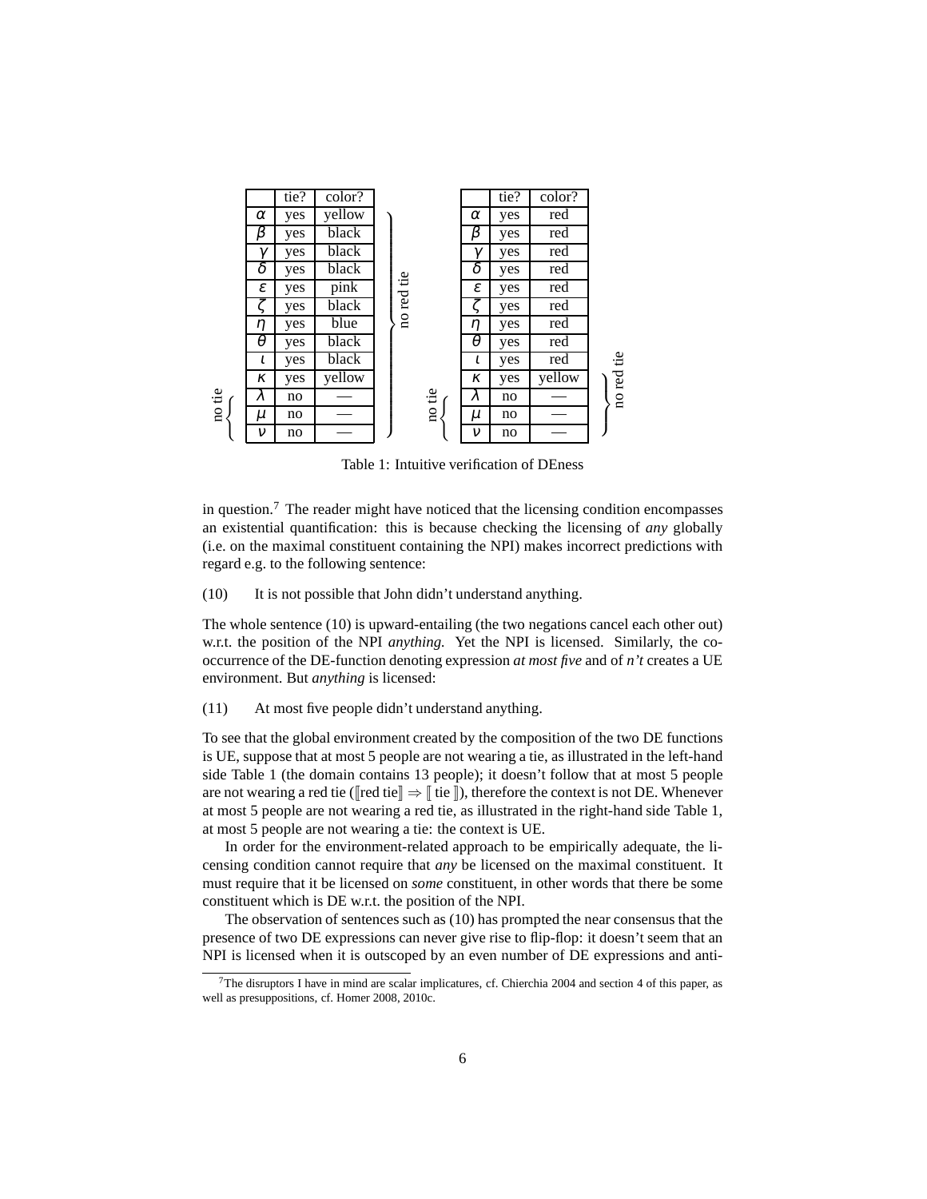|  | tie? | color? |  |  |  | tie? | color? |  |
|---|---|---|---|---|---|---|---|---|
| $\alpha$ | yes | yellow | no red tie |  | $\alpha$ | yes | red | no red tie |
| $\beta$ | yes | black | no red tie |  | $\beta$ | yes | red | no red tie |
| $\gamma$ | yes | black | no red tie |  | $\gamma$ | yes | red | no red tie |
| $\delta$ | yes | black | no red tie |  | $\delta$ | yes | red | no red tie |
| $\varepsilon$ | yes | pink | no red tie |  | $\varepsilon$ | yes | red | no red tie |
| $\zeta$ | yes | black | no red tie |  | $\zeta$ | yes | red | no red tie |
| $\eta$ | yes | blue | no red tie |  | $\eta$ | yes | red | no red tie |
| $\theta$ | yes | black | no red tie |  | $\theta$ | yes | red | no red tie |
| $\iota$ | yes | black | no red tie |  | $\iota$ | yes | red | no red tie |
| $\kappa$ | yes | yellow | no red tie |  | $\kappa$ | yes | yellow | no red tie |
| $\lambda$ (no tie) | no | — | no red tie | no tie | $\lambda$ | no | — | no red tie |
| $\mu$ (no tie) | no | — | no red tie | no tie | $\mu$ | no | — | no red tie |
| $\nu$ (no tie) | no | — | no red tie | no tie | $\nu$ | no | — | no red tie |

Table 1: Intuitive verification of DEness

in question.[7] The reader might have noticed that the licensing condition encompasses an existential quantification: this is because checking the licensing of *any* globally (i.e. on the maximal constituent containing the NPI) makes incorrect predictions with regard e.g. to the following sentence:

(10) It is not possible that John didn't understand anything.

The whole sentence (10) is upward-entailing (the two negations cancel each other out) w.r.t. the position of the NPI *anything.* Yet the NPI is licensed. Similarly, the co-occurrence of the DE-function denoting expression *at most five* and of *n't* creates a UE environment. But *anything* is licensed:

(11) At most five people didn't understand anything.

To see that the global environment created by the composition of the two DE functions is UE, suppose that at most 5 people are not wearing a tie, as illustrated in the left-hand side Table 1 (the domain contains 13 people); it doesn't follow that at most 5 people are not wearing a red tie ($[\![\text{red tie}]\!] \Rightarrow [\![\text{ tie }]\!]$), therefore the context is not DE. Whenever at most 5 people are not wearing a red tie, as illustrated in the right-hand side Table 1, at most 5 people are not wearing a tie: the context is UE.

In order for the environment-related approach to be empirically adequate, the licensing condition cannot require that *any* be licensed on the maximal constituent. It must require that it be licensed on *some* constituent, in other words that there be some constituent which is DE w.r.t. the position of the NPI.

The observation of sentences such as (10) has prompted the near consensus that the presence of two DE expressions can never give rise to flip-flop: it doesn't seem that an NPI is licensed when it is outscoped by an even number of DE expressions and anti-

[7] The disruptors I have in mind are scalar implicatures, cf. Chierchia 2004 and section 4 of this paper, as well as presuppositions, cf. Homer 2008, 2010c.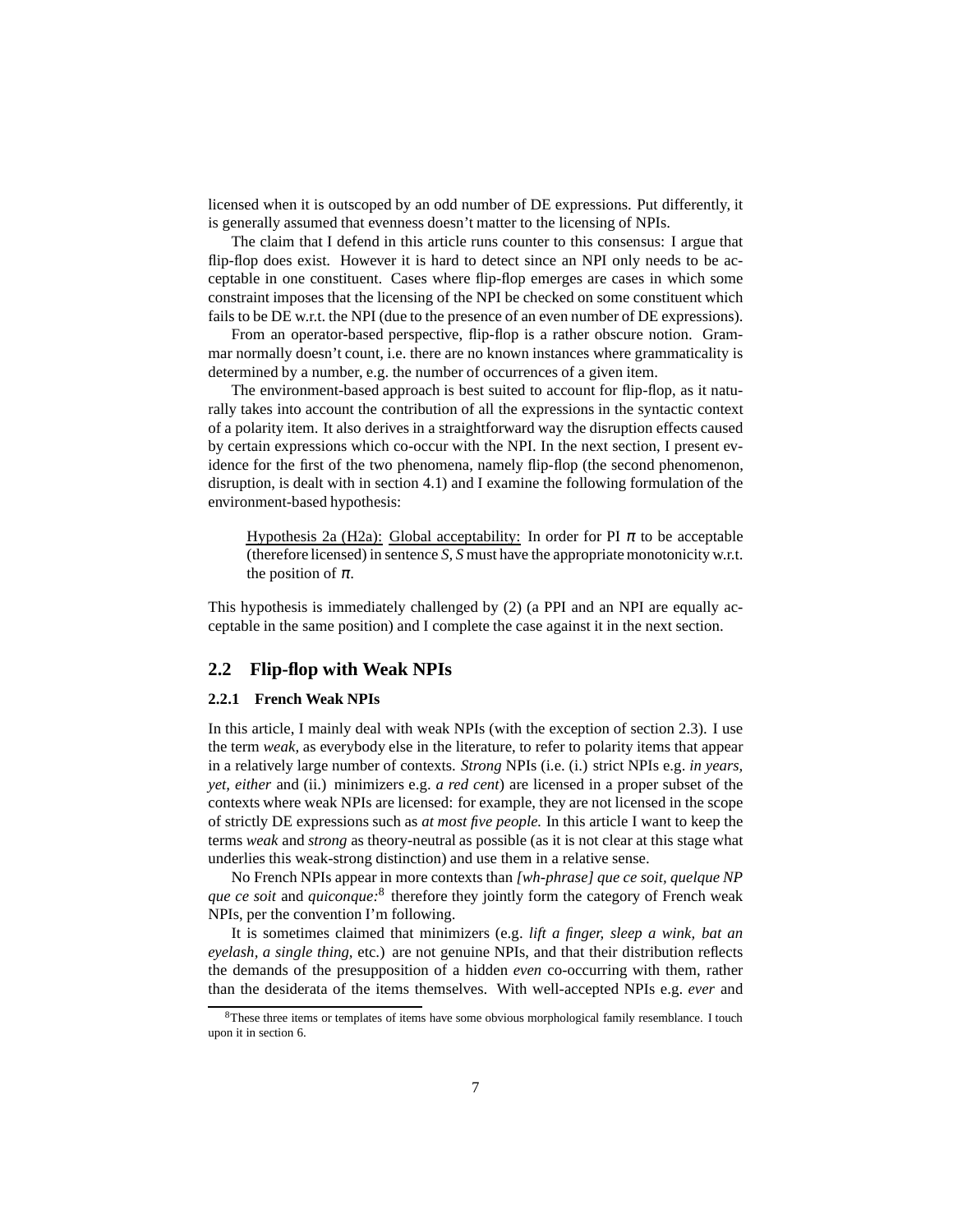licensed when it is outscoped by an odd number of DE expressions. Put differently, it is generally assumed that evenness doesn't matter to the licensing of NPIs.

The claim that I defend in this article runs counter to this consensus: I argue that flip-flop does exist. However it is hard to detect since an NPI only needs to be acceptable in one constituent. Cases where flip-flop emerges are cases in which some constraint imposes that the licensing of the NPI be checked on some constituent which fails to be DE w.r.t. the NPI (due to the presence of an even number of DE expressions).

From an operator-based perspective, flip-flop is a rather obscure notion. Grammar normally doesn't count, i.e. there are no known instances where grammaticality is determined by a number, e.g. the number of occurrences of a given item.

The environment-based approach is best suited to account for flip-flop, as it naturally takes into account the contribution of all the expressions in the syntactic context of a polarity item. It also derives in a straightforward way the disruption effects caused by certain expressions which co-occur with the NPI. In the next section, I present evidence for the first of the two phenomena, namely flip-flop (the second phenomenon, disruption, is dealt with in section 4.1) and I examine the following formulation of the environment-based hypothesis:

> Hypothesis 2a (H2a): Global acceptability: In order for PI $\pi$ to be acceptable (therefore licensed) in sentence *S, S* must have the appropriate monotonicity w.r.t. the position of $\pi$.

This hypothesis is immediately challenged by (2) (a PPI and an NPI are equally acceptable in the same position) and I complete the case against it in the next section.

## 2.2 Flip-flop with Weak NPIs

### 2.2.1 French Weak NPIs

In this article, I mainly deal with weak NPIs (with the exception of section 2.3). I use the term *weak*, as everybody else in the literature, to refer to polarity items that appear in a relatively large number of contexts. *Strong* NPIs (i.e. (i.) strict NPIs e.g. *in years, yet, either* and (ii.) minimizers e.g. *a red cent*) are licensed in a proper subset of the contexts where weak NPIs are licensed: for example, they are not licensed in the scope of strictly DE expressions such as *at most five people.* In this article I want to keep the terms *weak* and *strong* as theory-neutral as possible (as it is not clear at this stage what underlies this weak-strong distinction) and use them in a relative sense.

No French NPIs appear in more contexts than *[wh-phrase] que ce soit*, *quelque NP que ce soit* and *quiconque*:[8] therefore they jointly form the category of French weak NPIs, per the convention I'm following.

It is sometimes claimed that minimizers (e.g. *lift a finger, sleep a wink, bat an eyelash, a single thing,* etc.) are not genuine NPIs, and that their distribution reflects the demands of the presupposition of a hidden *even* co-occurring with them, rather than the desiderata of the items themselves. With well-accepted NPIs e.g. *ever* and

[8] These three items or templates of items have some obvious morphological family resemblance. I touch upon it in section 6.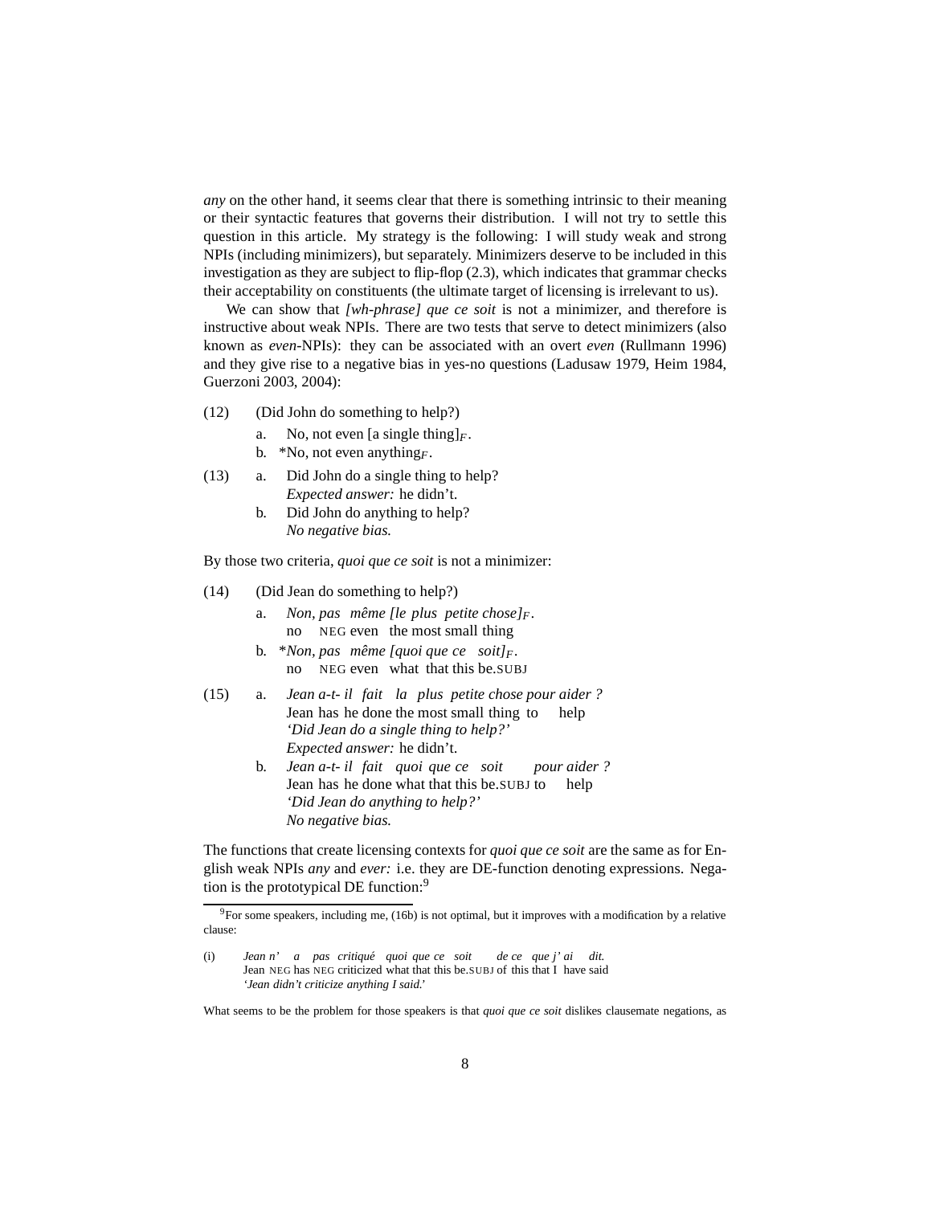*any* on the other hand, it seems clear that there is something intrinsic to their meaning or their syntactic features that governs their distribution. I will not try to settle this question in this article. My strategy is the following: I will study weak and strong NPIs (including minimizers), but separately. Minimizers deserve to be included in this investigation as they are subject to flip-flop (2.3), which indicates that grammar checks their acceptability on constituents (the ultimate target of licensing is irrelevant to us).

We can show that *[wh-phrase] que ce soit* is not a minimizer, and therefore is instructive about weak NPIs. There are two tests that serve to detect minimizers (also known as *even*-NPIs): they can be associated with an overt *even* (Rullmann 1996) and they give rise to a negative bias in yes-no questions (Ladusaw 1979, Heim 1984, Guerzoni 2003, 2004):

(12) (Did John do something to help?)
   a. No, not even [a single thing]$_F$.
   b. *No, not even anything$_F$.

(13) a. Did John do a single thing to help?
      *Expected answer:* he didn't.
   b. Did John do anything to help?
      *No negative bias.*

By those two criteria, *quoi que ce soit* is not a minimizer:

(14) (Did Jean do something to help?)
   a. *Non, pas même [le plus petite chose]$_F$.*
      no NEG even the most small thing
   b. **Non, pas même [quoi que ce soit]$_F$.*
      no NEG even what that this be.SUBJ

(15) a. *Jean a-t- il fait la plus petite chose pour aider ?*
      Jean has he done the most small thing to help
      *'Did Jean do a single thing to help?'*
      *Expected answer:* he didn't.
   b. *Jean a-t- il fait quoi que ce soit pour aider ?*
      Jean has he done what that this be.SUBJ to help
      *'Did Jean do anything to help?'*
      *No negative bias.*

The functions that create licensing contexts for *quoi que ce soit* are the same as for English weak NPIs *any* and *ever:* i.e. they are DE-function denoting expressions. Negation is the prototypical DE function:[9]

[9] For some speakers, including me, (16b) is not optimal, but it improves with a modification by a relative clause:

(i) *Jean n' a pas critiqué quoi que ce soit de ce que j' ai dit.*
   Jean NEG has NEG criticized what that this be.SUBJ of this that I have said
   *'Jean didn't criticize anything I said.'*

What seems to be the problem for those speakers is that *quoi que ce soit* dislikes clausemate negations, as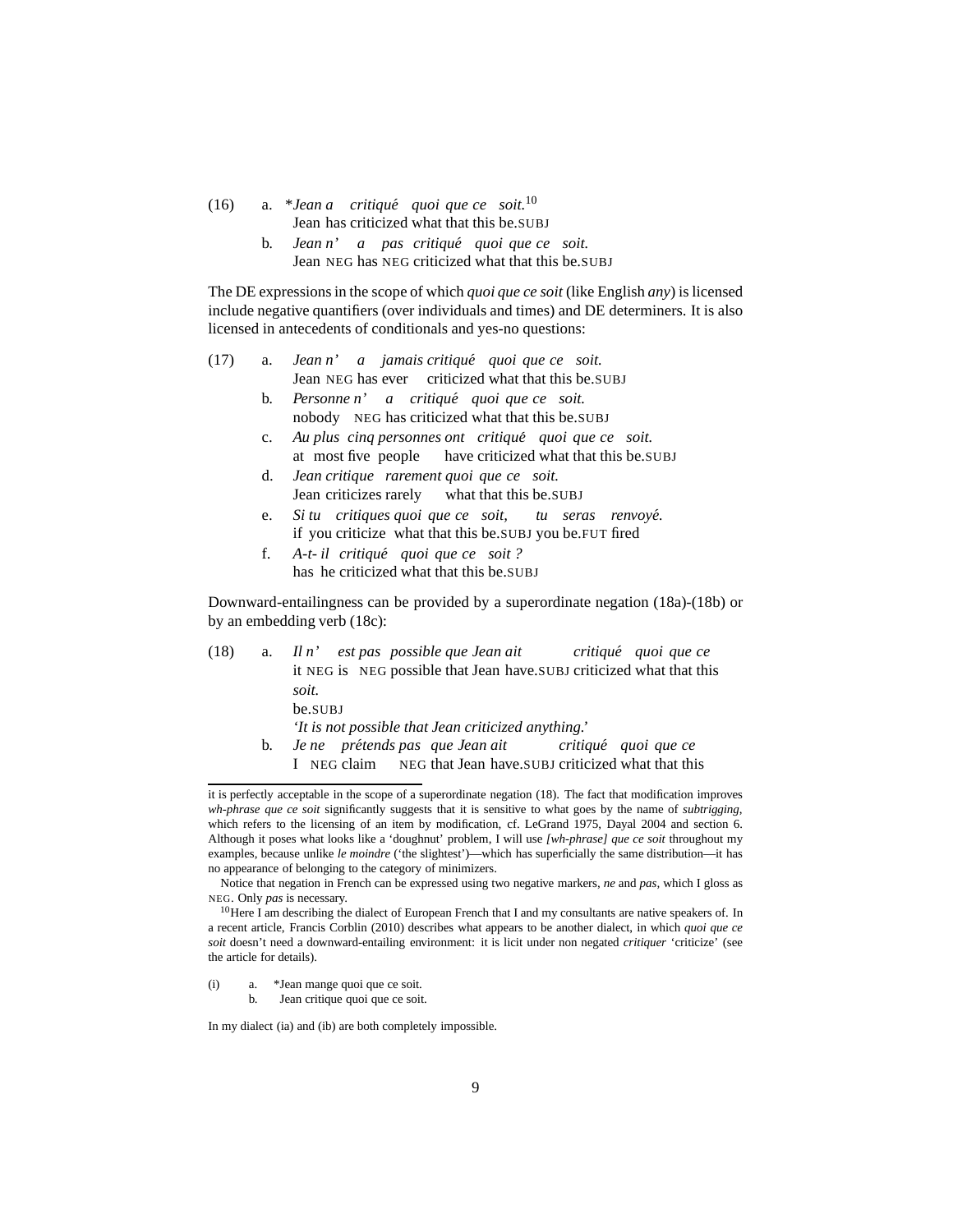(16) a. \**Jean a critiqué quoi que ce soit.*[10]
Jean has criticized what that this be.SUBJ

b. *Jean n' a pas critiqué quoi que ce soit.*
Jean NEG has NEG criticized what that this be.SUBJ

The DE expressions in the scope of which *quoi que ce soit* (like English *any*) is licensed include negative quantifiers (over individuals and times) and DE determiners. It is also licensed in antecedents of conditionals and yes-no questions:

(17) a. *Jean n' a jamais critiqué quoi que ce soit.*
Jean NEG has ever criticized what that this be.SUBJ

b. *Personne n' a critiqué quoi que ce soit.*
nobody NEG has criticized what that this be.SUBJ

c. *Au plus cinq personnes ont critiqué quoi que ce soit.*
at most five people have criticized what that this be.SUBJ

d. *Jean critique rarement quoi que ce soit.*
Jean criticizes rarely what that this be.SUBJ

e. *Si tu critiques quoi que ce soit, tu seras renvoyé.*
if you criticize what that this be.SUBJ you be.FUT fired

f. *A-t- il critiqué quoi que ce soit ?*
has he criticized what that this be.SUBJ

Downward-entailingness can be provided by a superordinate negation (18a)-(18b) or by an embedding verb (18c):

(18) a. *Il n' est pas possible que Jean ait critiqué quoi que ce soit.*
it NEG is NEG possible that Jean have.SUBJ criticized what that this be.SUBJ
*'It is not possible that Jean criticized anything.'*

b. *Je ne prétends pas que Jean ait critiqué quoi que ce*
I NEG claim NEG that Jean have.SUBJ criticized what that this

---

it is perfectly acceptable in the scope of a superordinate negation (18). The fact that modification improves *wh-phrase que ce soit* significantly suggests that it is sensitive to what goes by the name of *subtrigging*, which refers to the licensing of an item by modification, cf. LeGrand 1975, Dayal 2004 and section 6. Although it poses what looks like a 'doughnut' problem, I will use *[wh-phrase] que ce soit* throughout my examples, because unlike *le moindre* ('the slightest')—which has superficially the same distribution—it has no appearance of belonging to the category of minimizers.

Notice that negation in French can be expressed using two negative markers, *ne* and *pas*, which I gloss as NEG. Only *pas* is necessary.

[10] Here I am describing the dialect of European French that I and my consultants are native speakers of. In a recent article, Francis Corblin (2010) describes what appears to be another dialect, in which *quoi que ce soit* doesn't need a downward-entailing environment: it is licit under non negated *critiquer* 'criticize' (see the article for details).

(i) a. \*Jean mange quoi que ce soit.
b. Jean critique quoi que ce soit.

In my dialect (ia) and (ib) are both completely impossible.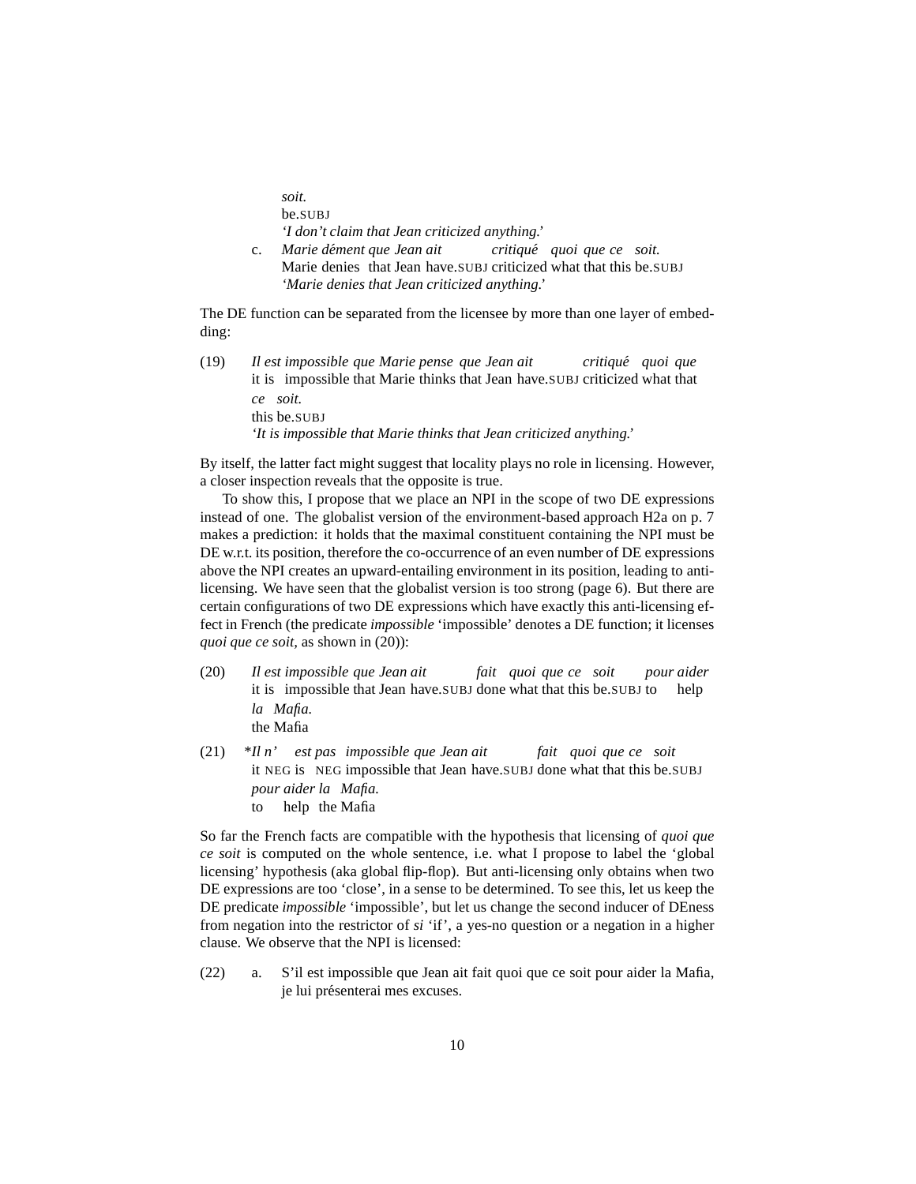*soit.*
be.SUBJ
*'I don't claim that Jean criticized anything.'*

c. *Marie dément que Jean ait critiqué quoi que ce soit.*
Marie denies that Jean have.SUBJ criticized what that this be.SUBJ
*'Marie denies that Jean criticized anything.'*

The DE function can be separated from the licensee by more than one layer of embedding:

(19) *Il est impossible que Marie pense que Jean ait critiqué quoi que ce soit.*
it is impossible that Marie thinks that Jean have.SUBJ criticized what that this be.SUBJ
*'It is impossible that Marie thinks that Jean criticized anything.'*

By itself, the latter fact might suggest that locality plays no role in licensing. However, a closer inspection reveals that the opposite is true.

To show this, I propose that we place an NPI in the scope of two DE expressions instead of one. The globalist version of the environment-based approach H2a on p. 7 makes a prediction: it holds that the maximal constituent containing the NPI must be DE w.r.t. its position, therefore the co-occurrence of an even number of DE expressions above the NPI creates an upward-entailing environment in its position, leading to anti-licensing. We have seen that the globalist version is too strong (page 6). But there are certain configurations of two DE expressions which have exactly this anti-licensing effect in French (the predicate *impossible* 'impossible' denotes a DE function; it licenses *quoi que ce soit*, as shown in (20)):

(20) *Il est impossible que Jean ait fait quoi que ce soit pour aider la Mafia.*
it is impossible that Jean have.SUBJ done what that this be.SUBJ to help the Mafia

(21) \**Il n' est pas impossible que Jean ait fait quoi que ce soit pour aider la Mafia.*
it NEG is NEG impossible that Jean have.SUBJ done what that this be.SUBJ to help the Mafia

So far the French facts are compatible with the hypothesis that licensing of *quoi que ce soit* is computed on the whole sentence, i.e. what I propose to label the 'global licensing' hypothesis (aka global flip-flop). But anti-licensing only obtains when two DE expressions are too 'close', in a sense to be determined. To see this, let us keep the DE predicate *impossible* 'impossible', but let us change the second inducer of DEness from negation into the restrictor of *si* 'if', a yes-no question or a negation in a higher clause. We observe that the NPI is licensed:

(22) a. S'il est impossible que Jean ait fait quoi que ce soit pour aider la Mafia, je lui présenterai mes excuses.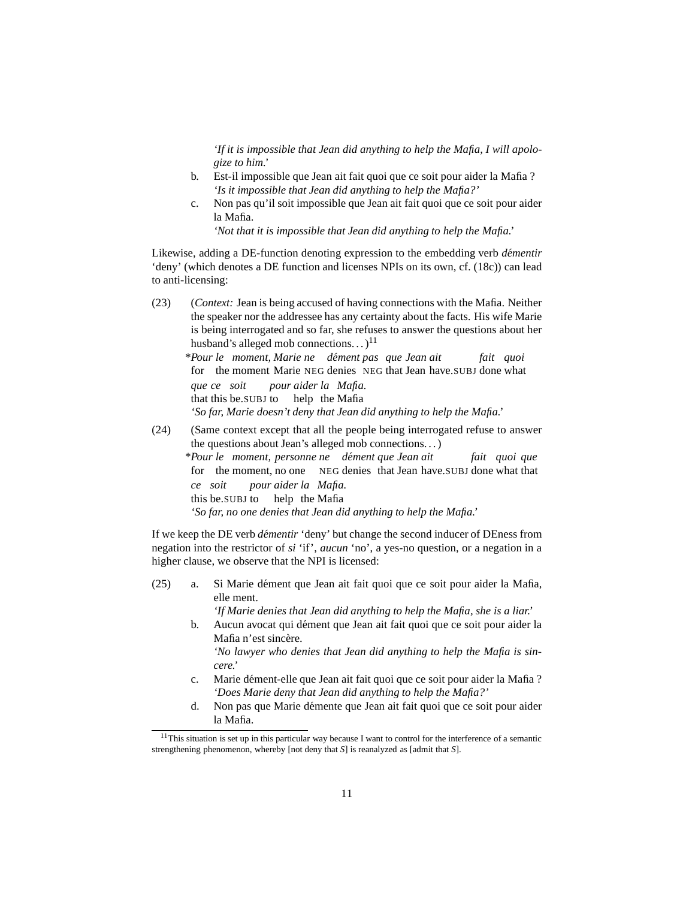*'If it is impossible that Jean did anything to help the Mafia, I will apologize to him.'*

b. Est-il impossible que Jean ait fait quoi que ce soit pour aider la Mafia ?
*'Is it impossible that Jean did anything to help the Mafia?'*

c. Non pas qu'il soit impossible que Jean ait fait quoi que ce soit pour aider la Mafia.
*'Not that it is impossible that Jean did anything to help the Mafia.'*

Likewise, adding a DE-function denoting expression to the embedding verb *démentir* 'deny' (which denotes a DE function and licenses NPIs on its own, cf. (18c)) can lead to anti-licensing:

(23) (*Context:* Jean is being accused of having connections with the Mafia. Neither the speaker nor the addressee has any certainty about the facts. His wife Marie is being interrogated and so far, she refuses to answer the questions about her husband's alleged mob connections. . . )[11]

*\*Pour le moment, Marie ne dément pas que Jean ait fait quoi*
for the moment Marie NEG denies NEG that Jean have.SUBJ done what
*que ce soit pour aider la Mafia.*
that this be.SUBJ to help the Mafia
*'So far, Marie doesn't deny that Jean did anything to help the Mafia.'*

(24) (Same context except that all the people being interrogated refuse to answer the questions about Jean's alleged mob connections. . . )

*\*Pour le moment, personne ne dément que Jean ait fait quoi que*
for the moment, no one NEG denies that Jean have.SUBJ done what that
*ce soit pour aider la Mafia.*
this be.SUBJ to help the Mafia
*'So far, no one denies that Jean did anything to help the Mafia.'*

If we keep the DE verb *démentir* 'deny' but change the second inducer of DEness from negation into the restrictor of *si* 'if', *aucun* 'no', a yes-no question, or a negation in a higher clause, we observe that the NPI is licensed:

(25) a. Si Marie dément que Jean ait fait quoi que ce soit pour aider la Mafia, elle ment.
*'If Marie denies that Jean did anything to help the Mafia, she is a liar.'*

b. Aucun avocat qui dément que Jean ait fait quoi que ce soit pour aider la Mafia n'est sincère.
*'No lawyer who denies that Jean did anything to help the Mafia is sincere.'*

c. Marie dément-elle que Jean ait fait quoi que ce soit pour aider la Mafia ?
*'Does Marie deny that Jean did anything to help the Mafia?'*

d. Non pas que Marie démente que Jean ait fait quoi que ce soit pour aider la Mafia.

---

[11] This situation is set up in this particular way because I want to control for the interference of a semantic strengthening phenomenon, whereby [not deny that *S*] is reanalyzed as [admit that *S*].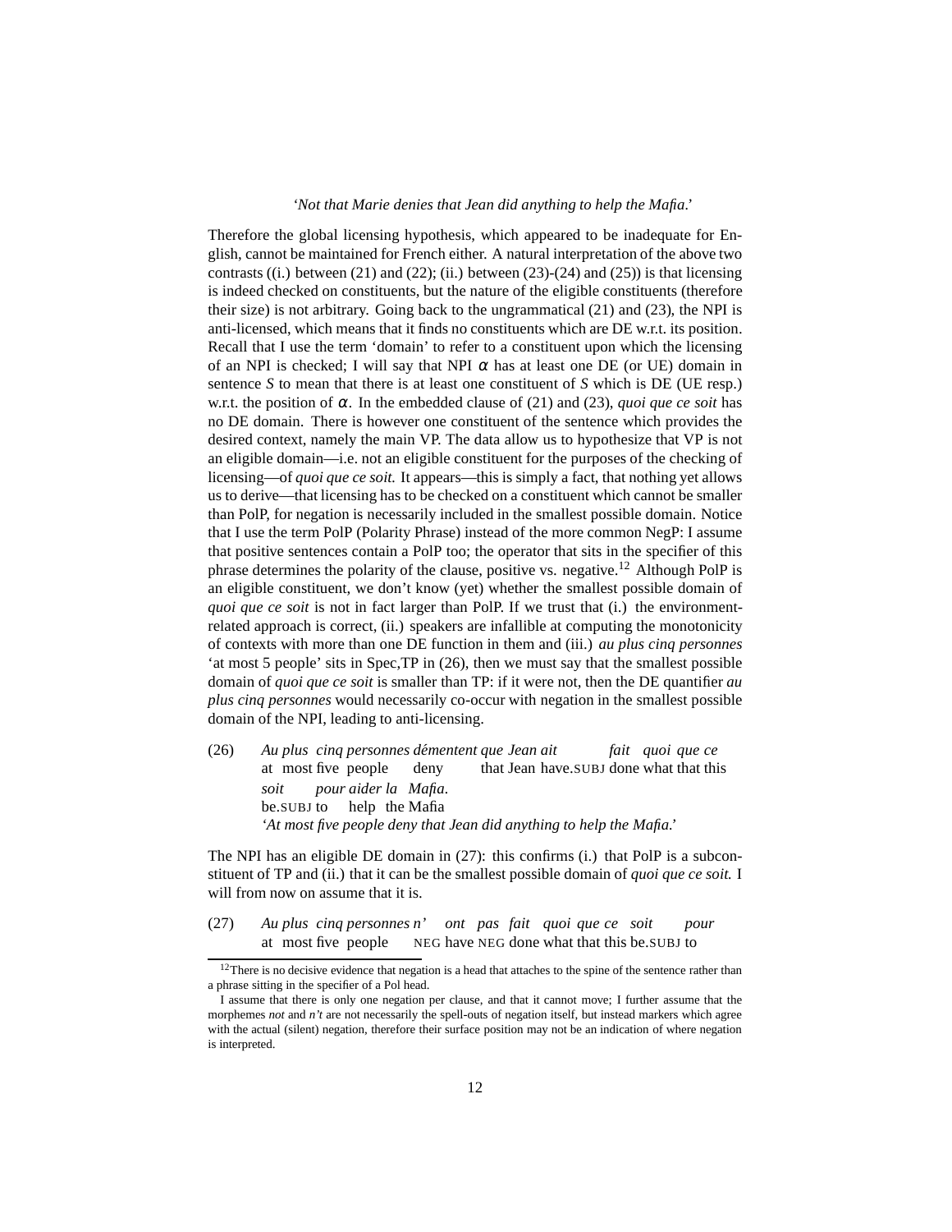'*Not that Marie denies that Jean did anything to help the Mafia.*'

Therefore the global licensing hypothesis, which appeared to be inadequate for English, cannot be maintained for French either. A natural interpretation of the above two contrasts ((i.) between (21) and (22); (ii.) between (23)-(24) and (25)) is that licensing is indeed checked on constituents, but the nature of the eligible constituents (therefore their size) is not arbitrary. Going back to the ungrammatical (21) and (23), the NPI is anti-licensed, which means that it finds no constituents which are DE w.r.t. its position. Recall that I use the term 'domain' to refer to a constituent upon which the licensing of an NPI is checked; I will say that NPI $\alpha$ has at least one DE (or UE) domain in sentence *S* to mean that there is at least one constituent of *S* which is DE (UE resp.) w.r.t. the position of $\alpha$. In the embedded clause of (21) and (23), *quoi que ce soit* has no DE domain. There is however one constituent of the sentence which provides the desired context, namely the main VP. The data allow us to hypothesize that VP is not an eligible domain—i.e. not an eligible constituent for the purposes of the checking of licensing—of *quoi que ce soit.* It appears—this is simply a fact, that nothing yet allows us to derive—that licensing has to be checked on a constituent which cannot be smaller than PolP, for negation is necessarily included in the smallest possible domain. Notice that I use the term PolP (Polarity Phrase) instead of the more common NegP: I assume that positive sentences contain a PolP too; the operator that sits in the specifier of this phrase determines the polarity of the clause, positive vs. negative.[12] Although PolP is an eligible constituent, we don't know (yet) whether the smallest possible domain of *quoi que ce soit* is not in fact larger than PolP. If we trust that (i.) the environment-related approach is correct, (ii.) speakers are infallible at computing the monotonicity of contexts with more than one DE function in them and (iii.) *au plus cinq personnes* 'at most 5 people' sits in Spec,TP in (26), then we must say that the smallest possible domain of *quoi que ce soit* is smaller than TP: if it were not, then the DE quantifier *au plus cinq personnes* would necessarily co-occur with negation in the smallest possible domain of the NPI, leading to anti-licensing.

(26) *Au plus cinq personnes démentent que Jean ait fait quoi que ce soit pour aider la Mafia.*
at most five people deny that Jean have.SUBJ done what that this be.SUBJ to help the Mafia
'*At most five people deny that Jean did anything to help the Mafia.*'

The NPI has an eligible DE domain in (27): this confirms (i.) that PolP is a subconstituent of TP and (ii.) that it can be the smallest possible domain of *quoi que ce soit.* I will from now on assume that it is.

(27) *Au plus cinq personnes n' ont pas fait quoi que ce soit pour*
at most five people NEG have NEG done what that this be.SUBJ to

[12] There is no decisive evidence that negation is a head that attaches to the spine of the sentence rather than a phrase sitting in the specifier of a Pol head.

I assume that there is only one negation per clause, and that it cannot move; I further assume that the morphemes *not* and *n't* are not necessarily the spell-outs of negation itself, but instead markers which agree with the actual (silent) negation, therefore their surface position may not be an indication of where negation is interpreted.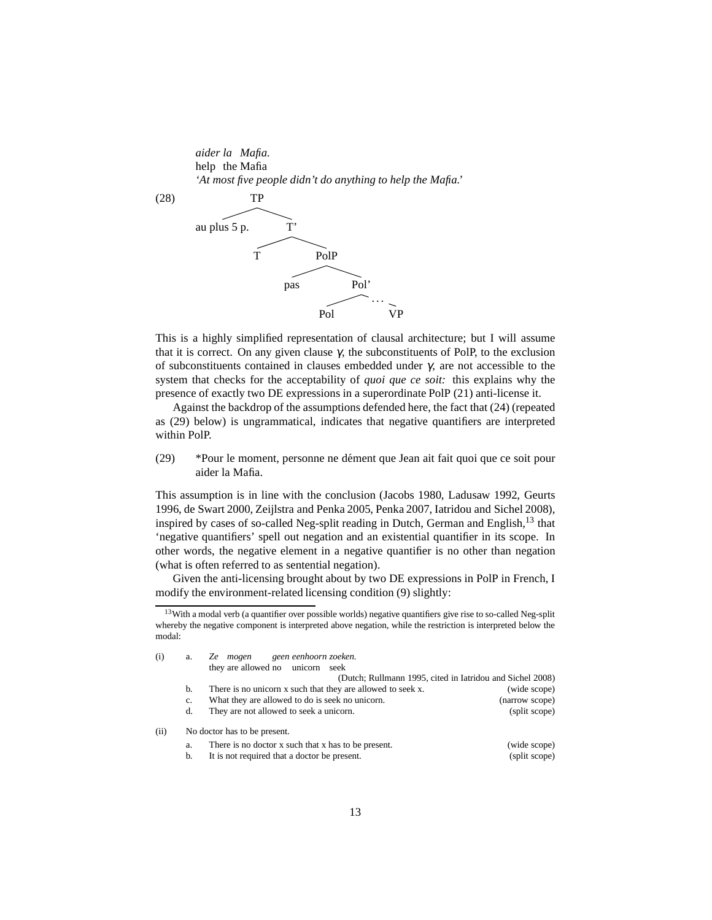*aider la Mafia.*
help the Mafia
*'At most five people didn't do anything to help the Mafia.'*

(28)

```
                TP
               /  \
      au plus 5 p.  T'
                   /  \
                  T    PolP
                      /    \
                    pas     Pol'
                           /  ...  \
                         Pol        VP
```

This is a highly simplified representation of clausal architecture; but I will assume that it is correct. On any given clause $\gamma$, the subconstituents of PolP, to the exclusion of subconstituents contained in clauses embedded under $\gamma$, are not accessible to the system that checks for the acceptability of *quoi que ce soit:* this explains why the presence of exactly two DE expressions in a superordinate PolP (21) anti-license it.

Against the backdrop of the assumptions defended here, the fact that (24) (repeated as (29) below) is ungrammatical, indicates that negative quantifiers are interpreted within PolP.

(29) *Pour le moment, personne ne dément que Jean ait fait quoi que ce soit pour aider la Mafia.

This assumption is in line with the conclusion (Jacobs 1980, Ladusaw 1992, Geurts 1996, de Swart 2000, Zeijlstra and Penka 2005, Penka 2007, Iatridou and Sichel 2008), inspired by cases of so-called Neg-split reading in Dutch, German and English,[13] that 'negative quantifiers' spell out negation and an existential quantifier in its scope. In other words, the negative element in a negative quantifier is no other than negation (what is often referred to as sentential negation).

Given the anti-licensing brought about by two DE expressions in PolP in French, I modify the environment-related licensing condition (9) slightly:

---

[13] With a modal verb (a quantifier over possible worlds) negative quantifiers give rise to so-called Neg-split whereby the negative component is interpreted above negation, while the restriction is interpreted below the modal:

(i) a. *Ze mogen geen eenhoorn zoeken.*
they are allowed no unicorn seek
(Dutch; Rullmann 1995, cited in Iatridou and Sichel 2008)
b. There is no unicorn x such that they are allowed to seek x. (wide scope)
c. What they are allowed to do is seek no unicorn. (narrow scope)
d. They are not allowed to seek a unicorn. (split scope)

(ii) No doctor has to be present.
a. There is no doctor x such that x has to be present. (wide scope)
b. It is not required that a doctor be present. (split scope)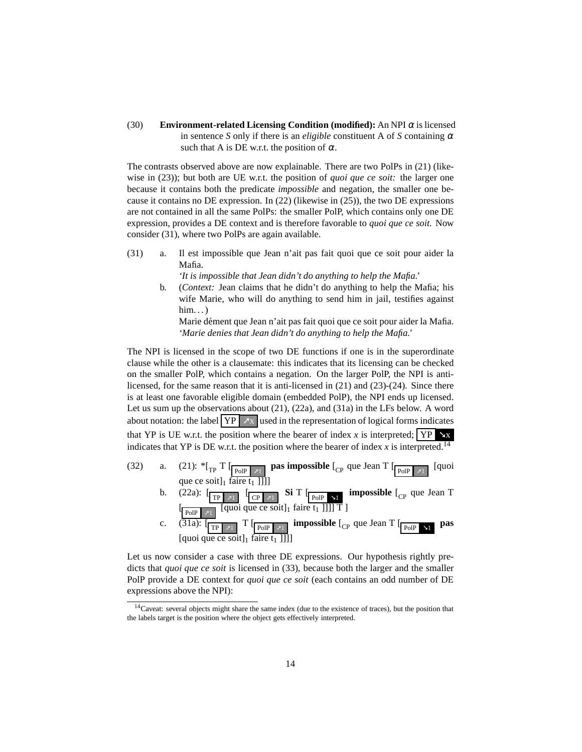(30) **Environment-related Licensing Condition (modified):** An NPI $\alpha$ is licensed in sentence *S* only if there is an *eligible* constituent A of *S* containing $\alpha$ such that A is DE w.r.t. the position of $\alpha$.

The contrasts observed above are now explainable. There are two PolPs in (21) (likewise in (23)); but both are UE w.r.t. the position of *quoi que ce soit:* the larger one because it contains both the predicate *impossible* and negation, the smaller one because it contains no DE expression. In (22) (likewise in (25)), the two DE expressions are not contained in all the same PolPs: the smaller PolP, which contains only one DE expression, provides a DE context and is therefore favorable to *quoi que ce soit.* Now consider (31), where two PolPs are again available.

(31) a. Il est impossible que Jean n'ait pas fait quoi que ce soit pour aider la Mafia.
*'It is impossible that Jean didn't do anything to help the Mafia.'*

b. (*Context:* Jean claims that he didn't do anything to help the Mafia; his wife Marie, who will do anything to send him in jail, testifies against him...)
Marie dément que Jean n'ait pas fait quoi que ce soit pour aider la Mafia.
*'Marie denies that Jean didn't do anything to help the Mafia.'*

The NPI is licensed in the scope of two DE functions if one is in the superordinate clause while the other is a clausemate: this indicates that its licensing can be checked on the smaller PolP, which contains a negation. On the larger PolP, the NPI is anti-licensed, for the same reason that it is anti-licensed in (21) and (23)-(24). Since there is at least one favorable eligible domain (embedded PolP), the NPI ends up licensed. Let us sum up the observations about (21), (22a), and (31a) in the LFs below. A word about notation: the label [YP ↗x] used in the representation of logical forms indicates that YP is UE w.r.t. the position where the bearer of index *x* is interpreted; [YP ↘x] indicates that YP is DE w.r.t. the position where the bearer of index *x* is interpreted.[14]

(32) a. (21): *[$_{\text{TP}}$ T [$_{\text{PolP ↗1}}$ **pas impossible** [$_{\text{CP}}$ que Jean T [$_{\text{PolP ↗1}}$ [quoi que ce soit]$_1$ faire t$_1$ ]]]]

b. (22a): [$_{\text{TP ↗1}}$ [$_{\text{CP ↗1}}$ **Si** T [$_{\text{PolP ↘1}}$ **impossible** [$_{\text{CP}}$ que Jean T [$_{\text{PolP ↗1}}$ [quoi que ce soit]$_1$ faire t$_1$ ]]]] T ]

c. (31a): [$_{\text{TP ↗1}}$ T [$_{\text{PolP ↗1}}$ **impossible** [$_{\text{CP}}$ que Jean T [$_{\text{PolP ↘1}}$ **pas** [quoi que ce soit]$_1$ faire t$_1$ ]]]]

Let us now consider a case with three DE expressions. Our hypothesis rightly predicts that *quoi que ce soit* is licensed in (33), because both the larger and the smaller PolP provide a DE context for *quoi que ce soit* (each contains an odd number of DE expressions above the NPI):

[14] Caveat: several objects might share the same index (due to the existence of traces), but the position that the labels target is the position where the object gets effectively interpreted.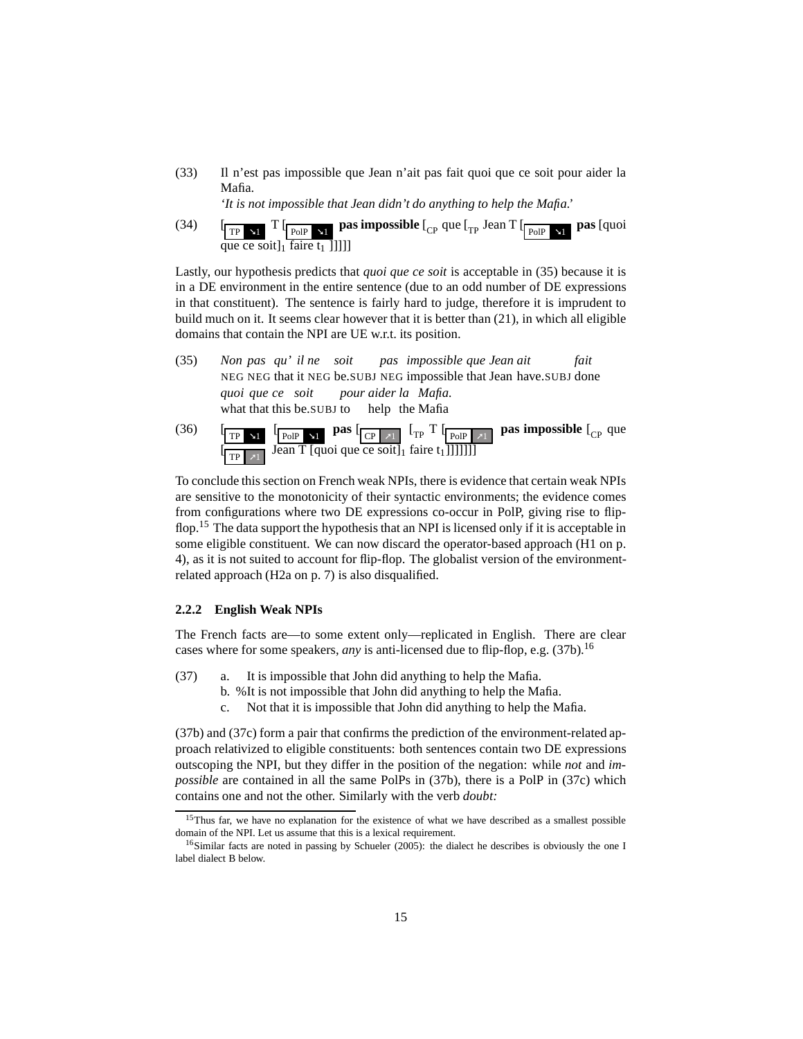(33) Il n'est pas impossible que Jean n'ait pas fait quoi que ce soit pour aider la Mafia.
*'It is not impossible that Jean didn't do anything to help the Mafia.'*

(34) [$_{\text{TP} \searrow 1}$ T [$_{\text{PolP} \searrow 1}$ **pas impossible** [$_{\text{CP}}$ que [$_{\text{TP}}$ Jean T [$_{\text{PolP} \searrow 1}$ **pas** [quoi que ce soit]$_1$ faire t$_1$ ]]]]]

Lastly, our hypothesis predicts that *quoi que ce soit* is acceptable in (35) because it is in a DE environment in the entire sentence (due to an odd number of DE expressions in that constituent). The sentence is fairly hard to judge, therefore it is imprudent to build much on it. It seems clear however that it is better than (21), in which all eligible domains that contain the NPI are UE w.r.t. its position.

(35) *Non pas qu' il ne soit pas impossible que Jean ait fait*
NEG NEG that it NEG be.SUBJ NEG impossible that Jean have.SUBJ done
*quoi que ce soit pour aider la Mafia.*
what that this be.SUBJ to help the Mafia

(36) [$_{\text{TP} \searrow 1}$ [$_{\text{PolP} \searrow 1}$ **pas** [$_{\text{CP} \nearrow 1}$ [$_{\text{TP}}$ T [$_{\text{PolP} \nearrow 1}$ **pas impossible** [$_{\text{CP}}$ que [$_{\text{TP} \nearrow 1}$ Jean T [quoi que ce soit]$_1$ faire t$_1$ ]]]]]]]

To conclude this section on French weak NPIs, there is evidence that certain weak NPIs are sensitive to the monotonicity of their syntactic environments; the evidence comes from configurations where two DE expressions co-occur in PolP, giving rise to flip-flop.[15] The data support the hypothesis that an NPI is licensed only if it is acceptable in some eligible constituent. We can now discard the operator-based approach (H1 on p. 4), as it is not suited to account for flip-flop. The globalist version of the environment-related approach (H2a on p. 7) is also disqualified.

### 2.2.2 English Weak NPIs

The French facts are—to some extent only—replicated in English. There are clear cases where for some speakers, *any* is anti-licensed due to flip-flop, e.g. (37b).[16]

(37) a. It is impossible that John did anything to help the Mafia.
b. %It is not impossible that John did anything to help the Mafia.
c. Not that it is impossible that John did anything to help the Mafia.

(37b) and (37c) form a pair that confirms the prediction of the environment-related approach relativized to eligible constituents: both sentences contain two DE expressions outscoping the NPI, but they differ in the position of the negation: while *not* and *impossible* are contained in all the same PolPs in (37b), there is a PolP in (37c) which contains one and not the other. Similarly with the verb *doubt:*

[15] Thus far, we have no explanation for the existence of what we have described as a smallest possible domain of the NPI. Let us assume that this is a lexical requirement.

[16] Similar facts are noted in passing by Schueler (2005): the dialect he describes is obviously the one I label dialect B below.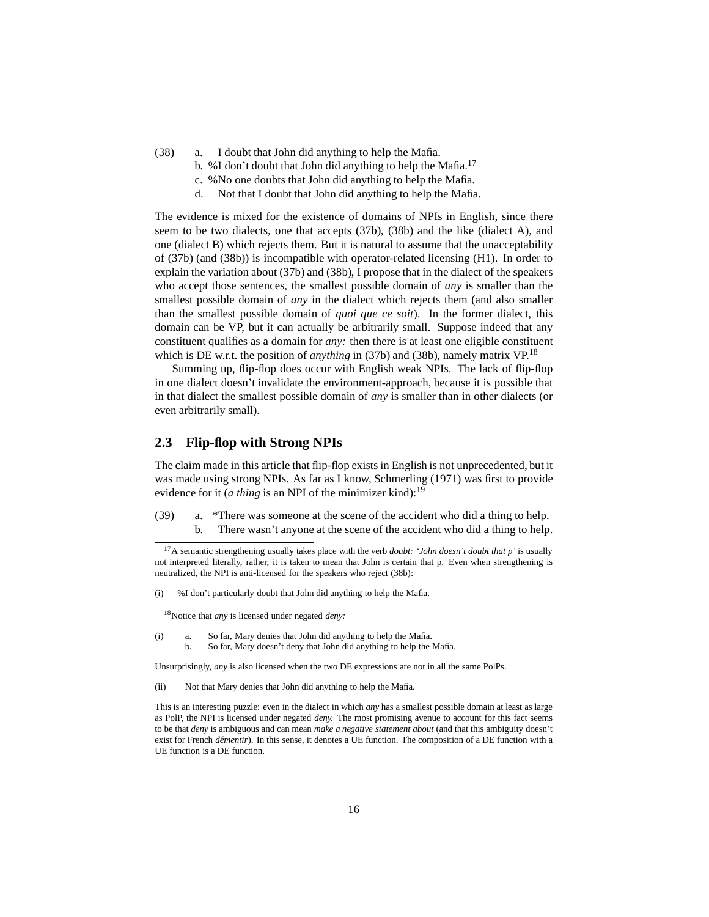(38) a. I doubt that John did anything to help the Mafia.
b. %I don't doubt that John did anything to help the Mafia.[17]
c. %No one doubts that John did anything to help the Mafia.
d. Not that I doubt that John did anything to help the Mafia.

The evidence is mixed for the existence of domains of NPIs in English, since there seem to be two dialects, one that accepts (37b), (38b) and the like (dialect A), and one (dialect B) which rejects them. But it is natural to assume that the unacceptability of (37b) (and (38b)) is incompatible with operator-related licensing (H1). In order to explain the variation about (37b) and (38b), I propose that in the dialect of the speakers who accept those sentences, the smallest possible domain of *any* is smaller than the smallest possible domain of *any* in the dialect which rejects them (and also smaller than the smallest possible domain of *quoi que ce soit*). In the former dialect, this domain can be VP, but it can actually be arbitrarily small. Suppose indeed that any constituent qualifies as a domain for *any:* then there is at least one eligible constituent which is DE w.r.t. the position of *anything* in (37b) and (38b), namely matrix VP.[18]

Summing up, flip-flop does occur with English weak NPIs. The lack of flip-flop in one dialect doesn't invalidate the environment-approach, because it is possible that in that dialect the smallest possible domain of *any* is smaller than in other dialects (or even arbitrarily small).

## 2.3 Flip-flop with Strong NPIs

The claim made in this article that flip-flop exists in English is not unprecedented, but it was made using strong NPIs. As far as I know, Schmerling (1971) was first to provide evidence for it (*a thing* is an NPI of the minimizer kind):[19]

(39) a. *There was someone at the scene of the accident who did a thing to help.
b. There wasn't anyone at the scene of the accident who did a thing to help.

---

[17] A semantic strengthening usually takes place with the verb *doubt: 'John doesn't doubt that p'* is usually not interpreted literally, rather, it is taken to mean that John is certain that p. Even when strengthening is neutralized, the NPI is anti-licensed for the speakers who reject (38b):

(i) %I don't particularly doubt that John did anything to help the Mafia.

[18] Notice that *any* is licensed under negated *deny:*

(i) a. So far, Mary denies that John did anything to help the Mafia.
b. So far, Mary doesn't deny that John did anything to help the Mafia.

Unsurprisingly, *any* is also licensed when the two DE expressions are not in all the same PolPs.

(ii) Not that Mary denies that John did anything to help the Mafia.

This is an interesting puzzle: even in the dialect in which *any* has a smallest possible domain at least as large as PolP, the NPI is licensed under negated *deny.* The most promising avenue to account for this fact seems to be that *deny* is ambiguous and can mean *make a negative statement about* (and that this ambiguity doesn't exist for French *démentir*). In this sense, it denotes a UE function. The composition of a DE function with a UE function is a DE function.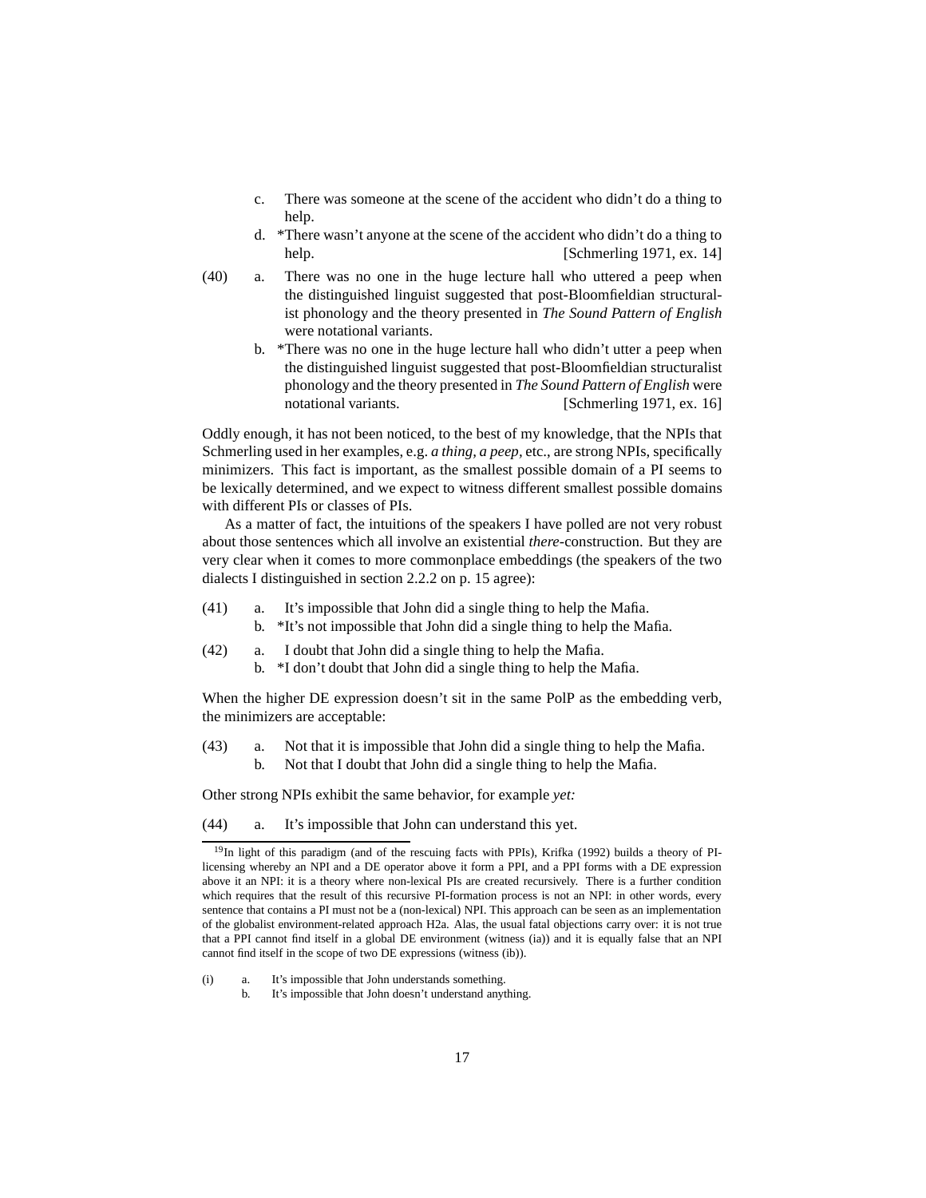c. There was someone at the scene of the accident who didn't do a thing to help.

d. *There wasn't anyone at the scene of the accident who didn't do a thing to help. [Schmerling 1971, ex. 14]

(40) a. There was no one in the huge lecture hall who uttered a peep when the distinguished linguist suggested that post-Bloomfieldian structuralist phonology and the theory presented in *The Sound Pattern of English* were notational variants.

b. *There was no one in the huge lecture hall who didn't utter a peep when the distinguished linguist suggested that post-Bloomfieldian structuralist phonology and the theory presented in *The Sound Pattern of English* were notational variants. [Schmerling 1971, ex. 16]

Oddly enough, it has not been noticed, to the best of my knowledge, that the NPIs that Schmerling used in her examples, e.g. *a thing, a peep*, etc., are strong NPIs, specifically minimizers. This fact is important, as the smallest possible domain of a PI seems to be lexically determined, and we expect to witness different smallest possible domains with different PIs or classes of PIs.

As a matter of fact, the intuitions of the speakers I have polled are not very robust about those sentences which all involve an existential *there*-construction. But they are very clear when it comes to more commonplace embeddings (the speakers of the two dialects I distinguished in section 2.2.2 on p. 15 agree):

(41) a. It's impossible that John did a single thing to help the Mafia.

b. *It's not impossible that John did a single thing to help the Mafia.

(42) a. I doubt that John did a single thing to help the Mafia.

b. *I don't doubt that John did a single thing to help the Mafia.

When the higher DE expression doesn't sit in the same PolP as the embedding verb, the minimizers are acceptable:

(43) a. Not that it is impossible that John did a single thing to help the Mafia.

b. Not that I doubt that John did a single thing to help the Mafia.

Other strong NPIs exhibit the same behavior, for example *yet:*

(44) a. It's impossible that John can understand this yet.

---

[19] In light of this paradigm (and of the rescuing facts with PPIs), Krifka (1992) builds a theory of PI-licensing whereby an NPI and a DE operator above it form a PPI, and a PPI forms with a DE expression above it an NPI: it is a theory where non-lexical PIs are created recursively. There is a further condition which requires that the result of this recursive PI-formation process is not an NPI: in other words, every sentence that contains a PI must not be a (non-lexical) NPI. This approach can be seen as an implementation of the globalist environment-related approach H2a. Alas, the usual fatal objections carry over: it is not true that a PPI cannot find itself in a global DE environment (witness (ia)) and it is equally false that an NPI cannot find itself in the scope of two DE expressions (witness (ib)).

(i) a. It's impossible that John understands something.

b. It's impossible that John doesn't understand anything.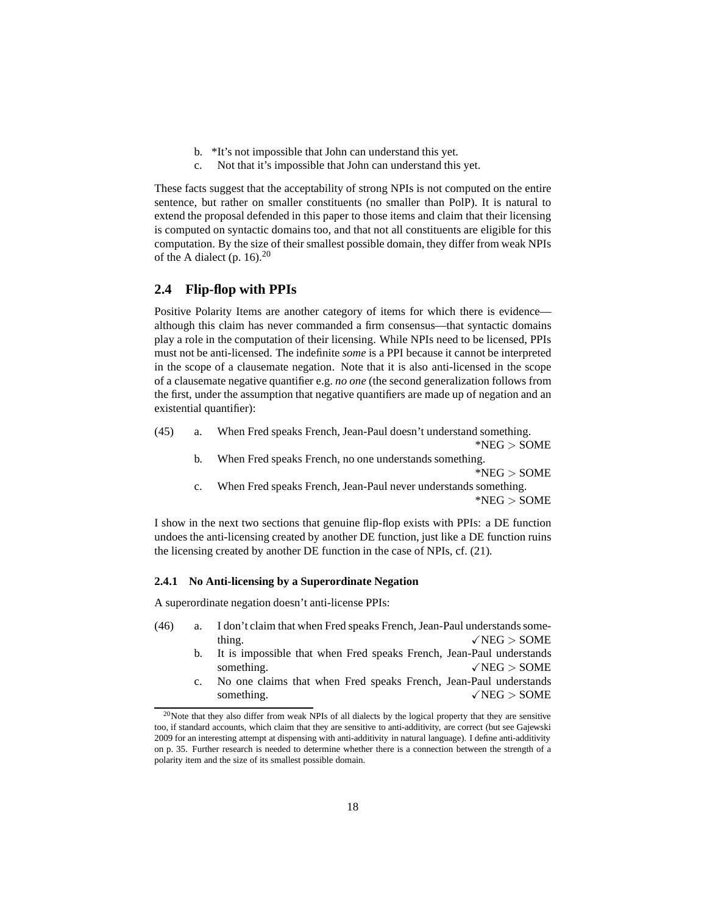b. *It's not impossible that John can understand this yet.

c. Not that it's impossible that John can understand this yet.

These facts suggest that the acceptability of strong NPIs is not computed on the entire sentence, but rather on smaller constituents (no smaller than PolP). It is natural to extend the proposal defended in this paper to those items and claim that their licensing is computed on syntactic domains too, and that not all constituents are eligible for this computation. By the size of their smallest possible domain, they differ from weak NPIs of the A dialect (p. 16).[20]

## 2.4 Flip-flop with PPIs

Positive Polarity Items are another category of items for which there is evidence—although this claim has never commanded a firm consensus—that syntactic domains play a role in the computation of their licensing. While NPIs need to be licensed, PPIs must not be anti-licensed. The indefinite *some* is a PPI because it cannot be interpreted in the scope of a clausemate negation. Note that it is also anti-licensed in the scope of a clausemate negative quantifier e.g. *no one* (the second generalization follows from the first, under the assumption that negative quantifiers are made up of negation and an existential quantifier):

(45) a. When Fred speaks French, Jean-Paul doesn't understand something. *NEG > SOME

b. When Fred speaks French, no one understands something. *NEG > SOME

c. When Fred speaks French, Jean-Paul never understands something. *NEG > SOME

I show in the next two sections that genuine flip-flop exists with PPIs: a DE function undoes the anti-licensing created by another DE function, just like a DE function ruins the licensing created by another DE function in the case of NPIs, cf. (21).

### 2.4.1 No Anti-licensing by a Superordinate Negation

A superordinate negation doesn't anti-license PPIs:

(46) a. I don't claim that when Fred speaks French, Jean-Paul understands something. ✓NEG > SOME

b. It is impossible that when Fred speaks French, Jean-Paul understands something. ✓NEG > SOME

c. No one claims that when Fred speaks French, Jean-Paul understands something. ✓NEG > SOME

[20] Note that they also differ from weak NPIs of all dialects by the logical property that they are sensitive too, if standard accounts, which claim that they are sensitive to anti-additivity, are correct (but see Gajewski 2009 for an interesting attempt at dispensing with anti-additivity in natural language). I define anti-additivity on p. 35. Further research is needed to determine whether there is a connection between the strength of a polarity item and the size of its smallest possible domain.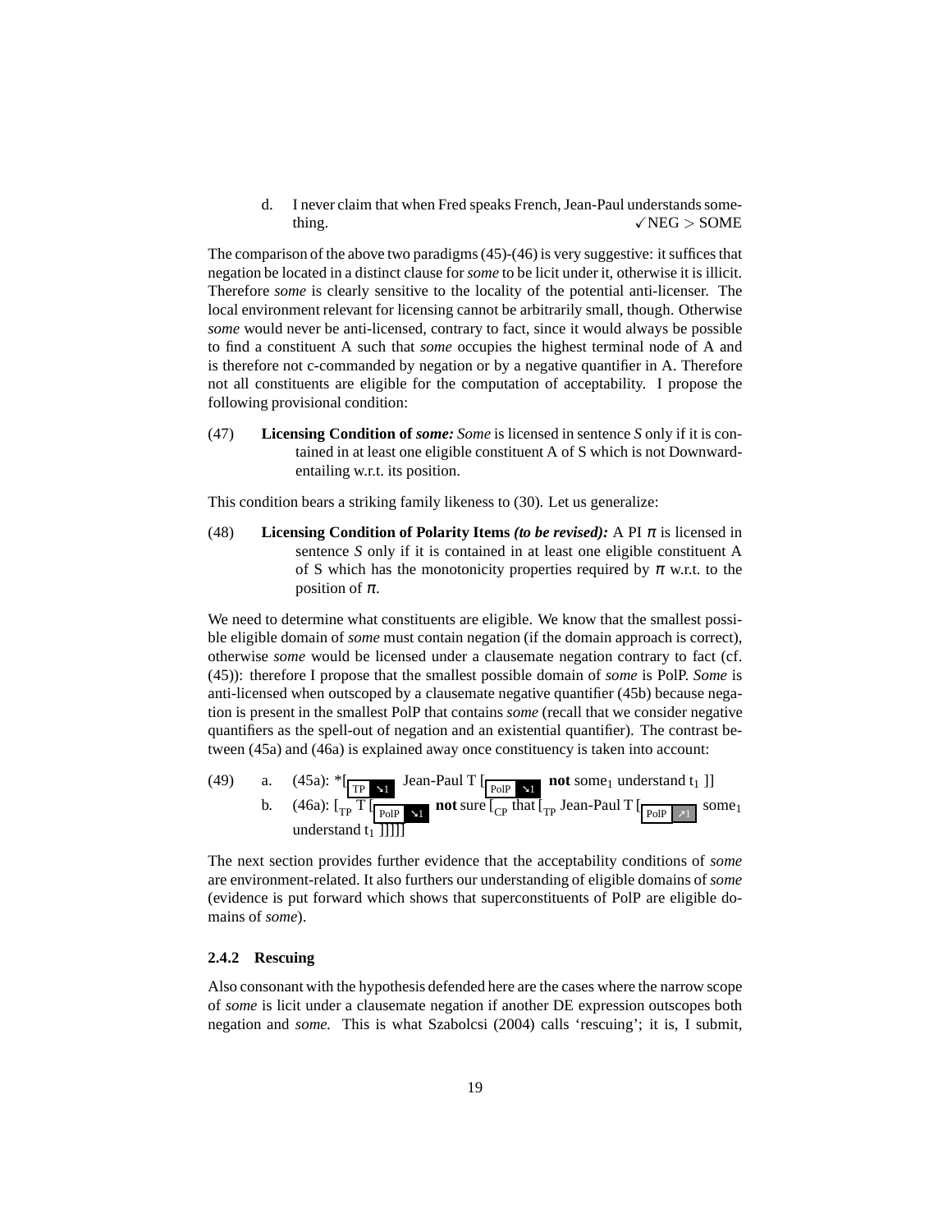d. I never claim that when Fred speaks French, Jean-Paul understands something. ✓NEG > SOME

The comparison of the above two paradigms (45)-(46) is very suggestive: it suffices that negation be located in a distinct clause for *some* to be licit under it, otherwise it is illicit. Therefore *some* is clearly sensitive to the locality of the potential anti-licenser. The local environment relevant for licensing cannot be arbitrarily small, though. Otherwise *some* would never be anti-licensed, contrary to fact, since it would always be possible to find a constituent A such that *some* occupies the highest terminal node of A and is therefore not c-commanded by negation or by a negative quantifier in A. Therefore not all constituents are eligible for the computation of acceptability. I propose the following provisional condition:

(47) **Licensing Condition of *some*:** *Some* is licensed in sentence *S* only if it is contained in at least one eligible constituent A of S which is not Downward-entailing w.r.t. its position.

This condition bears a striking family likeness to (30). Let us generalize:

(48) **Licensing Condition of Polarity Items *(to be revised)*:** A PI $\pi$ is licensed in sentence *S* only if it is contained in at least one eligible constituent A of S which has the monotonicity properties required by $\pi$ w.r.t. to the position of $\pi$.

We need to determine what constituents are eligible. We know that the smallest possible eligible domain of *some* must contain negation (if the domain approach is correct), otherwise *some* would be licensed under a clausemate negation contrary to fact (cf. (45)): therefore I propose that the smallest possible domain of *some* is PolP. *Some* is anti-licensed when outscoped by a clausemate negative quantifier (45b) because negation is present in the smallest PolP that contains *some* (recall that we consider negative quantifiers as the spell-out of negation and an existential quantifier). The contrast between (45a) and (46a) is explained away once constituency is taken into account:

(49) a. (45a): *[$_{\text{TP}\ \searrow 1}$ Jean-Paul T [$_{\text{PolP}\ \searrow 1}$ **not** some$_1$ understand t$_1$ ]]

b. (46a): [$_{\text{TP}}$ T [$_{\text{PolP}\ \searrow 1}$ **not** sure [$_{\text{CP}}$ that [$_{\text{TP}}$ Jean-Paul T [$_{\text{PolP}\ \nearrow 1}$ some$_1$ understand t$_1$ ]]]]]

The next section provides further evidence that the acceptability conditions of *some* are environment-related. It also furthers our understanding of eligible domains of *some* (evidence is put forward which shows that superconstituents of PolP are eligible domains of *some*).

### 2.4.2 Rescuing

Also consonant with the hypothesis defended here are the cases where the narrow scope of *some* is licit under a clausemate negation if another DE expression outscopes both negation and *some*. This is what Szabolcsi (2004) calls 'rescuing'; it is, I submit,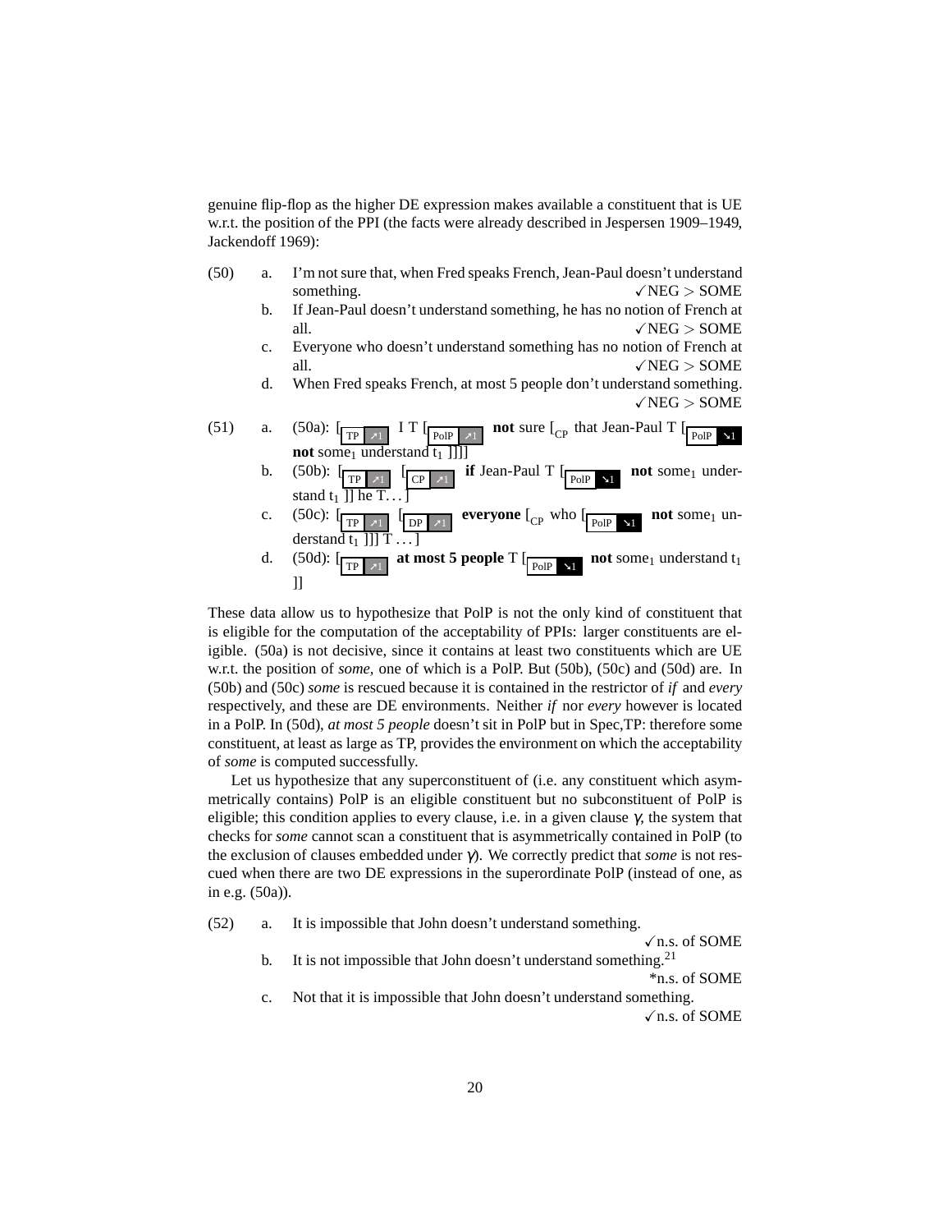genuine flip-flop as the higher DE expression makes available a constituent that is UE w.r.t. the position of the PPI (the facts were already described in Jespersen 1909–1949, Jackendoff 1969):

(50) a. I'm not sure that, when Fred speaks French, Jean-Paul doesn't understand something. ✓NEG > SOME

b. If Jean-Paul doesn't understand something, he has no notion of French at all. ✓NEG > SOME

c. Everyone who doesn't understand something has no notion of French at all. ✓NEG > SOME

d. When Fred speaks French, at most 5 people don't understand something. ✓NEG > SOME

(51) a. (50a): [$_{\text{TP}}$ ↗1 I T [$_{\text{PolP}}$ ↗1 **not** sure [$_{\text{CP}}$ that Jean-Paul T [$_{\text{PolP}}$ ↘1 **not** some$_1$ understand t$_1$ ]]]]

b. (50b): [$_{\text{TP}}$ ↗1 [$_{\text{CP}}$ ↗1 **if** Jean-Paul T [$_{\text{PolP}}$ ↘1 **not** some$_1$ understand t$_1$ ]] he T. . . ]

c. (50c): [$_{\text{TP}}$ ↗1 [$_{\text{DP}}$ ↗1 **everyone** [$_{\text{CP}}$ who [$_{\text{PolP}}$ ↘1 **not** some$_1$ understand t$_1$ ]]] T . . . ]

d. (50d): [$_{\text{TP}}$ ↗1 **at most 5 people** T [$_{\text{PolP}}$ ↘1 **not** some$_1$ understand t$_1$ ]]

These data allow us to hypothesize that PolP is not the only kind of constituent that is eligible for the computation of the acceptability of PPIs: larger constituents are eligible. (50a) is not decisive, since it contains at least two constituents which are UE w.r.t. the position of *some*, one of which is a PolP. But (50b), (50c) and (50d) are. In (50b) and (50c) *some* is rescued because it is contained in the restrictor of *if* and *every* respectively, and these are DE environments. Neither *if* nor *every* however is located in a PolP. In (50d), *at most 5 people* doesn't sit in PolP but in Spec,TP: therefore some constituent, at least as large as TP, provides the environment on which the acceptability of *some* is computed successfully.

Let us hypothesize that any superconstituent of (i.e. any constituent which asymmetrically contains) PolP is an eligible constituent but no subconstituent of PolP is eligible; this condition applies to every clause, i.e. in a given clause $\gamma$, the system that checks for *some* cannot scan a constituent that is asymmetrically contained in PolP (to the exclusion of clauses embedded under $\gamma$). We correctly predict that *some* is not rescued when there are two DE expressions in the superordinate PolP (instead of one, as in e.g. (50a)).

(52) a. It is impossible that John doesn't understand something. ✓n.s. of SOME

b. It is not impossible that John doesn't understand something.[21] *n.s. of SOME

c. Not that it is impossible that John doesn't understand something. ✓n.s. of SOME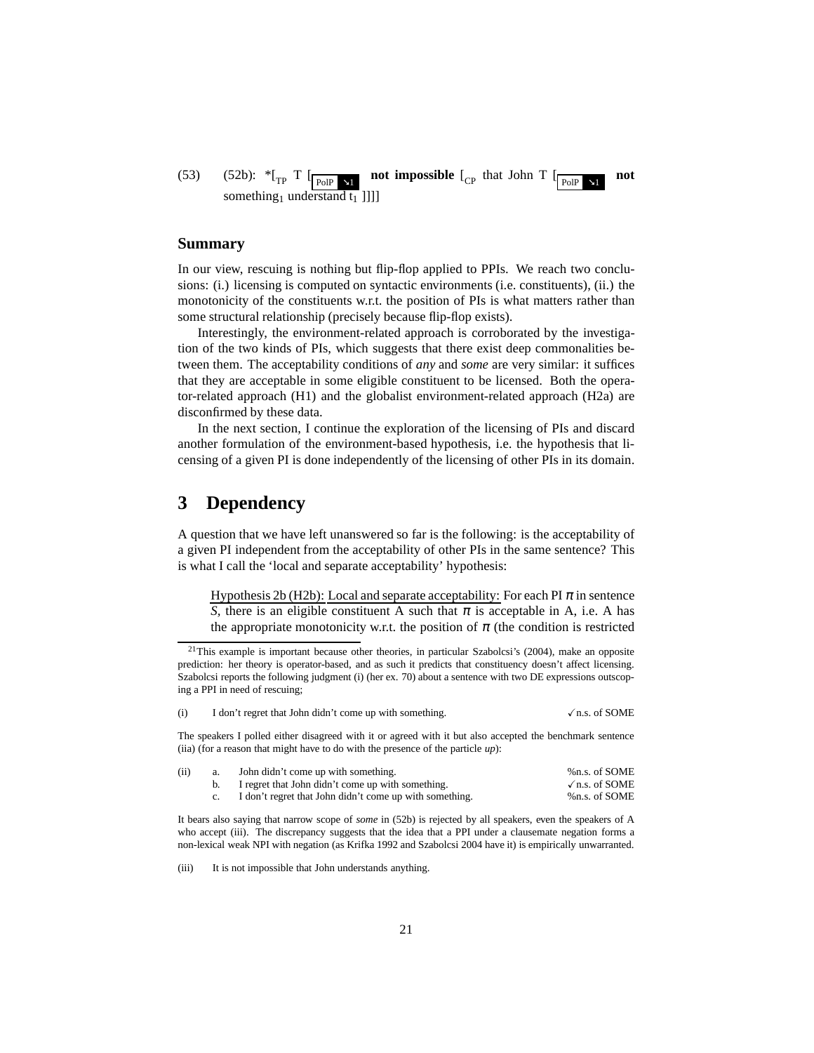(53) (52b): *[$_{TP}$ T [$_{\text{PolP} \searrow 1}$ **not impossible** [$_{CP}$ that John T [$_{\text{PolP} \searrow 1}$ **not** something$_1$ understand t$_1$ ]]]]

## Summary

In our view, rescuing is nothing but flip-flop applied to PPIs. We reach two conclusions: (i.) licensing is computed on syntactic environments (i.e. constituents), (ii.) the monotonicity of the constituents w.r.t. the position of PIs is what matters rather than some structural relationship (precisely because flip-flop exists).

Interestingly, the environment-related approach is corroborated by the investigation of the two kinds of PIs, which suggests that there exist deep commonalities between them. The acceptability conditions of *any* and *some* are very similar: it suffices that they are acceptable in some eligible constituent to be licensed. Both the operator-related approach (H1) and the globalist environment-related approach (H2a) are disconfirmed by these data.

In the next section, I continue the exploration of the licensing of PIs and discard another formulation of the environment-based hypothesis, i.e. the hypothesis that licensing of a given PI is done independently of the licensing of other PIs in its domain.

# 3 Dependency

A question that we have left unanswered so far is the following: is the acceptability of a given PI independent from the acceptability of other PIs in the same sentence? This is what I call the 'local and separate acceptability' hypothesis:

> Hypothesis 2b (H2b): Local and separate acceptability: For each PI $\pi$ in sentence *S*, there is an eligible constituent A such that $\pi$ is acceptable in A, i.e. A has the appropriate monotonicity w.r.t. the position of $\pi$ (the condition is restricted

---

[21] This example is important because other theories, in particular Szabolcsi's (2004), make an opposite prediction: her theory is operator-based, and as such it predicts that constituency doesn't affect licensing. Szabolcsi reports the following judgment (i) (her ex. 70) about a sentence with two DE expressions outscoping a PPI in need of rescuing;

(i) I don't regret that John didn't come up with something. ✓n.s. of SOME

The speakers I polled either disagreed with it or agreed with it but also accepted the benchmark sentence (iia) (for a reason that might have to do with the presence of the particle *up*):

(ii) a. John didn't come up with something. %n.s. of SOME
b. I regret that John didn't come up with something. ✓n.s. of SOME
c. I don't regret that John didn't come up with something. %n.s. of SOME

It bears also saying that narrow scope of *some* in (52b) is rejected by all speakers, even the speakers of A who accept (iii). The discrepancy suggests that the idea that a PPI under a clausemate negation forms a non-lexical weak NPI with negation (as Krifka 1992 and Szabolcsi 2004 have it) is empirically unwarranted.

(iii) It is not impossible that John understands anything.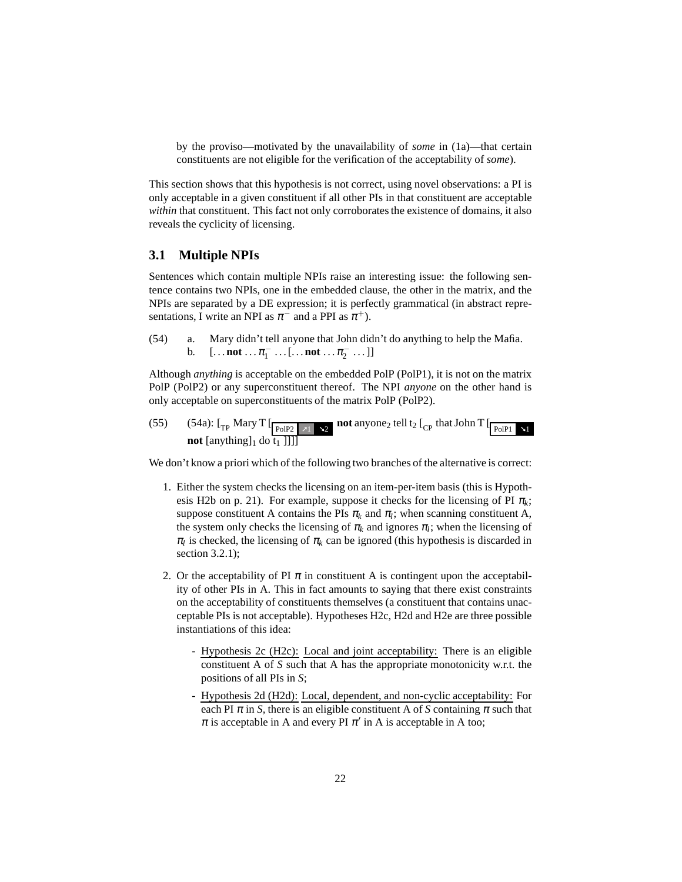by the proviso—motivated by the unavailability of *some* in (1a)—that certain constituents are not eligible for the verification of the acceptability of *some*).

This section shows that this hypothesis is not correct, using novel observations: a PI is only acceptable in a given constituent if all other PIs in that constituent are acceptable *within* that constituent. This fact not only corroborates the existence of domains, it also reveals the cyclicity of licensing.

## 3.1 Multiple NPIs

Sentences which contain multiple NPIs raise an interesting issue: the following sentence contains two NPIs, one in the embedded clause, the other in the matrix, and the NPIs are separated by a DE expression; it is perfectly grammatical (in abstract representations, I write an NPI as $\pi^-$ and a PPI as $\pi^+$).

(54) a. Mary didn't tell anyone that John didn't do anything to help the Mafia.
  b. [... **not** ... $\pi_1^-$ ... [... **not** ... $\pi_2^-$ ... ]]

Although *anything* is acceptable on the embedded PolP (PolP1), it is not on the matrix PolP (PolP2) or any superconstituent thereof. The NPI *anyone* on the other hand is only acceptable on superconstituents of the matrix PolP (PolP2).

(55) (54a): [$_{TP}$ Mary T [$_{\text{PolP2}\ \nearrow 1\ \searrow 2}$ **not** anyone$_2$ tell t$_2$ [$_{CP}$ that John T [$_{\text{PolP1}\ \searrow 1}$ **not** [anything]$_1$ do t$_1$ ]]]]

We don't know a priori which of the following two branches of the alternative is correct:

1. Either the system checks the licensing on an item-per-item basis (this is Hypothesis H2b on p. 21). For example, suppose it checks for the licensing of PI $\pi_k$; suppose constituent A contains the PIs $\pi_k$ and $\pi_l$; when scanning constituent A, the system only checks the licensing of $\pi_k$ and ignores $\pi_l$; when the licensing of $\pi_l$ is checked, the licensing of $\pi_k$ can be ignored (this hypothesis is discarded in section 3.2.1);

2. Or the acceptability of PI $\pi$ in constituent A is contingent upon the acceptability of other PIs in A. This in fact amounts to saying that there exist constraints on the acceptability of constituents themselves (a constituent that contains unacceptable PIs is not acceptable). Hypotheses H2c, H2d and H2e are three possible instantiations of this idea:

   - Hypothesis 2c (H2c): Local and joint acceptability: There is an eligible constituent A of *S* such that A has the appropriate monotonicity w.r.t. the positions of all PIs in *S*;

   - Hypothesis 2d (H2d): Local, dependent, and non-cyclic acceptability: For each PI $\pi$ in *S*, there is an eligible constituent A of *S* containing $\pi$ such that $\pi$ is acceptable in A and every PI $\pi'$ in A is acceptable in A too;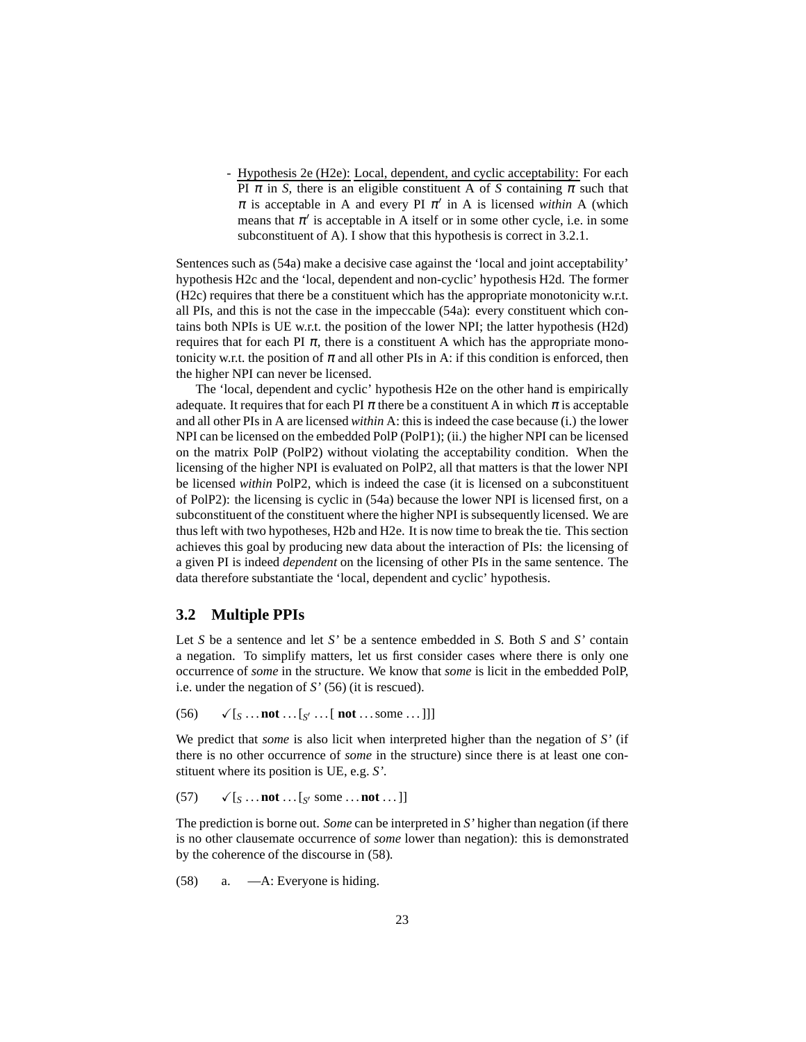- <u>Hypothesis 2e (H2e):</u> <u>Local, dependent, and cyclic acceptability:</u> For each PI $\pi$ in *S*, there is an eligible constituent A of *S* containing $\pi$ such that $\pi$ is acceptable in A and every PI $\pi'$ in A is licensed *within* A (which means that $\pi'$ is acceptable in A itself or in some other cycle, i.e. in some subconstituent of A). I show that this hypothesis is correct in 3.2.1.

Sentences such as (54a) make a decisive case against the 'local and joint acceptability' hypothesis H2c and the 'local, dependent and non-cyclic' hypothesis H2d. The former (H2c) requires that there be a constituent which has the appropriate monotonicity w.r.t. all PIs, and this is not the case in the impeccable (54a): every constituent which contains both NPIs is UE w.r.t. the position of the lower NPI; the latter hypothesis (H2d) requires that for each PI $\pi$, there is a constituent A which has the appropriate monotonicity w.r.t. the position of $\pi$ and all other PIs in A: if this condition is enforced, then the higher NPI can never be licensed.

The 'local, dependent and cyclic' hypothesis H2e on the other hand is empirically adequate. It requires that for each PI $\pi$ there be a constituent A in which $\pi$ is acceptable and all other PIs in A are licensed *within* A: this is indeed the case because (i.) the lower NPI can be licensed on the embedded PolP (PolP1); (ii.) the higher NPI can be licensed on the matrix PolP (PolP2) without violating the acceptability condition. When the licensing of the higher NPI is evaluated on PolP2, all that matters is that the lower NPI be licensed *within* PolP2, which is indeed the case (it is licensed on a subconstituent of PolP2): the licensing is cyclic in (54a) because the lower NPI is licensed first, on a subconstituent of the constituent where the higher NPI is subsequently licensed. We are thus left with two hypotheses, H2b and H2e. It is now time to break the tie. This section achieves this goal by producing new data about the interaction of PIs: the licensing of a given PI is indeed *dependent* on the licensing of other PIs in the same sentence. The data therefore substantiate the 'local, dependent and cyclic' hypothesis.

## 3.2 Multiple PPIs

Let *S* be a sentence and let *S'* be a sentence embedded in *S*. Both *S* and *S'* contain a negation. To simplify matters, let us first consider cases where there is only one occurrence of *some* in the structure. We know that *some* is licit in the embedded PolP, i.e. under the negation of *S'* (56) (it is rescued).

(56) ✓$[_S$ … **not** … $[_{S'}$ … [ **not** … some … ]]]

We predict that *some* is also licit when interpreted higher than the negation of *S'* (if there is no other occurrence of *some* in the structure) since there is at least one constituent where its position is UE, e.g. *S'*.

(57) ✓$[_S$ … **not** … $[_{S'}$ some … **not** … ]]

The prediction is borne out. *Some* can be interpreted in *S'* higher than negation (if there is no other clausemate occurrence of *some* lower than negation): this is demonstrated by the coherence of the discourse in (58).

(58) a. —A: Everyone is hiding.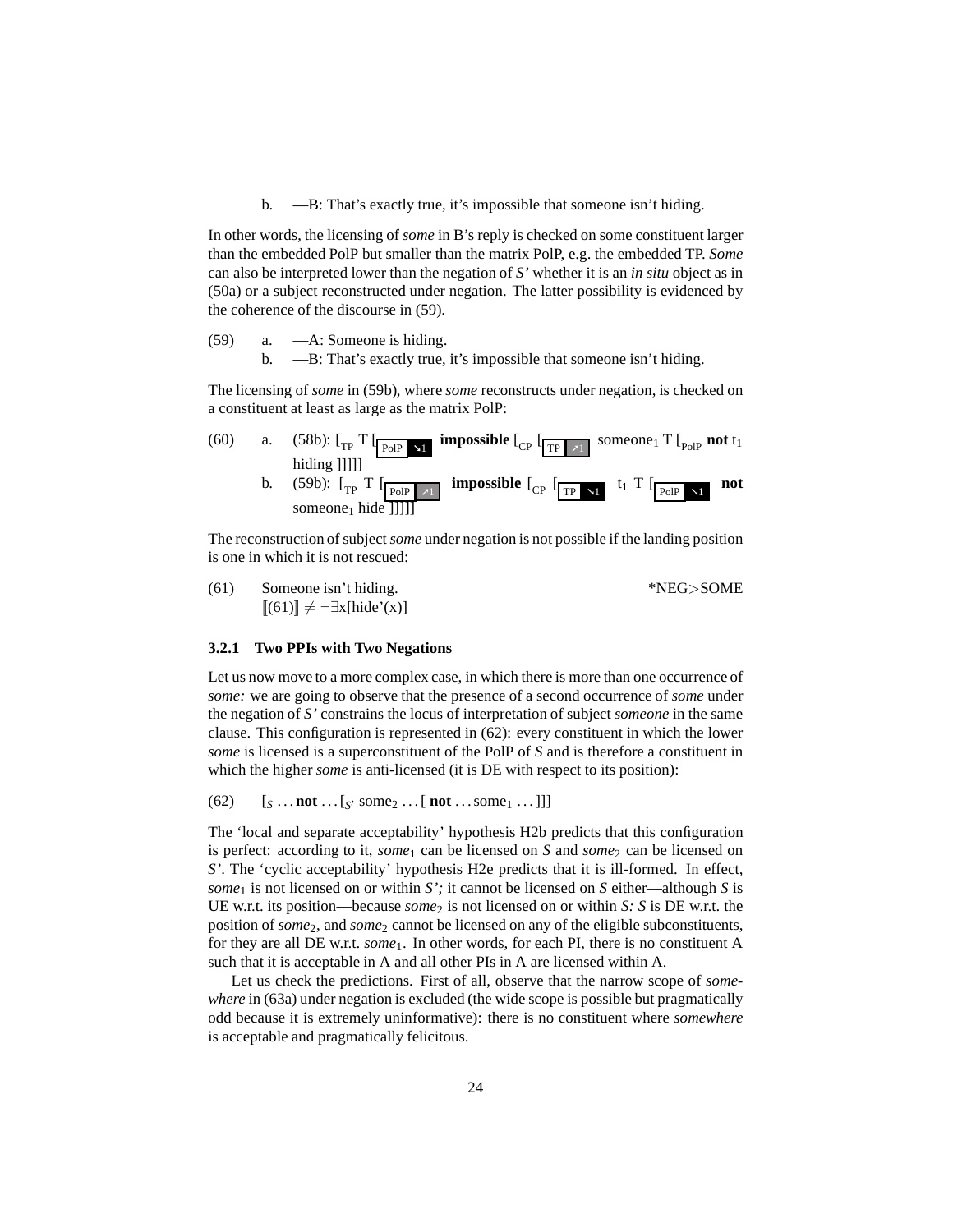b. —B: That's exactly true, it's impossible that someone isn't hiding.

In other words, the licensing of *some* in B's reply is checked on some constituent larger than the embedded PolP but smaller than the matrix PolP, e.g. the embedded TP. *Some* can also be interpreted lower than the negation of *S'* whether it is an *in situ* object as in (50a) or a subject reconstructed under negation. The latter possibility is evidenced by the coherence of the discourse in (59).

(59) a. —A: Someone is hiding.
b. —B: That's exactly true, it's impossible that someone isn't hiding.

The licensing of *some* in (59b), where *some* reconstructs under negation, is checked on a constituent at least as large as the matrix PolP:

(60) a. (58b): $[_{TP}$ T $[_{PolP\ \searrow 1}$ **impossible** $[_{CP}$ $[_{TP\ \nearrow 1}$ someone$_1$ T $[_{PolP}$ **not** t$_1$ hiding ]]]]]
b. (59b): $[_{TP}$ T $[_{PolP\ \nearrow 1}$ **impossible** $[_{CP}$ $[_{TP\ \searrow 1}$ t$_1$ T $[_{PolP\ \searrow 1}$ **not** someone$_1$ hide ]]]]]

The reconstruction of subject *some* under negation is not possible if the landing position is one in which it is not rescued:

(61) Someone isn't hiding. *NEG>SOME
$[\![(61)]\!] \neq \neg\exists x[\text{hide'}(x)]$

### 3.2.1 Two PPIs with Two Negations

Let us now move to a more complex case, in which there is more than one occurrence of *some:* we are going to observe that the presence of a second occurrence of *some* under the negation of *S'* constrains the locus of interpretation of subject *someone* in the same clause. This configuration is represented in (62): every constituent in which the lower *some* is licensed is a superconstituent of the PolP of *S* and is therefore a constituent in which the higher *some* is anti-licensed (it is DE with respect to its position):

(62) $[_S$ … **not** … $[_{S'}$ some$_2$ … [ **not** … some$_1$ … ]]]

The 'local and separate acceptability' hypothesis H2b predicts that this configuration is perfect: according to it, *some*$_1$ can be licensed on *S* and *some*$_2$ can be licensed on *S'*. The 'cyclic acceptability' hypothesis H2e predicts that it is ill-formed. In effect, *some*$_1$ is not licensed on or within *S';* it cannot be licensed on *S* either—although *S* is UE w.r.t. its position—because *some*$_2$ is not licensed on or within *S: S* is DE w.r.t. the position of *some*$_2$, and *some*$_2$ cannot be licensed on any of the eligible subconstituents, for they are all DE w.r.t. *some*$_1$. In other words, for each PI, there is no constituent A such that it is acceptable in A and all other PIs in A are licensed within A.

Let us check the predictions. First of all, observe that the narrow scope of *somewhere* in (63a) under negation is excluded (the wide scope is possible but pragmatically odd because it is extremely uninformative): there is no constituent where *somewhere* is acceptable and pragmatically felicitous.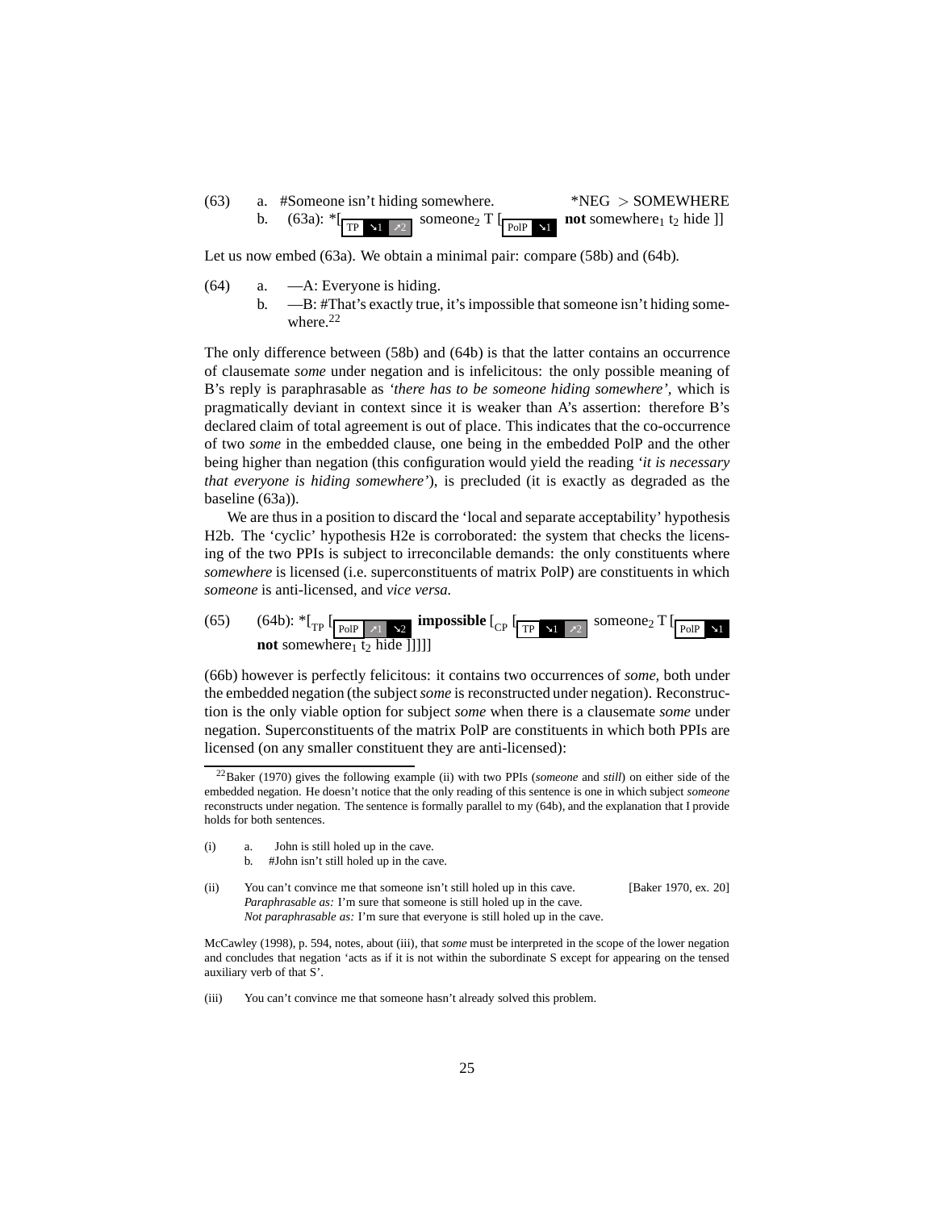(63) a. #Someone isn't hiding somewhere. *NEG > SOMEWHERE

b. (63a): *[TP ↘1 ↗2 someone$_2$ T [PolP ↘1 **not** somewhere$_1$ t$_2$ hide ]]

Let us now embed (63a). We obtain a minimal pair: compare (58b) and (64b).

(64) a. —A: Everyone is hiding.

b. —B: #That's exactly true, it's impossible that someone isn't hiding somewhere.[22]

The only difference between (58b) and (64b) is that the latter contains an occurrence of clausemate *some* under negation and is infelicitous: the only possible meaning of B's reply is paraphrasable as *'there has to be someone hiding somewhere'*, which is pragmatically deviant in context since it is weaker than A's assertion: therefore B's declared claim of total agreement is out of place. This indicates that the co-occurrence of two *some* in the embedded clause, one being in the embedded PolP and the other being higher than negation (this configuration would yield the reading '*it is necessary that everyone is hiding somewhere'*), is precluded (it is exactly as degraded as the baseline (63a)).

We are thus in a position to discard the 'local and separate acceptability' hypothesis H2b. The 'cyclic' hypothesis H2e is corroborated: the system that checks the licensing of the two PPIs is subject to irreconcilable demands: the only constituents where *somewhere* is licensed (i.e. superconstituents of matrix PolP) are constituents in which *someone* is anti-licensed, and *vice versa*.

(65) (64b): *[TP [PolP ↗1 ↘2 **impossible** [CP [TP ↘1 ↗2 someone$_2$ T [PolP ↘1 **not** somewhere$_1$ t$_2$ hide ]]]]]

(66b) however is perfectly felicitous: it contains two occurrences of *some*, both under the embedded negation (the subject *some* is reconstructed under negation). Reconstruction is the only viable option for subject *some* when there is a clausemate *some* under negation. Superconstituents of the matrix PolP are constituents in which both PPIs are licensed (on any smaller constituent they are anti-licensed):

---

[22] Baker (1970) gives the following example (ii) with two PPIs (*someone* and *still*) on either side of the embedded negation. He doesn't notice that the only reading of this sentence is one in which subject *someone* reconstructs under negation. The sentence is formally parallel to my (64b), and the explanation that I provide holds for both sentences.

(i) a. John is still holed up in the cave.

b. #John isn't still holed up in the cave.

(ii) You can't convince me that someone isn't still holed up in this cave. [Baker 1970, ex. 20]
*Paraphrasable as:* I'm sure that someone is still holed up in the cave.
*Not paraphrasable as:* I'm sure that everyone is still holed up in the cave.

McCawley (1998), p. 594, notes, about (iii), that *some* must be interpreted in the scope of the lower negation and concludes that negation 'acts as if it is not within the subordinate S except for appearing on the tensed auxiliary verb of that S'.

(iii) You can't convince me that someone hasn't already solved this problem.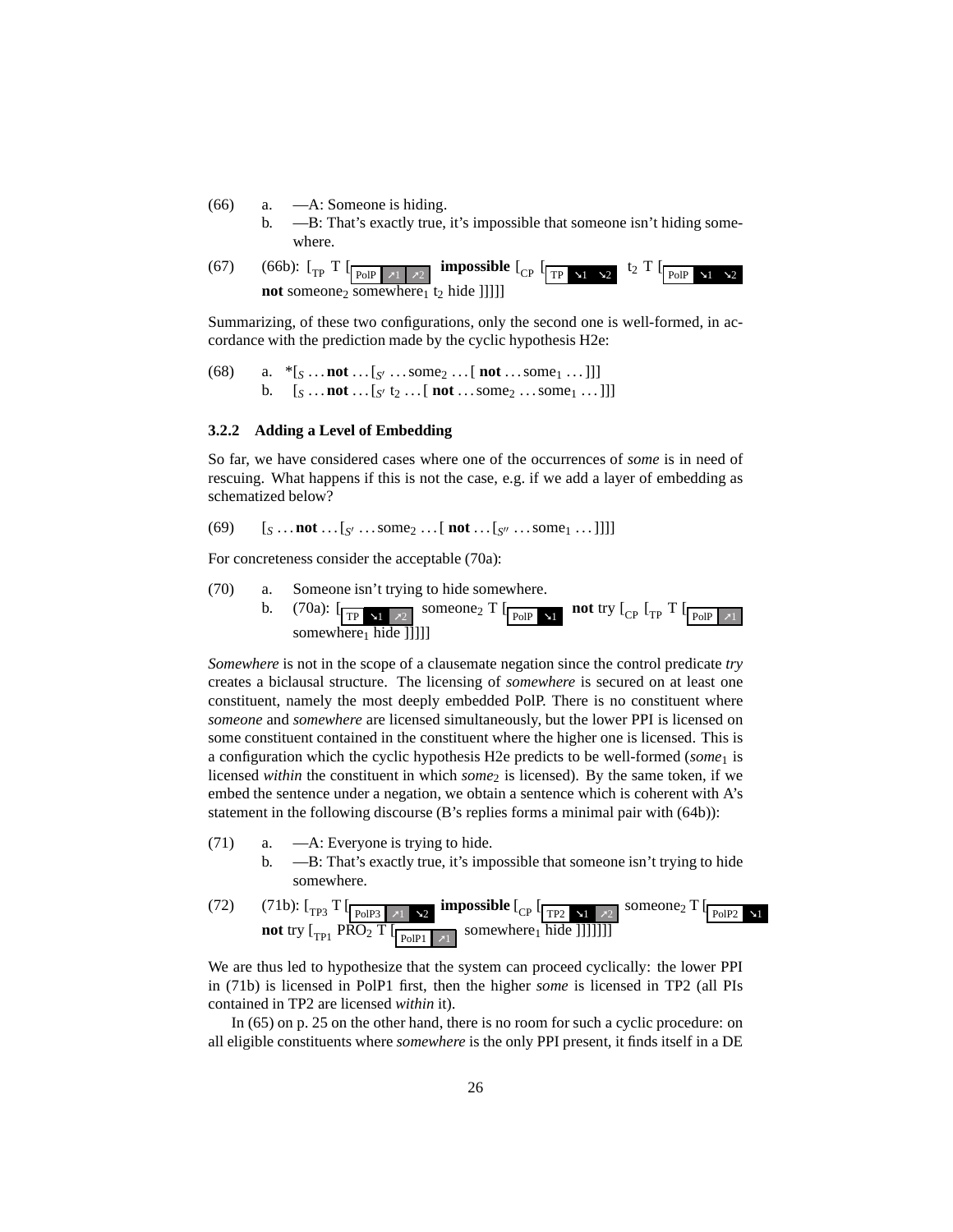(66) a. —A: Someone is hiding.

b. —B: That's exactly true, it's impossible that someone isn't hiding somewhere.

(67) (66b): [$_{TP}$ T [$_{PolP}$ ↗1 ↗2 **impossible** [$_{CP}$ [$_{TP}$ ↘1 ↘2 t$_2$ T [$_{PolP}$ ↘1 ↘2 **not** someone$_2$ somewhere$_1$ t$_2$ hide ]]]]]

Summarizing, of these two configurations, only the second one is well-formed, in accordance with the prediction made by the cyclic hypothesis H2e:

(68) a. *[$_S$ ... **not** ... [$_{S'}$ ... some$_2$ ... [ **not** ... some$_1$ ... ]]]

b. [$_S$ ... **not** ... [$_{S'}$ t$_2$ ... [ **not** ... some$_2$ ... some$_1$ ... ]]]

### 3.2.2 Adding a Level of Embedding

So far, we have considered cases where one of the occurrences of *some* is in need of rescuing. What happens if this is not the case, e.g. if we add a layer of embedding as schematized below?

(69) [$_S$ ... **not** ... [$_{S'}$ ... some$_2$ ... [ **not** ... [$_{S''}$ ... some$_1$ ... ]]]]

For concreteness consider the acceptable (70a):

(70) a. Someone isn't trying to hide somewhere.

b. (70a): [$_{TP}$ ↘1 ↗2 someone$_2$ T [$_{PolP}$ ↘1 **not** try [$_{CP}$ [$_{TP}$ T [$_{PolP}$ ↗1 somewhere$_1$ hide ]]]]]

*Somewhere* is not in the scope of a clausemate negation since the control predicate *try* creates a biclausal structure. The licensing of *somewhere* is secured on at least one constituent, namely the most deeply embedded PolP. There is no constituent where *someone* and *somewhere* are licensed simultaneously, but the lower PPI is licensed on some constituent contained in the constituent where the higher one is licensed. This is a configuration which the cyclic hypothesis H2e predicts to be well-formed (*some*$_1$ is licensed *within* the constituent in which *some*$_2$ is licensed). By the same token, if we embed the sentence under a negation, we obtain a sentence which is coherent with A's statement in the following discourse (B's replies forms a minimal pair with (64b)):

(71) a. —A: Everyone is trying to hide.

b. —B: That's exactly true, it's impossible that someone isn't trying to hide somewhere.

(72) (71b): [$_{TP3}$ T [$_{PolP3}$ ↗1 ↘2 **impossible** [$_{CP}$ [$_{TP2}$ ↘1 ↗2 someone$_2$ T [$_{PolP2}$ ↘1 **not** try [$_{TP1}$ PRO$_2$ T [$_{PolP1}$ ↗1 somewhere$_1$ hide ]]]]]]]

We are thus led to hypothesize that the system can proceed cyclically: the lower PPI in (71b) is licensed in PolP1 first, then the higher *some* is licensed in TP2 (all PIs contained in TP2 are licensed *within* it).

In (65) on p. 25 on the other hand, there is no room for such a cyclic procedure: on all eligible constituents where *somewhere* is the only PPI present, it finds itself in a DE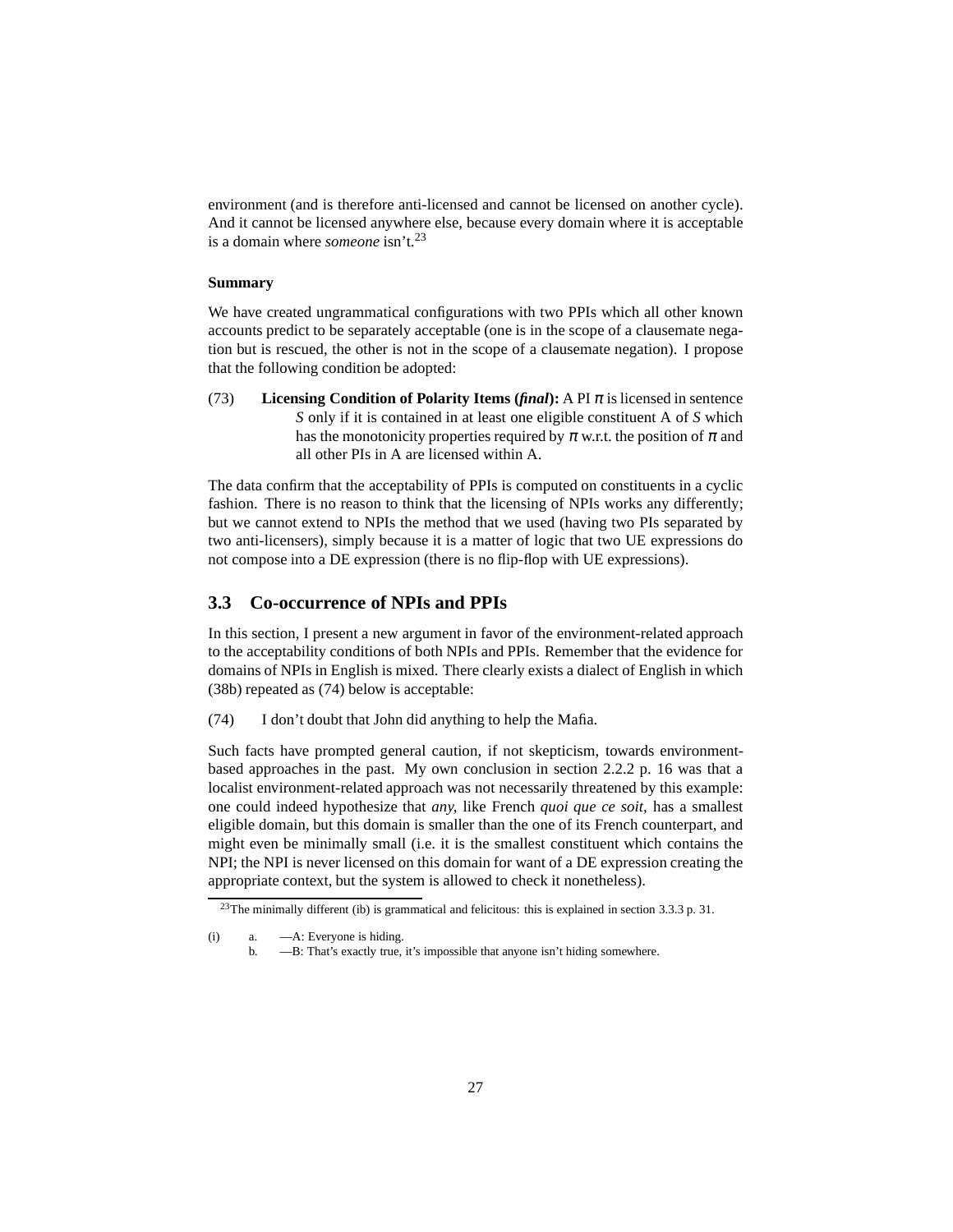environment (and is therefore anti-licensed and cannot be licensed on another cycle). And it cannot be licensed anywhere else, because every domain where it is acceptable is a domain where *someone* isn't.[23]

**Summary**

We have created ungrammatical configurations with two PPIs which all other known accounts predict to be separately acceptable (one is in the scope of a clausemate negation but is rescued, the other is not in the scope of a clausemate negation). I propose that the following condition be adopted:

(73) **Licensing Condition of Polarity Items (*final*):** A PI $\pi$ is licensed in sentence *S* only if it is contained in at least one eligible constituent A of *S* which has the monotonicity properties required by $\pi$ w.r.t. the position of $\pi$ and all other PIs in A are licensed within A.

The data confirm that the acceptability of PPIs is computed on constituents in a cyclic fashion. There is no reason to think that the licensing of NPIs works any differently; but we cannot extend to NPIs the method that we used (having two PIs separated by two anti-licensers), simply because it is a matter of logic that two UE expressions do not compose into a DE expression (there is no flip-flop with UE expressions).

## 3.3 Co-occurrence of NPIs and PPIs

In this section, I present a new argument in favor of the environment-related approach to the acceptability conditions of both NPIs and PPIs. Remember that the evidence for domains of NPIs in English is mixed. There clearly exists a dialect of English in which (38b) repeated as (74) below is acceptable:

(74) I don't doubt that John did anything to help the Mafia.

Such facts have prompted general caution, if not skepticism, towards environment-based approaches in the past. My own conclusion in section 2.2.2 p. 16 was that a localist environment-related approach was not necessarily threatened by this example: one could indeed hypothesize that *any*, like French *quoi que ce soit*, has a smallest eligible domain, but this domain is smaller than the one of its French counterpart, and might even be minimally small (i.e. it is the smallest constituent which contains the NPI; the NPI is never licensed on this domain for want of a DE expression creating the appropriate context, but the system is allowed to check it nonetheless).

---

[23] The minimally different (ib) is grammatical and felicitous: this is explained in section 3.3.3 p. 31.

(i) a. —A: Everyone is hiding.
 b. —B: That's exactly true, it's impossible that anyone isn't hiding somewhere.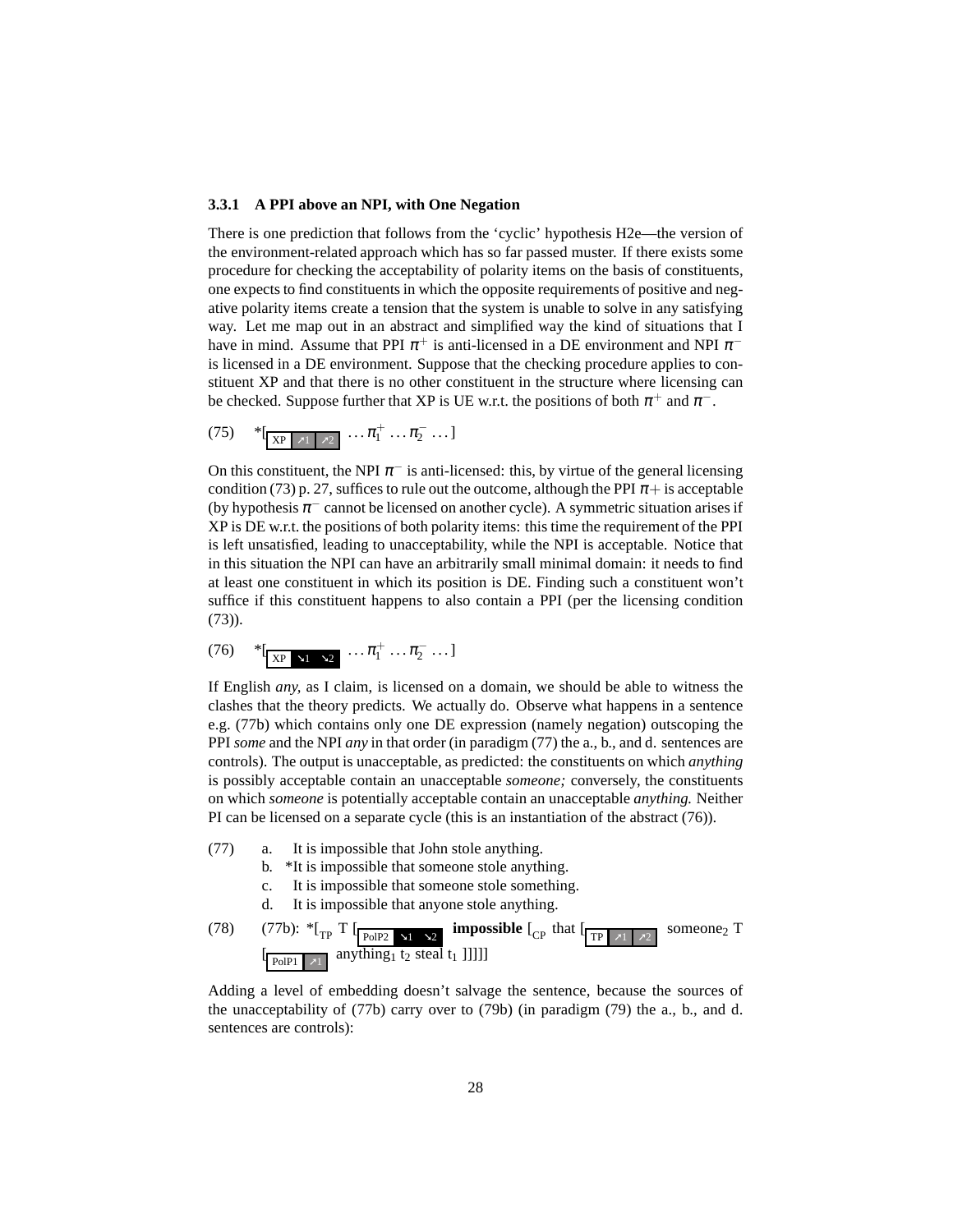### 3.3.1 A PPI above an NPI, with One Negation

There is one prediction that follows from the 'cyclic' hypothesis H2e—the version of the environment-related approach which has so far passed muster. If there exists some procedure for checking the acceptability of polarity items on the basis of constituents, one expects to find constituents in which the opposite requirements of positive and negative polarity items create a tension that the system is unable to solve in any satisfying way. Let me map out in an abstract and simplified way the kind of situations that I have in mind. Assume that PPI $\pi^+$ is anti-licensed in a DE environment and NPI $\pi^-$ is licensed in a DE environment. Suppose that the checking procedure applies to constituent XP and that there is no other constituent in the structure where licensing can be checked. Suppose further that XP is UE w.r.t. the positions of both $\pi^+$ and $\pi^-$.

(75) *[$_{\text{XP}\ \nearrow 1\ \nearrow 2}$ $\ldots \pi_1^+ \ldots \pi_2^- \ldots$]

On this constituent, the NPI $\pi^-$ is anti-licensed: this, by virtue of the general licensing condition (73) p. 27, suffices to rule out the outcome, although the PPI $\pi+$ is acceptable (by hypothesis $\pi^-$ cannot be licensed on another cycle). A symmetric situation arises if XP is DE w.r.t. the positions of both polarity items: this time the requirement of the PPI is left unsatisfied, leading to unacceptability, while the NPI is acceptable. Notice that in this situation the NPI can have an arbitrarily small minimal domain: it needs to find at least one constituent in which its position is DE. Finding such a constituent won't suffice if this constituent happens to also contain a PPI (per the licensing condition (73)).

(76) *[$_{\text{XP}\ \searrow 1\ \searrow 2}$ $\ldots \pi_1^+ \ldots \pi_2^- \ldots$]

If English *any*, as I claim, is licensed on a domain, we should be able to witness the clashes that the theory predicts. We actually do. Observe what happens in a sentence e.g. (77b) which contains only one DE expression (namely negation) outscoping the PPI *some* and the NPI *any* in that order (in paradigm (77) the a., b., and d. sentences are controls). The output is unacceptable, as predicted: the constituents on which *anything* is possibly acceptable contain an unacceptable *someone;* conversely, the constituents on which *someone* is potentially acceptable contain an unacceptable *anything.* Neither PI can be licensed on a separate cycle (this is an instantiation of the abstract (76)).

(77) a. It is impossible that John stole anything.
  b. *It is impossible that someone stole anything.
  c. It is impossible that someone stole something.
  d. It is impossible that anyone stole anything.

(78) (77b): *[$_{\text{TP}}$ T [$_{\text{PolP2}\ \searrow 1\ \searrow 2}$ **impossible** [$_{\text{CP}}$ that [$_{\text{TP}\ \nearrow 1\ \nearrow 2}$ someone$_2$ T [$_{\text{PolP1}\ \nearrow 1}$ anything$_1$ t$_2$ steal t$_1$ ]]]]]

Adding a level of embedding doesn't salvage the sentence, because the sources of the unacceptability of (77b) carry over to (79b) (in paradigm (79) the a., b., and d. sentences are controls):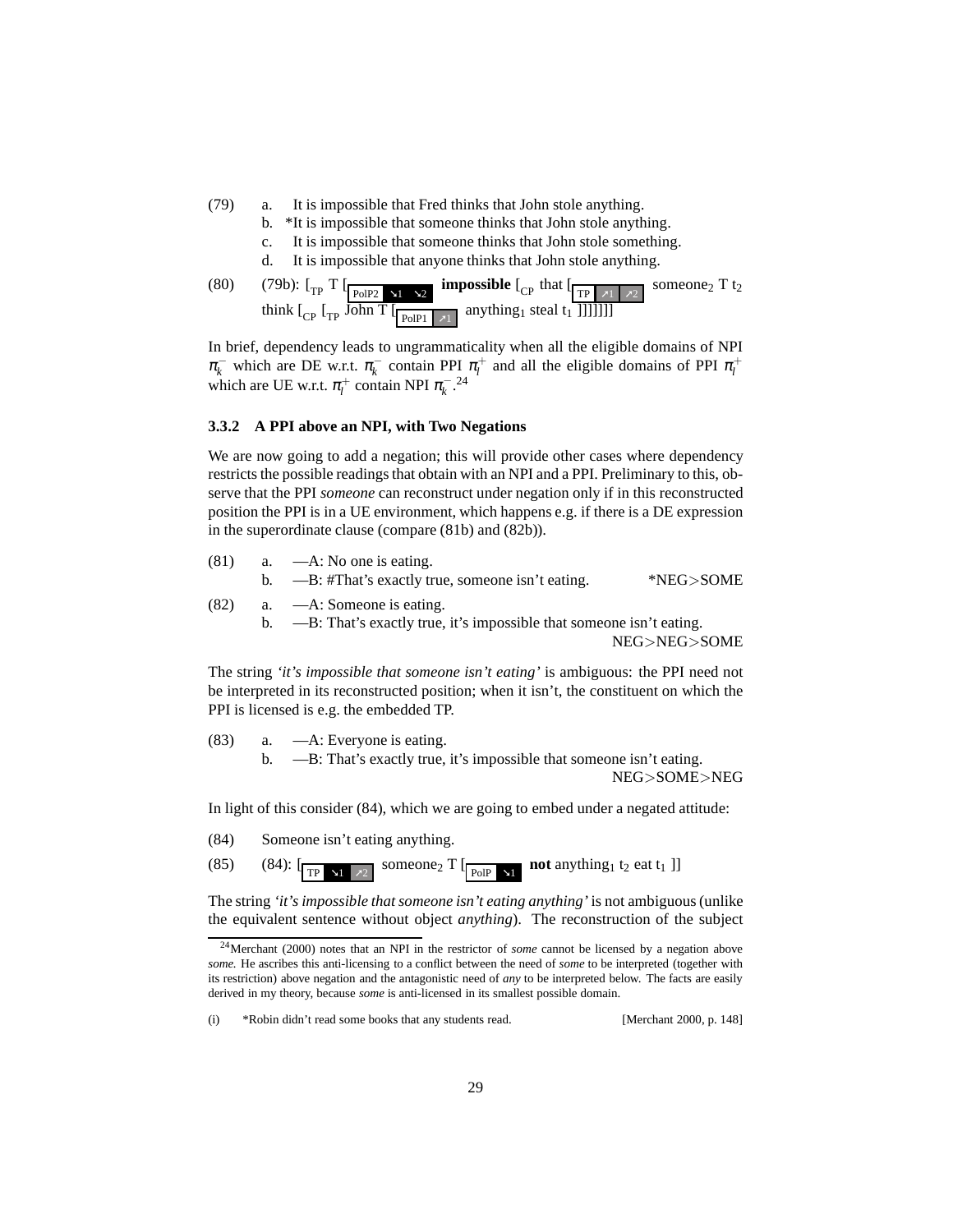(79) a. It is impossible that Fred thinks that John stole anything.

b. *It is impossible that someone thinks that John stole anything.

c. It is impossible that someone thinks that John stole something.

d. It is impossible that anyone thinks that John stole anything.

(80) (79b): [$_{\text{TP}}$ T [$_{\text{PolP2}\ \searrow 1\ \searrow 2}$ **impossible** [$_{\text{CP}}$ that [$_{\text{TP}\ \nearrow 1\ \nearrow 2}$ someone$_2$ T t$_2$ think [$_{\text{CP}}$ [$_{\text{TP}}$ John T [$_{\text{PolP1}\ \nearrow 1}$ anything$_1$ steal t$_1$ ]]]]]]]

In brief, dependency leads to ungrammaticality when all the eligible domains of NPI $\pi_k^-$ which are DE w.r.t. $\pi_k^-$ contain PPI $\pi_l^+$ and all the eligible domains of PPI $\pi_l^+$ which are UE w.r.t. $\pi_l^+$ contain NPI $\pi_k^-$.[24]

### 3.3.2 A PPI above an NPI, with Two Negations

We are now going to add a negation; this will provide other cases where dependency restricts the possible readings that obtain with an NPI and a PPI. Preliminary to this, observe that the PPI *someone* can reconstruct under negation only if in this reconstructed position the PPI is in a UE environment, which happens e.g. if there is a DE expression in the superordinate clause (compare (81b) and (82b)).

(81) a. —A: No one is eating.

b. —B: #That's exactly true, someone isn't eating. *NEG>SOME

(82) a. —A: Someone is eating.

b. —B: That's exactly true, it's impossible that someone isn't eating. NEG>NEG>SOME

The string *'it's impossible that someone isn't eating'* is ambiguous: the PPI need not be interpreted in its reconstructed position; when it isn't, the constituent on which the PPI is licensed is e.g. the embedded TP.

(83) a. —A: Everyone is eating.

b. —B: That's exactly true, it's impossible that someone isn't eating. NEG>SOME>NEG

In light of this consider (84), which we are going to embed under a negated attitude:

(84) Someone isn't eating anything.

(85) (84): [$_{\text{TP}\ \searrow 1\ \nearrow 2}$ someone$_2$ T [$_{\text{PolP}\ \searrow 1}$ **not** anything$_1$ t$_2$ eat t$_1$ ]]

The string *'it's impossible that someone isn't eating anything'* is not ambiguous (unlike the equivalent sentence without object *anything*). The reconstruction of the subject

[24] Merchant (2000) notes that an NPI in the restrictor of *some* cannot be licensed by a negation above *some.* He ascribes this anti-licensing to a conflict between the need of *some* to be interpreted (together with its restriction) above negation and the antagonistic need of *any* to be interpreted below. The facts are easily derived in my theory, because *some* is anti-licensed in its smallest possible domain.

(i) *Robin didn't read some books that any students read. [Merchant 2000, p. 148]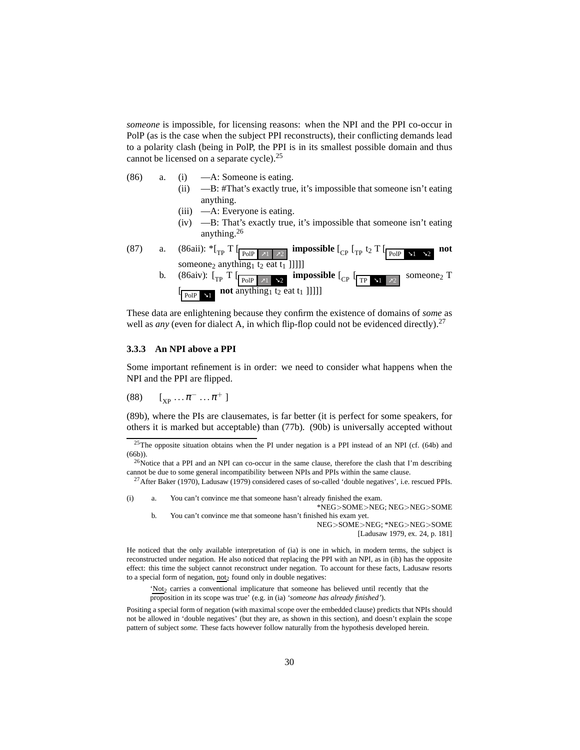*someone* is impossible, for licensing reasons: when the NPI and the PPI co-occur in PolP (as is the case when the subject PPI reconstructs), their conflicting demands lead to a polarity clash (being in PolP, the PPI is in its smallest possible domain and thus cannot be licensed on a separate cycle).[25]

(86) a. (i) —A: Someone is eating.
(ii) —B: #That's exactly true, it's impossible that someone isn't eating anything.
(iii) —A: Everyone is eating.
(iv) —B: That's exactly true, it's impossible that someone isn't eating anything.[26]

(87) a. (86aii): *[$_{TP}$ T [$_{\boxed{PolP\ ↗1\ ↗2}}$ **impossible** [$_{CP}$ [$_{TP}$ t$_2$ T [$_{\boxed{PolP\ ↘1\ ↘2}}$ **not** someone$_2$ anything$_1$ t$_2$ eat t$_1$ ]]]]]

b. (86aiv): [$_{TP}$ T [$_{\boxed{PolP\ ↗1\ ↘2}}$ **impossible** [$_{CP}$ [$_{\boxed{TP\ ↘1\ ↗2}}$ someone$_2$ T [$_{\boxed{PolP\ ↘1}}$ **not** anything$_1$ t$_2$ eat t$_1$ ]]]]]

These data are enlightening because they confirm the existence of domains of *some* as well as *any* (even for dialect A, in which flip-flop could not be evidenced directly).[27]

### 3.3.3 An NPI above a PPI

Some important refinement is in order: we need to consider what happens when the NPI and the PPI are flipped.

(88) $[_{XP} \ldots \pi^{-} \ldots \pi^{+}]$

(89b), where the PIs are clausemates, is far better (it is perfect for some speakers, for others it is marked but acceptable) than (77b). (90b) is universally accepted without

---

[25] The opposite situation obtains when the PI under negation is a PPI instead of an NPI (cf. (64b) and (66b)).

[26] Notice that a PPI and an NPI can co-occur in the same clause, therefore the clash that I'm describing cannot be due to some general incompatibility between NPIs and PPIs within the same clause.

[27] After Baker (1970), Ladusaw (1979) considered cases of so-called 'double negatives', i.e. rescued PPIs.

(i) a. You can't convince me that someone hasn't already finished the exam.
*NEG>SOME>NEG; NEG>NEG>SOME
b. You can't convince me that someone hasn't finished his exam yet.
NEG>SOME>NEG; *NEG>NEG>SOME
[Ladusaw 1979, ex. 24, p. 181]

He noticed that the only available interpretation of (ia) is one in which, in modern terms, the subject is reconstructed under negation. He also noticed that replacing the PPI with an NPI, as in (ib) has the opposite effect: this time the subject cannot reconstruct under negation. To account for these facts, Ladusaw resorts to a special form of negation, not$_2$ found only in double negatives:

> 'Not$_2$ carries a conventional implicature that someone has believed until recently that the proposition in its scope was true' (e.g. in (ia) '*someone has already finished*').

Positing a special form of negation (with maximal scope over the embedded clause) predicts that NPIs should not be allowed in 'double negatives' (but they are, as shown in this section), and doesn't explain the scope pattern of subject *some.* These facts however follow naturally from the hypothesis developed herein.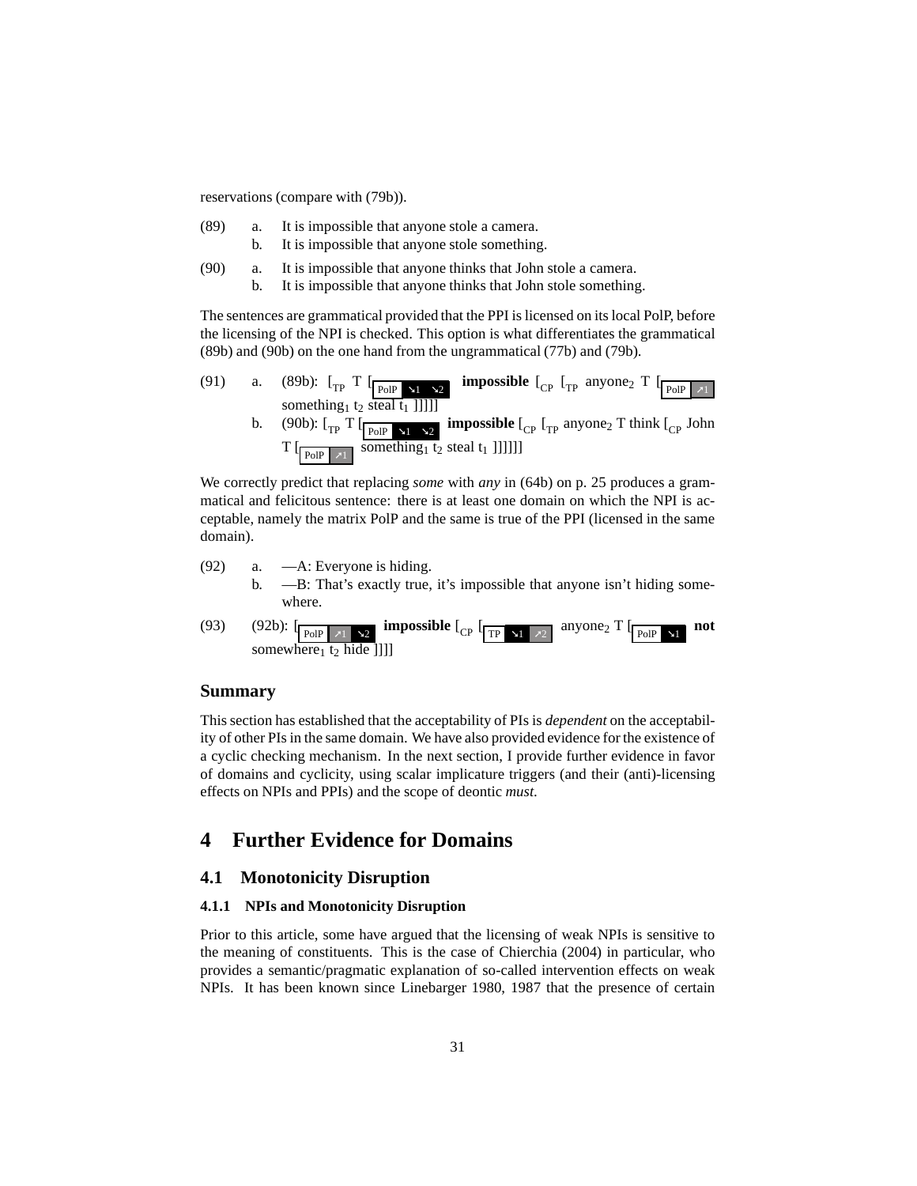reservations (compare with (79b)).

(89) a. It is impossible that anyone stole a camera.
b. It is impossible that anyone stole something.

(90) a. It is impossible that anyone thinks that John stole a camera.
b. It is impossible that anyone thinks that John stole something.

The sentences are grammatical provided that the PPI is licensed on its local PolP, before the licensing of the NPI is checked. This option is what differentiates the grammatical (89b) and (90b) on the one hand from the ungrammatical (77b) and (79b).

(91) a. (89b): [$_{TP}$ T [$_{\text{PolP}\ \searrow 1\ \searrow 2}$ **impossible** [$_{CP}$ [$_{TP}$ anyone$_2$ T [$_{\text{PolP}\ \nearrow 1}$ something$_1$ t$_2$ steal t$_1$ ]]]]]
b. (90b): [$_{TP}$ T [$_{\text{PolP}\ \searrow 1\ \searrow 2}$ **impossible** [$_{CP}$ [$_{TP}$ anyone$_2$ T think [$_{CP}$ John T [$_{\text{PolP}\ \nearrow 1}$ something$_1$ t$_2$ steal t$_1$ ]]]]]]

We correctly predict that replacing *some* with *any* in (64b) on p. 25 produces a grammatical and felicitous sentence: there is at least one domain on which the NPI is acceptable, namely the matrix PolP and the same is true of the PPI (licensed in the same domain).

(92) a. —A: Everyone is hiding.
b. —B: That's exactly true, it's impossible that anyone isn't hiding somewhere.

(93) (92b): [$_{\text{PolP}\ \nearrow 1\ \searrow 2}$ **impossible** [$_{CP}$ [$_{\text{TP}\ \searrow 1\ \nearrow 2}$ anyone$_2$ T [$_{\text{PolP}\ \searrow 1}$ **not** somewhere$_1$ t$_2$ hide ]]]]

## Summary

This section has established that the acceptability of PIs is *dependent* on the acceptability of other PIs in the same domain. We have also provided evidence for the existence of a cyclic checking mechanism. In the next section, I provide further evidence in favor of domains and cyclicity, using scalar implicature triggers (and their (anti)-licensing effects on NPIs and PPIs) and the scope of deontic *must*.

# 4 Further Evidence for Domains

## 4.1 Monotonicity Disruption

### 4.1.1 NPIs and Monotonicity Disruption

Prior to this article, some have argued that the licensing of weak NPIs is sensitive to the meaning of constituents. This is the case of Chierchia (2004) in particular, who provides a semantic/pragmatic explanation of so-called intervention effects on weak NPIs. It has been known since Linebarger 1980, 1987 that the presence of certain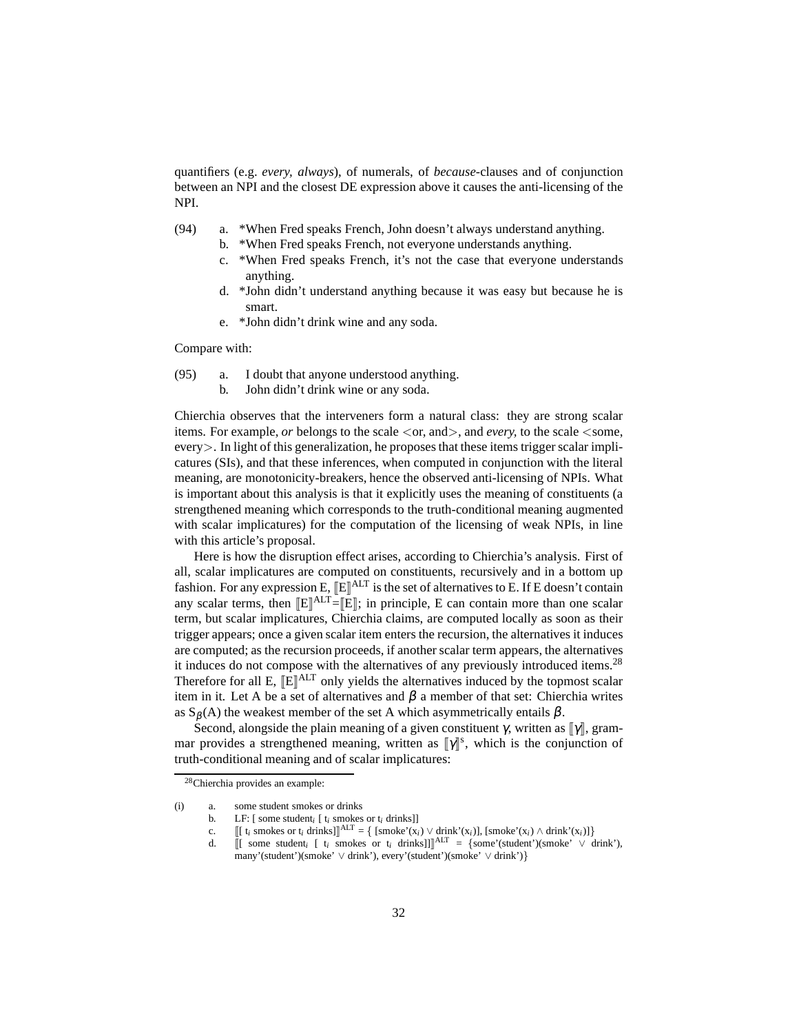quantifiers (e.g. *every, always*), of numerals, of *because*-clauses and of conjunction between an NPI and the closest DE expression above it causes the anti-licensing of the NPI.

(94)
- a. *When Fred speaks French, John doesn't always understand anything.
- b. *When Fred speaks French, not everyone understands anything.
- c. *When Fred speaks French, it's not the case that everyone understands anything.
- d. *John didn't understand anything because it was easy but because he is smart.
- e. *John didn't drink wine and any soda.

Compare with:

(95)
- a. I doubt that anyone understood anything.
- b. John didn't drink wine or any soda.

Chierchia observes that the interveners form a natural class: they are strong scalar items. For example, *or* belongs to the scale <or, and>, and *every*, to the scale <some, every>. In light of this generalization, he proposes that these items trigger scalar implicatures (SIs), and that these inferences, when computed in conjunction with the literal meaning, are monotonicity-breakers, hence the observed anti-licensing of NPIs. What is important about this analysis is that it explicitly uses the meaning of constituents (a strengthened meaning which corresponds to the truth-conditional meaning augmented with scalar implicatures) for the computation of the licensing of weak NPIs, in line with this article's proposal.

Here is how the disruption effect arises, according to Chierchia's analysis. First of all, scalar implicatures are computed on constituents, recursively and in a bottom up fashion. For any expression E, $[\![E]\!]^{ALT}$ is the set of alternatives to E. If E doesn't contain any scalar terms, then $[\![E]\!]^{ALT}=[\![E]\!]$; in principle, E can contain more than one scalar term, but scalar implicatures, Chierchia claims, are computed locally as soon as their trigger appears; once a given scalar item enters the recursion, the alternatives it induces are computed; as the recursion proceeds, if another scalar term appears, the alternatives it induces do not compose with the alternatives of any previously introduced items.[28] Therefore for all E, $[\![E]\!]^{ALT}$ only yields the alternatives induced by the topmost scalar item in it. Let A be a set of alternatives and $\beta$ a member of that set: Chierchia writes as $S_\beta(A)$ the weakest member of the set A which asymmetrically entails $\beta$.

Second, alongside the plain meaning of a given constituent $\gamma$, written as $[\![\gamma]\!]$, grammar provides a strengthened meaning, written as $[\![\gamma]\!]^s$, which is the conjunction of truth-conditional meaning and of scalar implicatures:

[28] Chierchia provides an example:

(i)
- a. some student smokes or drinks
- b. LF: [ some student$_i$ [ t$_i$ smokes or t$_i$ drinks]]
- c. $[\![$[ t$_i$ smokes or t$_i$ drinks]$]\!]^{ALT}$ = { [smoke'(x$_i$) $\vee$ drink'(x$_i$)], [smoke'(x$_i$) $\wedge$ drink'(x$_i$)]}
- d. $[\![$[ some student$_i$ [ t$_i$ smokes or t$_i$ drinks]]$]\!]^{ALT}$ = {some'(student')(smoke' $\vee$ drink'), many'(student')(smoke' $\vee$ drink'), every'(student')(smoke' $\vee$ drink')}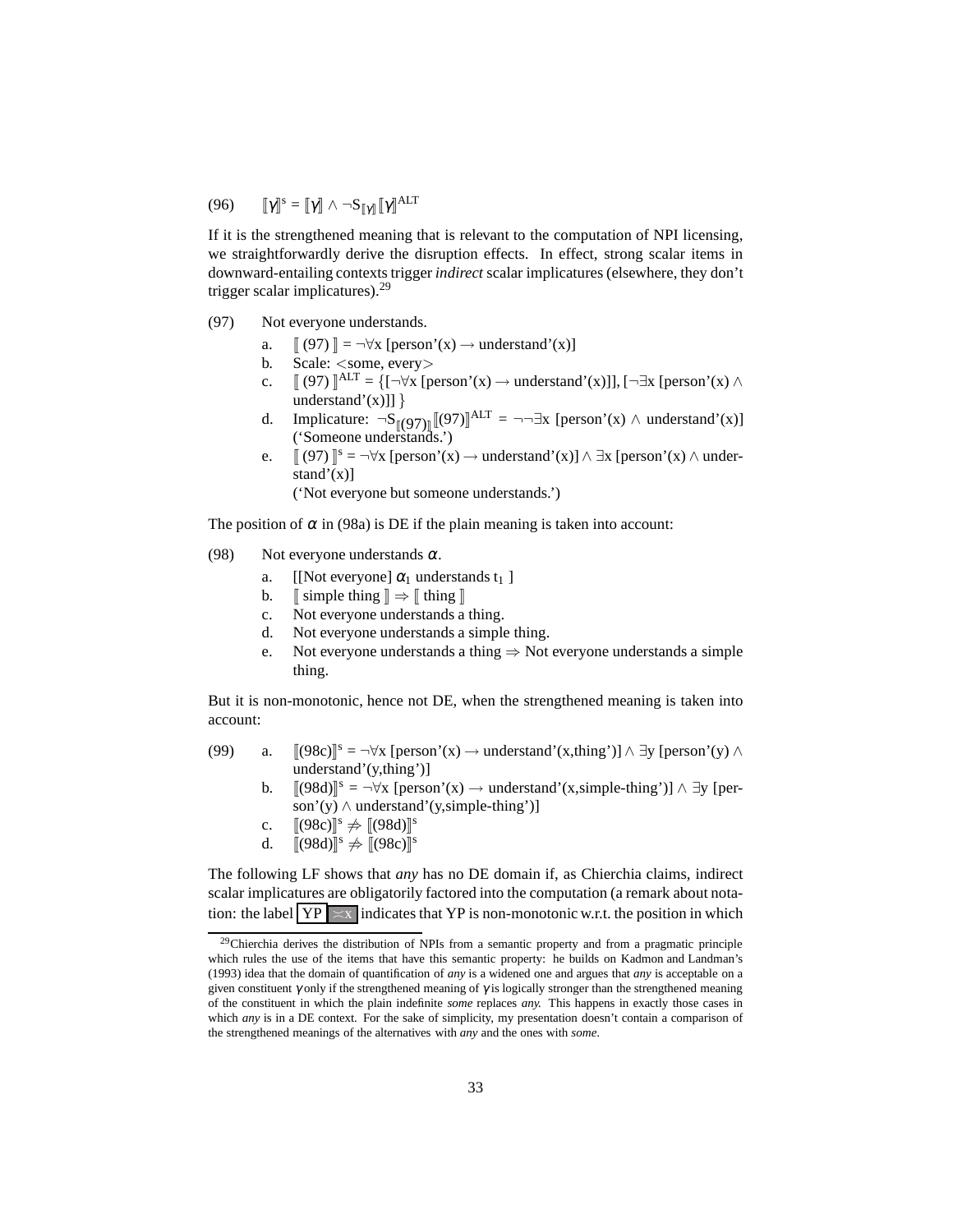(96) $[\![\gamma]\!]^s = [\![\gamma]\!] \wedge \neg S_{[\![\gamma]\!]}[\![\gamma]\!]^{ALT}$

If it is the strengthened meaning that is relevant to the computation of NPI licensing, we straightforwardly derive the disruption effects. In effect, strong scalar items in downward-entailing contexts trigger *indirect* scalar implicatures (elsewhere, they don't trigger scalar implicatures).[29]

(97) Not everyone understands.

a. $[\![ (97) ]\!] = \neg\forall x\, [\text{person'}(x) \rightarrow \text{understand'}(x)]$

b. Scale: <some, every>

c. $[\![ (97) ]\!]^{ALT} = \{[\neg\forall x\, [\text{person'}(x) \rightarrow \text{understand'}(x)]], [\neg\exists x\, [\text{person'}(x) \wedge \text{understand'}(x)]]\}$

d. Implicature: $\neg S_{[\![(97)]\!]}[\![(97)]\!]^{ALT} = \neg\neg\exists x\, [\text{person'}(x) \wedge \text{understand'}(x)]$ ('Someone understands.')

e. $[\![ (97) ]\!]^s = \neg\forall x\, [\text{person'}(x) \rightarrow \text{understand'}(x)] \wedge \exists x\, [\text{person'}(x) \wedge \text{understand'}(x)]$
('Not everyone but someone understands.')

The position of $\alpha$ in (98a) is DE if the plain meaning is taken into account:

(98) Not everyone understands $\alpha$.

a. [[Not everyone] $\alpha_1$ understands $t_1$ ]

b. $[\![ \text{simple thing} ]\!] \Rightarrow [\![ \text{thing} ]\!]$

c. Not everyone understands a thing.

d. Not everyone understands a simple thing.

e. Not everyone understands a thing $\Rightarrow$ Not everyone understands a simple thing.

But it is non-monotonic, hence not DE, when the strengthened meaning is taken into account:

(99)

a. $[\![(98c)]\!]^s = \neg\forall x\, [\text{person'}(x) \rightarrow \text{understand'}(x,\text{thing'})] \wedge \exists y\, [\text{person'}(y) \wedge \text{understand'}(y,\text{thing'})]$

b. $[\![(98d)]\!]^s = \neg\forall x\, [\text{person'}(x) \rightarrow \text{understand'}(x,\text{simple-thing'})] \wedge \exists y\, [\text{person'}(y) \wedge \text{understand'}(y,\text{simple-thing'})]$

c. $[\![(98c)]\!]^s \not\Rightarrow [\![(98d)]\!]^s$

d. $[\![(98d)]\!]^s \not\Rightarrow [\![(98c)]\!]^s$

The following LF shows that *any* has no DE domain if, as Chierchia claims, indirect scalar implicatures are obligatorily factored into the computation (a remark about notation: the label YP $\asymp$x indicates that YP is non-monotonic w.r.t. the position in which

[29] Chierchia derives the distribution of NPIs from a semantic property and from a pragmatic principle which rules the use of the items that have this semantic property: he builds on Kadmon and Landman's (1993) idea that the domain of quantification of *any* is a widened one and argues that *any* is acceptable on a given constituent $\gamma$ only if the strengthened meaning of $\gamma$ is logically stronger than the strengthened meaning of the constituent in which the plain indefinite *some* replaces *any*. This happens in exactly those cases in which *any* is in a DE context. For the sake of simplicity, my presentation doesn't contain a comparison of the strengthened meanings of the alternatives with *any* and the ones with *some*.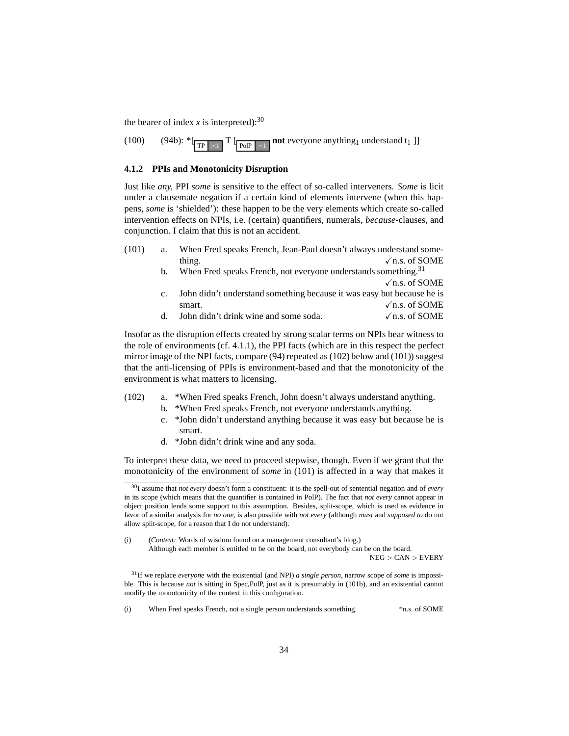the bearer of index *x* is interpreted):[30]

(100) (94b): *[$_{\text{TP} \mid \preceq 1}$ T [$_{\text{PolP} \mid \preceq 1}$ **not** everyone anything$_1$ understand t$_1$ ]]

### 4.1.2 PPIs and Monotonicity Disruption

Just like *any*, PPI *some* is sensitive to the effect of so-called interveners. *Some* is licit under a clausemate negation if a certain kind of elements intervene (when this happens, *some* is 'shielded'): these happen to be the very elements which create so-called intervention effects on NPIs, i.e. (certain) quantifiers, numerals, *because*-clauses, and conjunction. I claim that this is not an accident.

(101)
a. When Fred speaks French, Jean-Paul doesn't always understand something. ✓n.s. of SOME
b. When Fred speaks French, not everyone understands something.[31] ✓n.s. of SOME
c. John didn't understand something because it was easy but because he is smart. ✓n.s. of SOME
d. John didn't drink wine and some soda. ✓n.s. of SOME

Insofar as the disruption effects created by strong scalar terms on NPIs bear witness to the role of environments (cf. 4.1.1), the PPI facts (which are in this respect the perfect mirror image of the NPI facts, compare (94) repeated as (102) below and (101)) suggest that the anti-licensing of PPIs is environment-based and that the monotonicity of the environment is what matters to licensing.

(102)
a. *When Fred speaks French, John doesn't always understand anything.
b. *When Fred speaks French, not everyone understands anything.
c. *John didn't understand anything because it was easy but because he is smart.
d. *John didn't drink wine and any soda.

To interpret these data, we need to proceed stepwise, though. Even if we grant that the monotonicity of the environment of *some* in (101) is affected in a way that makes it

---

[30] I assume that *not every* doesn't form a constituent: it is the spell-out of sentential negation and of *every* in its scope (which means that the quantifier is contained in PolP). The fact that *not every* cannot appear in object position lends some support to this assumption. Besides, split-scope, which is used as evidence in favor of a similar analysis for *no one*, is also possible with *not every* (although *must* and *supposed to* do not allow split-scope, for a reason that I do not understand).

(i) (*Context:* Words of wisdom found on a management consultant's blog.)
Although each member is entitled to be on the board, not everybody can be on the board.
NEG > CAN > EVERY

[31] If we replace *everyone* with the existential (and NPI) *a single person*, narrow scope of *some* is impossible. This is because *not* is sitting in Spec,PolP, just as it is presumably in (101b), and an existential cannot modify the monotonicity of the context in this configuration.

(i) When Fred speaks French, not a single person understands something. *n.s. of SOME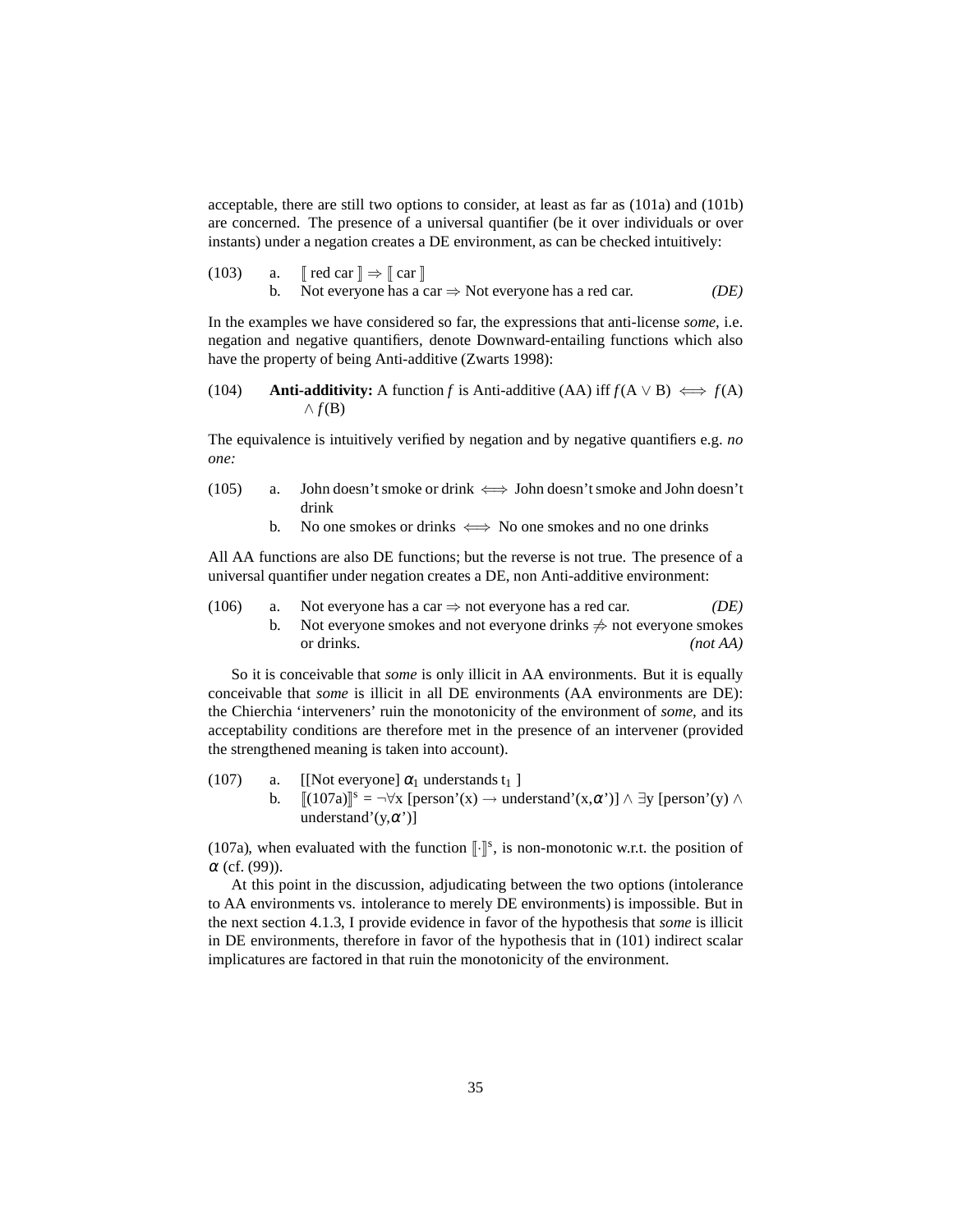acceptable, there are still two options to consider, at least as far as (101a) and (101b) are concerned. The presence of a universal quantifier (be it over individuals or over instants) under a negation creates a DE environment, as can be checked intuitively:

(103) a. $[\![$ red car $]\!] \Rightarrow [\![$ car $]\!]$
b. Not everyone has a car $\Rightarrow$ Not everyone has a red car. *(DE)*

In the examples we have considered so far, the expressions that anti-license *some*, i.e. negation and negative quantifiers, denote Downward-entailing functions which also have the property of being Anti-additive (Zwarts 1998):

(104) **Anti-additivity:** A function $f$ is Anti-additive (AA) iff $f(A \vee B) \iff f(A) \wedge f(B)$

The equivalence is intuitively verified by negation and by negative quantifiers e.g. *no one:*

(105) a. John doesn't smoke or drink $\iff$ John doesn't smoke and John doesn't drink
b. No one smokes or drinks $\iff$ No one smokes and no one drinks

All AA functions are also DE functions; but the reverse is not true. The presence of a universal quantifier under negation creates a DE, non Anti-additive environment:

(106) a. Not everyone has a car $\Rightarrow$ not everyone has a red car. *(DE)*
b. Not everyone smokes and not everyone drinks $\not\Rightarrow$ not everyone smokes or drinks. *(not AA)*

So it is conceivable that *some* is only illicit in AA environments. But it is equally conceivable that *some* is illicit in all DE environments (AA environments are DE): the Chierchia 'interveners' ruin the monotonicity of the environment of *some,* and its acceptability conditions are therefore met in the presence of an intervener (provided the strengthened meaning is taken into account).

(107) a. [[Not everyone] $\alpha_1$ understands $t_1$ ]
b. $[\![(107a)]\!]^s = \neg\forall x$ [person'(x) $\rightarrow$ understand'(x,$\alpha$')] $\wedge$ $\exists y$ [person'(y) $\wedge$ understand'(y,$\alpha$')]

(107a), when evaluated with the function $[\![\cdot]\!]^s$, is non-monotonic w.r.t. the position of $\alpha$ (cf. (99)).

At this point in the discussion, adjudicating between the two options (intolerance to AA environments vs. intolerance to merely DE environments) is impossible. But in the next section 4.1.3, I provide evidence in favor of the hypothesis that *some* is illicit in DE environments, therefore in favor of the hypothesis that in (101) indirect scalar implicatures are factored in that ruin the monotonicity of the environment.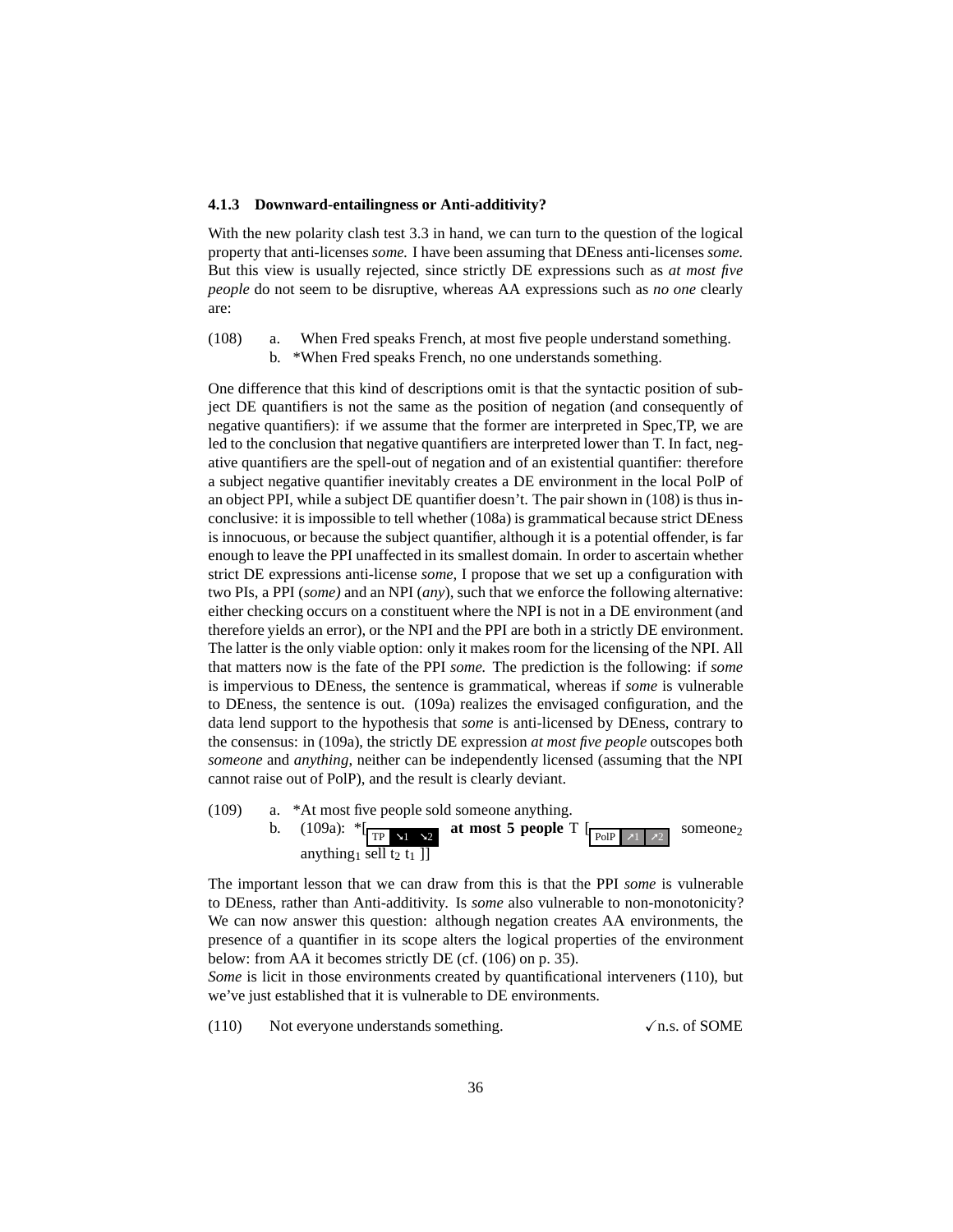### 4.1.3 Downward-entailingness or Anti-additivity?

With the new polarity clash test 3.3 in hand, we can turn to the question of the logical property that anti-licenses *some.* I have been assuming that DEness anti-licenses *some.* But this view is usually rejected, since strictly DE expressions such as *at most five people* do not seem to be disruptive, whereas AA expressions such as *no one* clearly are:

(108) a. When Fred speaks French, at most five people understand something.
b. *When Fred speaks French, no one understands something.

One difference that this kind of descriptions omit is that the syntactic position of subject DE quantifiers is not the same as the position of negation (and consequently of negative quantifiers): if we assume that the former are interpreted in Spec,TP, we are led to the conclusion that negative quantifiers are interpreted lower than T. In fact, negative quantifiers are the spell-out of negation and of an existential quantifier: therefore a subject negative quantifier inevitably creates a DE environment in the local PolP of an object PPI, while a subject DE quantifier doesn't. The pair shown in (108) is thus inconclusive: it is impossible to tell whether (108a) is grammatical because strict DEness is innocuous, or because the subject quantifier, although it is a potential offender, is far enough to leave the PPI unaffected in its smallest domain. In order to ascertain whether strict DE expressions anti-license *some,* I propose that we set up a configuration with two PIs, a PPI (*some)* and an NPI (*any*), such that we enforce the following alternative: either checking occurs on a constituent where the NPI is not in a DE environment (and therefore yields an error), or the NPI and the PPI are both in a strictly DE environment. The latter is the only viable option: only it makes room for the licensing of the NPI. All that matters now is the fate of the PPI *some.* The prediction is the following: if *some* is impervious to DEness, the sentence is grammatical, whereas if *some* is vulnerable to DEness, the sentence is out. (109a) realizes the envisaged configuration, and the data lend support to the hypothesis that *some* is anti-licensed by DEness, contrary to the consensus: in (109a), the strictly DE expression *at most five people* outscopes both *someone* and *anything,* neither can be independently licensed (assuming that the NPI cannot raise out of PolP), and the result is clearly deviant.

(109) a. *At most five people sold someone anything.
b. (109a): *[$_{\text{TP}\ \searrow1\ \searrow2}$ **at most 5 people** T [$_{\text{PolP}\ \nearrow1\ \nearrow2}$ someone$_2$ anything$_1$ sell $t_2$ $t_1$ ]]

The important lesson that we can draw from this is that the PPI *some* is vulnerable to DEness, rather than Anti-additivity. Is *some* also vulnerable to non-monotonicity? We can now answer this question: although negation creates AA environments, the presence of a quantifier in its scope alters the logical properties of the environment below: from AA it becomes strictly DE (cf. (106) on p. 35).
*Some* is licit in those environments created by quantificational interveners (110), but we've just established that it is vulnerable to DE environments.

(110) Not everyone understands something. ✓n.s. of SOME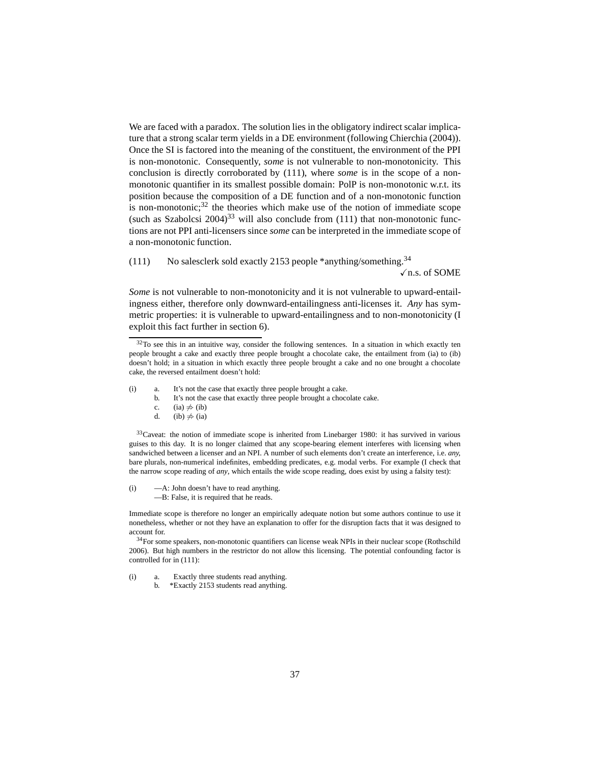We are faced with a paradox. The solution lies in the obligatory indirect scalar implicature that a strong scalar term yields in a DE environment (following Chierchia (2004)). Once the SI is factored into the meaning of the constituent, the environment of the PPI is non-monotonic. Consequently, *some* is not vulnerable to non-monotonicity. This conclusion is directly corroborated by (111), where *some* is in the scope of a non-monotonic quantifier in its smallest possible domain: PolP is non-monotonic w.r.t. its position because the composition of a DE function and of a non-monotonic function is non-monotonic;[32] the theories which make use of the notion of immediate scope (such as Szabolcsi 2004)[33] will also conclude from (111) that non-monotonic functions are not PPI anti-licensers since *some* can be interpreted in the immediate scope of a non-monotonic function.

(111) No salesclerk sold exactly 2153 people *anything/something.[34]
✓n.s. of SOME

*Some* is not vulnerable to non-monotonicity and it is not vulnerable to upward-entailingness either, therefore only downward-entailingness anti-licenses it. *Any* has symmetric properties: it is vulnerable to upward-entailingness and to non-monotonicity (I exploit this fact further in section 6).

---

[32] To see this in an intuitive way, consider the following sentences. In a situation in which exactly ten people brought a cake and exactly three people brought a chocolate cake, the entailment from (ia) to (ib) doesn't hold; in a situation in which exactly three people brought a cake and no one brought a chocolate cake, the reversed entailment doesn't hold:

(i) a. It's not the case that exactly three people brought a cake.
  b. It's not the case that exactly three people brought a chocolate cake.
  c. (ia) $\not\Rightarrow$ (ib)
  d. (ib) $\not\Rightarrow$ (ia)

[33] Caveat: the notion of immediate scope is inherited from Linebarger 1980: it has survived in various guises to this day. It is no longer claimed that any scope-bearing element interferes with licensing when sandwiched between a licenser and an NPI. A number of such elements don't create an interference, i.e. *any,* bare plurals, non-numerical indefinites, embedding predicates, e.g. modal verbs. For example (I check that the narrow scope reading of *any*, which entails the wide scope reading, does exist by using a falsity test):

(i) —A: John doesn't have to read anything.
  —B: False, it is required that he reads.

Immediate scope is therefore no longer an empirically adequate notion but some authors continue to use it nonetheless, whether or not they have an explanation to offer for the disruption facts that it was designed to account for.

[34] For some speakers, non-monotonic quantifiers can license weak NPIs in their nuclear scope (Rothschild 2006). But high numbers in the restrictor do not allow this licensing. The potential confounding factor is controlled for in (111):

(i) a. Exactly three students read anything.
  b. *Exactly 2153 students read anything.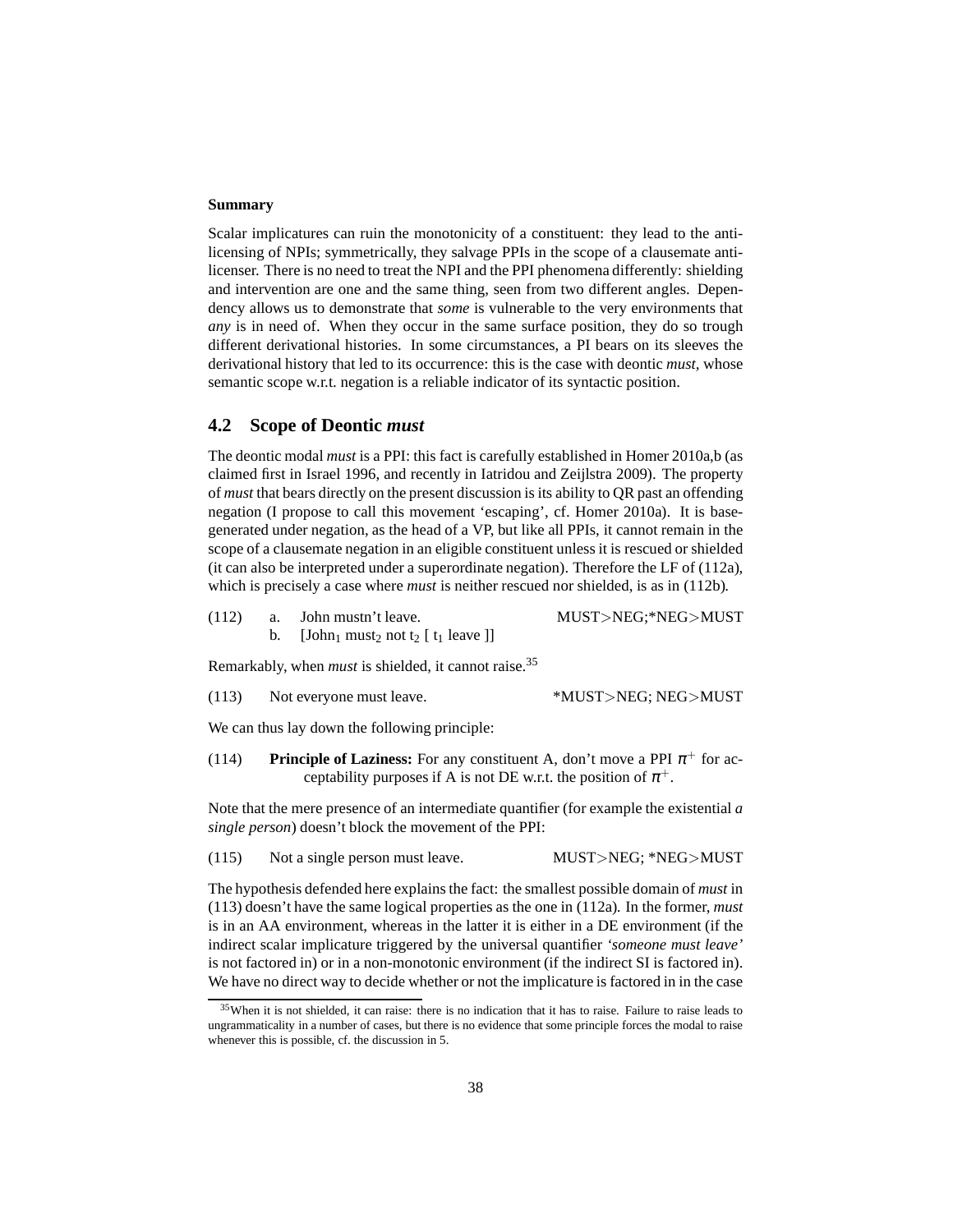**Summary**

Scalar implicatures can ruin the monotonicity of a constituent: they lead to the anti-licensing of NPIs; symmetrically, they salvage PPIs in the scope of a clausemate anti-licenser. There is no need to treat the NPI and the PPI phenomena differently: shielding and intervention are one and the same thing, seen from two different angles. Dependency allows us to demonstrate that *some* is vulnerable to the very environments that *any* is in need of. When they occur in the same surface position, they do so trough different derivational histories. In some circumstances, a PI bears on its sleeves the derivational history that led to its occurrence: this is the case with deontic *must*, whose semantic scope w.r.t. negation is a reliable indicator of its syntactic position.

## 4.2 Scope of Deontic *must*

The deontic modal *must* is a PPI: this fact is carefully established in Homer 2010a,b (as claimed first in Israel 1996, and recently in Iatridou and Zeijlstra 2009). The property of *must* that bears directly on the present discussion is its ability to QR past an offending negation (I propose to call this movement 'escaping', cf. Homer 2010a). It is base-generated under negation, as the head of a VP, but like all PPIs, it cannot remain in the scope of a clausemate negation in an eligible constituent unless it is rescued or shielded (it can also be interpreted under a superordinate negation). Therefore the LF of (112a), which is precisely a case where *must* is neither rescued nor shielded, is as in (112b).

(112) a. John mustn't leave. MUST>NEG;*NEG>MUST
b. [John$_1$ must$_2$ not t$_2$ [ t$_1$ leave ]]

Remarkably, when *must* is shielded, it cannot raise.[35]

(113) Not everyone must leave. *MUST>NEG; NEG>MUST

We can thus lay down the following principle:

(114) **Principle of Laziness:** For any constituent A, don't move a PPI $\pi^+$ for acceptability purposes if A is not DE w.r.t. the position of $\pi^+$.

Note that the mere presence of an intermediate quantifier (for example the existential *a single person*) doesn't block the movement of the PPI:

(115) Not a single person must leave. MUST>NEG; *NEG>MUST

The hypothesis defended here explains the fact: the smallest possible domain of *must* in (113) doesn't have the same logical properties as the one in (112a). In the former, *must* is in an AA environment, whereas in the latter it is either in a DE environment (if the indirect scalar implicature triggered by the universal quantifier *'someone must leave'* is not factored in) or in a non-monotonic environment (if the indirect SI is factored in). We have no direct way to decide whether or not the implicature is factored in in the case

[35] When it is not shielded, it can raise: there is no indication that it has to raise. Failure to raise leads to ungrammaticality in a number of cases, but there is no evidence that some principle forces the modal to raise whenever this is possible, cf. the discussion in 5.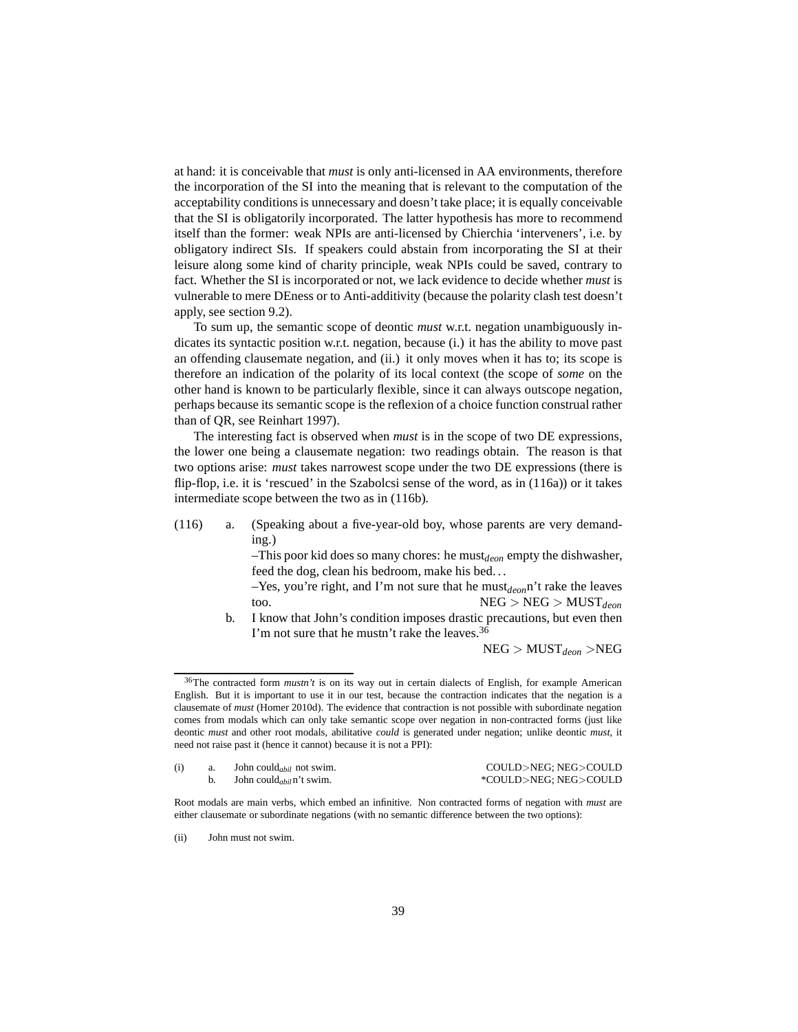at hand: it is conceivable that *must* is only anti-licensed in AA environments, therefore the incorporation of the SI into the meaning that is relevant to the computation of the acceptability conditions is unnecessary and doesn't take place; it is equally conceivable that the SI is obligatorily incorporated. The latter hypothesis has more to recommend itself than the former: weak NPIs are anti-licensed by Chierchia 'interveners', i.e. by obligatory indirect SIs. If speakers could abstain from incorporating the SI at their leisure along some kind of charity principle, weak NPIs could be saved, contrary to fact. Whether the SI is incorporated or not, we lack evidence to decide whether *must* is vulnerable to mere DEness or to Anti-additivity (because the polarity clash test doesn't apply, see section 9.2).

To sum up, the semantic scope of deontic *must* w.r.t. negation unambiguously indicates its syntactic position w.r.t. negation, because (i.) it has the ability to move past an offending clausemate negation, and (ii.) it only moves when it has to; its scope is therefore an indication of the polarity of its local context (the scope of *some* on the other hand is known to be particularly flexible, since it can always outscope negation, perhaps because its semantic scope is the reflexion of a choice function construal rather than of QR, see Reinhart 1997).

The interesting fact is observed when *must* is in the scope of two DE expressions, the lower one being a clausemate negation: two readings obtain. The reason is that two options arise: *must* takes narrowest scope under the two DE expressions (there is flip-flop, i.e. it is 'rescued' in the Szabolcsi sense of the word, as in (116a)) or it takes intermediate scope between the two as in (116b).

(116) a. (Speaking about a five-year-old boy, whose parents are very demanding.)
–This poor kid does so many chores: he must$_{deon}$ empty the dishwasher, feed the dog, clean his bedroom, make his bed...
–Yes, you're right, and I'm not sure that he must$_{deon}$n't rake the leaves too. NEG > NEG > MUST$_{deon}$

b. I know that John's condition imposes drastic precautions, but even then I'm not sure that he mustn't rake the leaves.[36]
NEG > MUST$_{deon}$ > NEG

---

[36] The contracted form *mustn't* is on its way out in certain dialects of English, for example American English. But it is important to use it in our test, because the contraction indicates that the negation is a clausemate of *must* (Homer 2010d). The evidence that contraction is not possible with subordinate negation comes from modals which can only take semantic scope over negation in non-contracted forms (just like deontic *must* and other root modals, abilitative *could* is generated under negation; unlike deontic *must*, it need not raise past it (hence it cannot) because it is not a PPI):

(i) a. John could$_{abil}$ not swim. COULD>NEG; NEG>COULD
b. John could$_{abil}$n't swim. *COULD>NEG; NEG>COULD

Root modals are main verbs, which embed an infinitive. Non contracted forms of negation with *must* are either clausemate or subordinate negations (with no semantic difference between the two options):

(ii) John must not swim.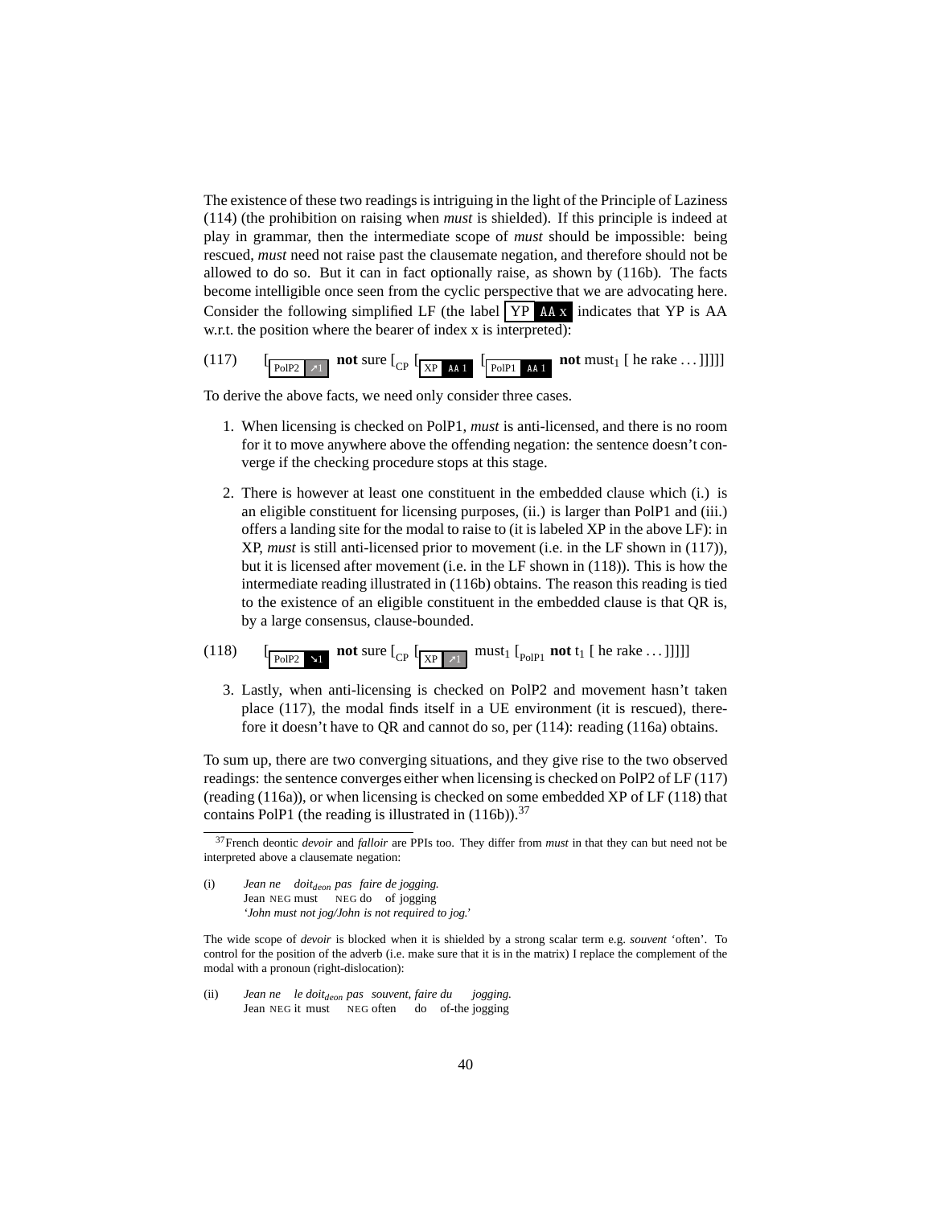The existence of these two readings is intriguing in the light of the Principle of Laziness (114) (the prohibition on raising when *must* is shielded). If this principle is indeed at play in grammar, then the intermediate scope of *must* should be impossible: being rescued, *must* need not raise past the clausemate negation, and therefore should not be allowed to do so. But it can in fact optionally raise, as shown by (116b). The facts become intelligible once seen from the cyclic perspective that we are advocating here. Consider the following simplified LF (the label [YP AA x] indicates that YP is AA w.r.t. the position where the bearer of index x is interpreted):

(117) [$_{\text{PolP2 } \nearrow 1}$ **not** sure [$_{\text{CP}}$ [$_{\text{XP AA 1}}$ [$_{\text{PolP1 AA 1}}$ **not** must$_1$ [ he rake ... ]]]]]

To derive the above facts, we need only consider three cases.

1. When licensing is checked on PolP1, *must* is anti-licensed, and there is no room for it to move anywhere above the offending negation: the sentence doesn't converge if the checking procedure stops at this stage.

2. There is however at least one constituent in the embedded clause which (i.) is an eligible constituent for licensing purposes, (ii.) is larger than PolP1 and (iii.) offers a landing site for the modal to raise to (it is labeled XP in the above LF): in XP, *must* is still anti-licensed prior to movement (i.e. in the LF shown in (117)), but it is licensed after movement (i.e. in the LF shown in (118)). This is how the intermediate reading illustrated in (116b) obtains. The reason this reading is tied to the existence of an eligible constituent in the embedded clause is that QR is, by a large consensus, clause-bounded.

(118) [$_{\text{PolP2 } \searrow 1}$ **not** sure [$_{\text{CP}}$ [$_{\text{XP } \nearrow 1}$ must$_1$ [$_{\text{PolP1}}$ **not** t$_1$ [ he rake ... ]]]]]

3. Lastly, when anti-licensing is checked on PolP2 and movement hasn't taken place (117), the modal finds itself in a UE environment (it is rescued), therefore it doesn't have to QR and cannot do so, per (114): reading (116a) obtains.

To sum up, there are two converging situations, and they give rise to the two observed readings: the sentence converges either when licensing is checked on PolP2 of LF (117) (reading (116a)), or when licensing is checked on some embedded XP of LF (118) that contains PolP1 (the reading is illustrated in (116b)).[37]

---

[37] French deontic *devoir* and *falloir* are PPIs too. They differ from *must* in that they can but need not be interpreted above a clausemate negation:

(i) *Jean ne doit$_{deon}$ pas faire de jogging.*
Jean NEG must NEG do of jogging
'*John must not jog/John is not required to jog.*'

The wide scope of *devoir* is blocked when it is shielded by a strong scalar term e.g. *souvent* 'often'. To control for the position of the adverb (i.e. make sure that it is in the matrix) I replace the complement of the modal with a pronoun (right-dislocation):

(ii) *Jean ne le doit$_{deon}$ pas souvent, faire du jogging.*
Jean NEG it must NEG often do of-the jogging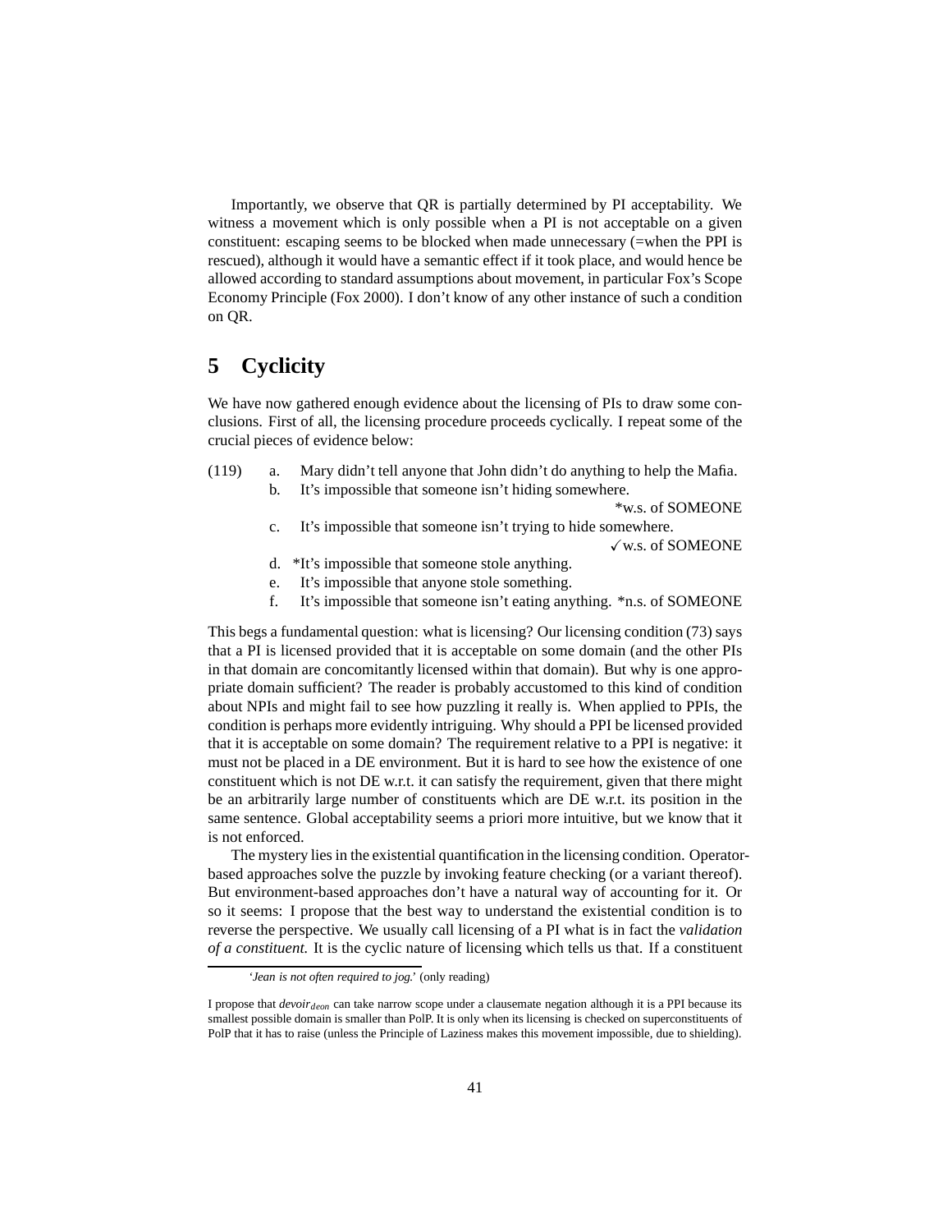Importantly, we observe that QR is partially determined by PI acceptability. We witness a movement which is only possible when a PI is not acceptable on a given constituent: escaping seems to be blocked when made unnecessary (=when the PPI is rescued), although it would have a semantic effect if it took place, and would hence be allowed according to standard assumptions about movement, in particular Fox's Scope Economy Principle (Fox 2000). I don't know of any other instance of such a condition on QR.

## 5 Cyclicity

We have now gathered enough evidence about the licensing of PIs to draw some conclusions. First of all, the licensing procedure proceeds cyclically. I repeat some of the crucial pieces of evidence below:

(119)
a. Mary didn't tell anyone that John didn't do anything to help the Mafia.
b. It's impossible that someone isn't hiding somewhere. *w.s. of SOMEONE
c. It's impossible that someone isn't trying to hide somewhere. ✓w.s. of SOMEONE
d. *It's impossible that someone stole anything.
e. It's impossible that anyone stole something.
f. It's impossible that someone isn't eating anything. *n.s. of SOMEONE

This begs a fundamental question: what is licensing? Our licensing condition (73) says that a PI is licensed provided that it is acceptable on some domain (and the other PIs in that domain are concomitantly licensed within that domain). But why is one appropriate domain sufficient? The reader is probably accustomed to this kind of condition about NPIs and might fail to see how puzzling it really is. When applied to PPIs, the condition is perhaps more evidently intriguing. Why should a PPI be licensed provided that it is acceptable on some domain? The requirement relative to a PPI is negative: it must not be placed in a DE environment. But it is hard to see how the existence of one constituent which is not DE w.r.t. it can satisfy the requirement, given that there might be an arbitrarily large number of constituents which are DE w.r.t. its position in the same sentence. Global acceptability seems a priori more intuitive, but we know that it is not enforced.

The mystery lies in the existential quantification in the licensing condition. Operator-based approaches solve the puzzle by invoking feature checking (or a variant thereof). But environment-based approaches don't have a natural way of accounting for it. Or so it seems: I propose that the best way to understand the existential condition is to reverse the perspective. We usually call licensing of a PI what is in fact the *validation of a constituent.* It is the cyclic nature of licensing which tells us that. If a constituent

---

'*Jean is not often required to jog.*' (only reading)

I propose that *devoir*$_{deon}$ can take narrow scope under a clausemate negation although it is a PPI because its smallest possible domain is smaller than PolP. It is only when its licensing is checked on superconstituents of PolP that it has to raise (unless the Principle of Laziness makes this movement impossible, due to shielding).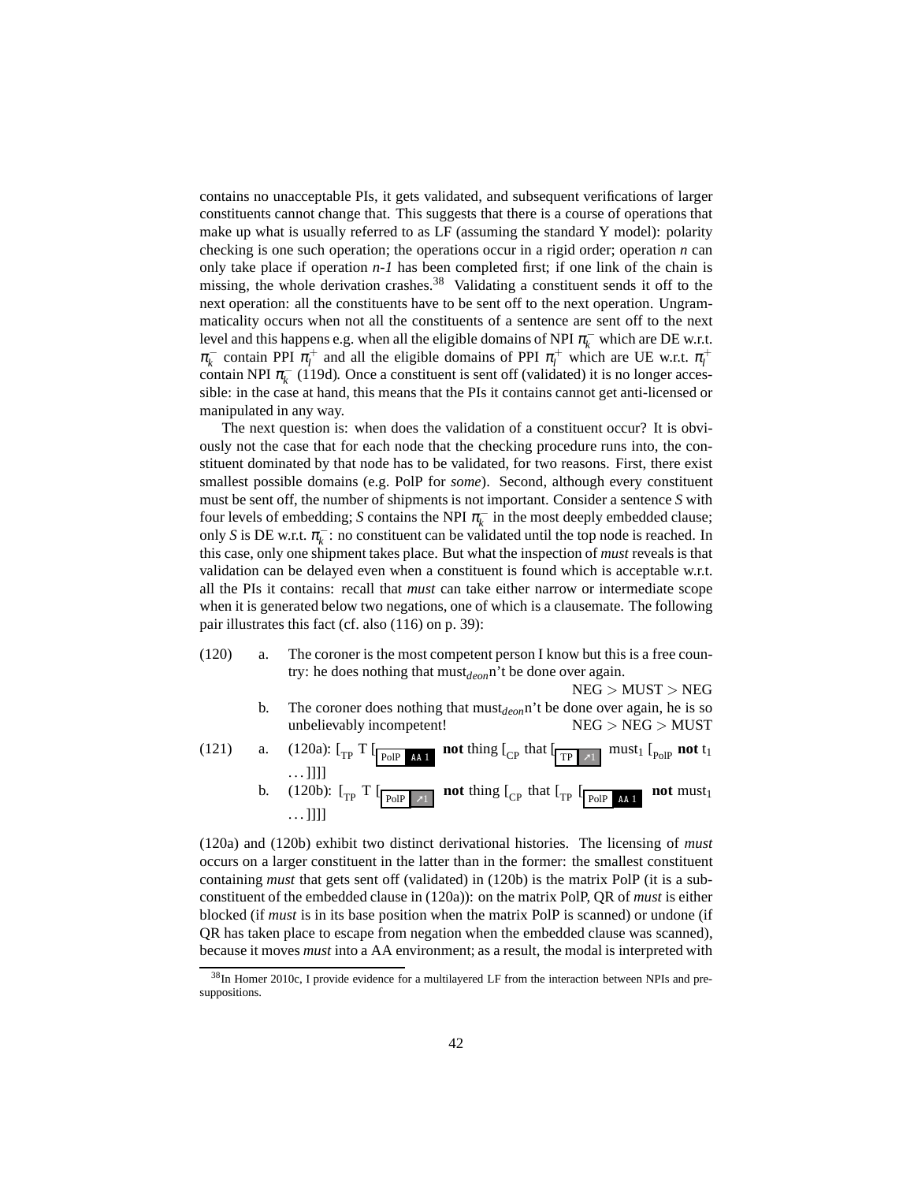contains no unacceptable PIs, it gets validated, and subsequent verifications of larger constituents cannot change that. This suggests that there is a course of operations that make up what is usually referred to as LF (assuming the standard Y model): polarity checking is one such operation; the operations occur in a rigid order; operation *n* can only take place if operation *n-1* has been completed first; if one link of the chain is missing, the whole derivation crashes.[38] Validating a constituent sends it off to the next operation: all the constituents have to be sent off to the next operation. Ungrammaticality occurs when not all the constituents of a sentence are sent off to the next level and this happens e.g. when all the eligible domains of NPI $\pi_k^-$ which are DE w.r.t. $\pi_k^-$ contain PPI $\pi_l^+$ and all the eligible domains of PPI $\pi_l^+$ which are UE w.r.t. $\pi_l^+$ contain NPI $\pi_k^-$ (119d). Once a constituent is sent off (validated) it is no longer accessible: in the case at hand, this means that the PIs it contains cannot get anti-licensed or manipulated in any way.

The next question is: when does the validation of a constituent occur? It is obviously not the case that for each node that the checking procedure runs into, the constituent dominated by that node has to be validated, for two reasons. First, there exist smallest possible domains (e.g. PolP for *some*). Second, although every constituent must be sent off, the number of shipments is not important. Consider a sentence *S* with four levels of embedding; *S* contains the NPI $\pi_k^-$ in the most deeply embedded clause; only *S* is DE w.r.t. $\pi_k^-$: no constituent can be validated until the top node is reached. In this case, only one shipment takes place. But what the inspection of *must* reveals is that validation can be delayed even when a constituent is found which is acceptable w.r.t. all the PIs it contains: recall that *must* can take either narrow or intermediate scope when it is generated below two negations, one of which is a clausemate. The following pair illustrates this fact (cf. also (116) on p. 39):

(120) a. The coroner is the most competent person I know but this is a free country: he does nothing that must$_{deon}$n't be done over again.
NEG > MUST > NEG

b. The coroner does nothing that must$_{deon}$n't be done over again, he is so unbelievably incompetent! NEG > NEG > MUST

(121) a. (120a): [$_{\text{TP}}$ T [$_{\boxed{\text{PolP}\ \text{AA 1}}}$ **not** thing [$_{\text{CP}}$ that [$_{\boxed{\text{TP}\ \nearrow 1}}$ must$_1$ [$_{\text{PolP}}$ **not** t$_1$ ...]]]]

b. (120b): [$_{\text{TP}}$ T [$_{\boxed{\text{PolP}\ \nearrow 1}}$ **not** thing [$_{\text{CP}}$ that [$_{\text{TP}}$ [$_{\boxed{\text{PolP}\ \text{AA 1}}}$ **not** must$_1$ ...]]]]

(120a) and (120b) exhibit two distinct derivational histories. The licensing of *must* occurs on a larger constituent in the latter than in the former: the smallest constituent containing *must* that gets sent off (validated) in (120b) is the matrix PolP (it is a subconstituent of the embedded clause in (120a)): on the matrix PolP, QR of *must* is either blocked (if *must* is in its base position when the matrix PolP is scanned) or undone (if QR has taken place to escape from negation when the embedded clause was scanned), because it moves *must* into a AA environment; as a result, the modal is interpreted with

[38] In Homer 2010c, I provide evidence for a multilayered LF from the interaction between NPIs and presuppositions.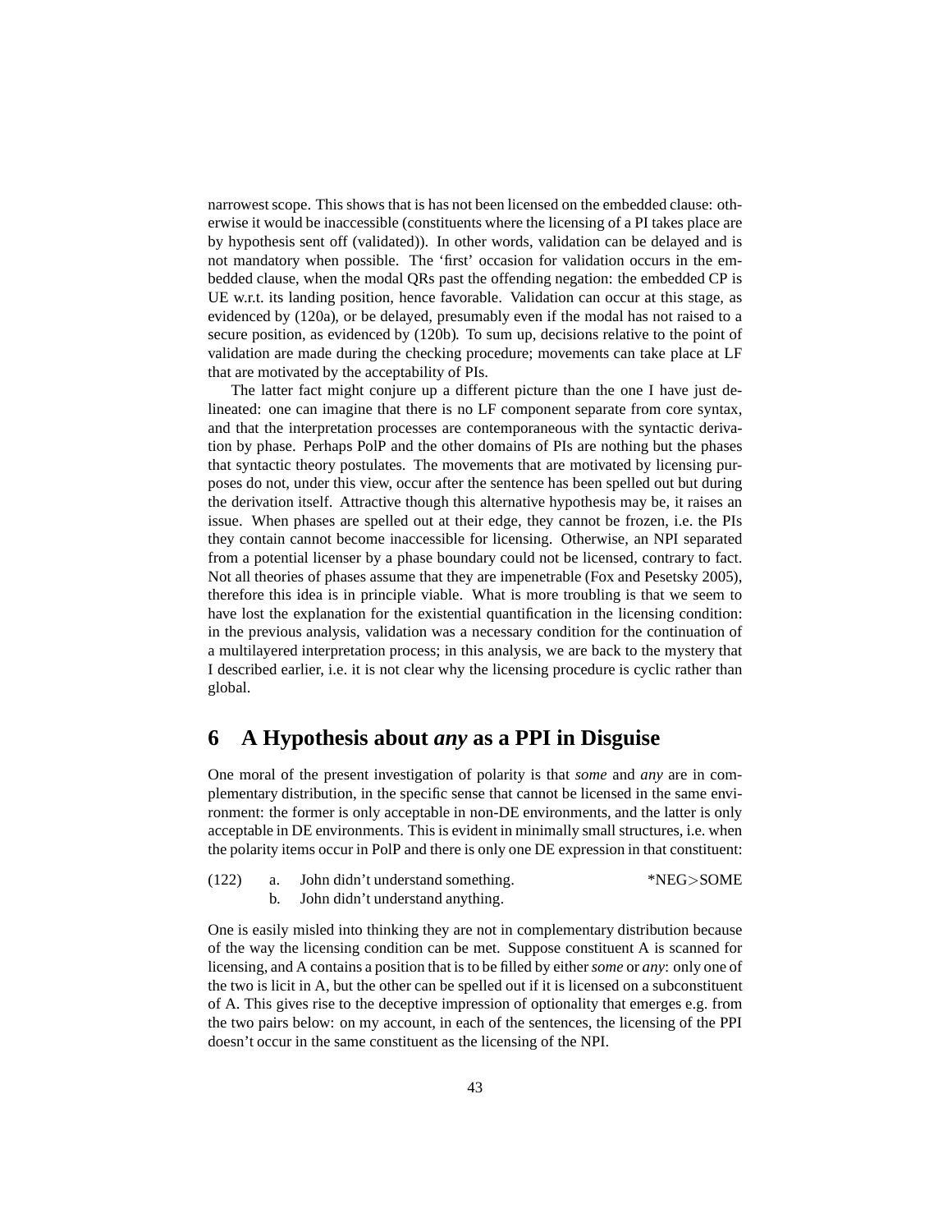narrowest scope. This shows that is has not been licensed on the embedded clause: otherwise it would be inaccessible (constituents where the licensing of a PI takes place are by hypothesis sent off (validated)). In other words, validation can be delayed and is not mandatory when possible. The 'first' occasion for validation occurs in the embedded clause, when the modal QRs past the offending negation: the embedded CP is UE w.r.t. its landing position, hence favorable. Validation can occur at this stage, as evidenced by (120a), or be delayed, presumably even if the modal has not raised to a secure position, as evidenced by (120b). To sum up, decisions relative to the point of validation are made during the checking procedure; movements can take place at LF that are motivated by the acceptability of PIs.

The latter fact might conjure up a different picture than the one I have just delineated: one can imagine that there is no LF component separate from core syntax, and that the interpretation processes are contemporaneous with the syntactic derivation by phase. Perhaps PolP and the other domains of PIs are nothing but the phases that syntactic theory postulates. The movements that are motivated by licensing purposes do not, under this view, occur after the sentence has been spelled out but during the derivation itself. Attractive though this alternative hypothesis may be, it raises an issue. When phases are spelled out at their edge, they cannot be frozen, i.e. the PIs they contain cannot become inaccessible for licensing. Otherwise, an NPI separated from a potential licenser by a phase boundary could not be licensed, contrary to fact. Not all theories of phases assume that they are impenetrable (Fox and Pesetsky 2005), therefore this idea is in principle viable. What is more troubling is that we seem to have lost the explanation for the existential quantification in the licensing condition: in the previous analysis, validation was a necessary condition for the continuation of a multilayered interpretation process; in this analysis, we are back to the mystery that I described earlier, i.e. it is not clear why the licensing procedure is cyclic rather than global.

## 6 A Hypothesis about *any* as a PPI in Disguise

One moral of the present investigation of polarity is that *some* and *any* are in complementary distribution, in the specific sense that cannot be licensed in the same environment: the former is only acceptable in non-DE environments, and the latter is only acceptable in DE environments. This is evident in minimally small structures, i.e. when the polarity items occur in PolP and there is only one DE expression in that constituent:

(122) a. John didn't understand something. *NEG>SOME
b. John didn't understand anything.

One is easily misled into thinking they are not in complementary distribution because of the way the licensing condition can be met. Suppose constituent A is scanned for licensing, and A contains a position that is to be filled by either *some* or *any*: only one of the two is licit in A, but the other can be spelled out if it is licensed on a subconstituent of A. This gives rise to the deceptive impression of optionality that emerges e.g. from the two pairs below: on my account, in each of the sentences, the licensing of the PPI doesn't occur in the same constituent as the licensing of the NPI.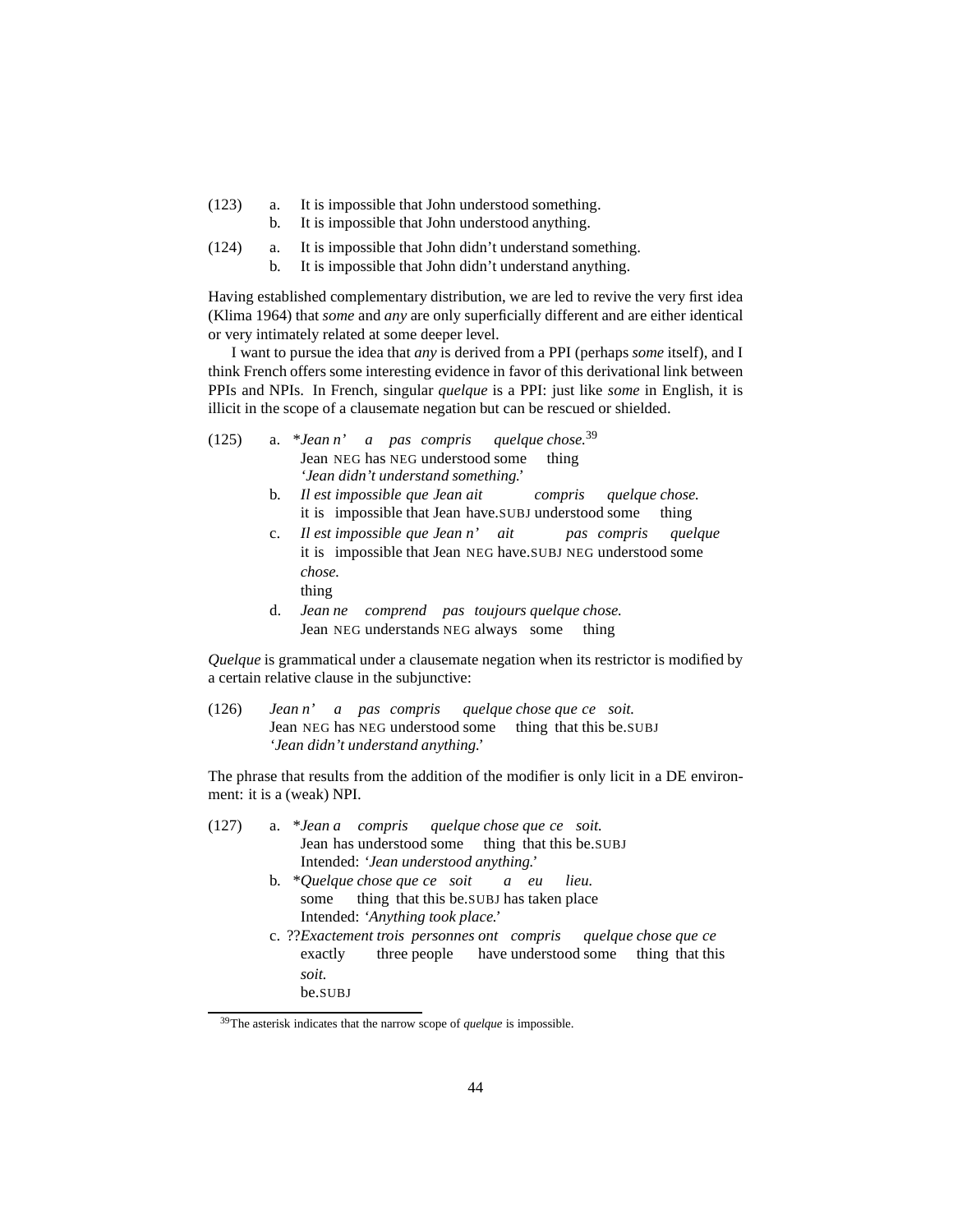(123) a. It is impossible that John understood something.
b. It is impossible that John understood anything.

(124) a. It is impossible that John didn't understand something.
b. It is impossible that John didn't understand anything.

Having established complementary distribution, we are led to revive the very first idea (Klima 1964) that *some* and *any* are only superficially different and are either identical or very intimately related at some deeper level.

I want to pursue the idea that *any* is derived from a PPI (perhaps *some* itself), and I think French offers some interesting evidence in favor of this derivational link between PPIs and NPIs. In French, singular *quelque* is a PPI: just like *some* in English, it is illicit in the scope of a clausemate negation but can be rescued or shielded.

(125) a. \**Jean n' a pas compris quelque chose.*[39]
Jean NEG has NEG understood some thing
'*Jean didn't understand something.*'
b. *Il est impossible que Jean ait compris quelque chose.*
it is impossible that Jean have.SUBJ understood some thing
c. *Il est impossible que Jean n' ait pas compris quelque chose.*
it is impossible that Jean NEG have.SUBJ NEG understood some thing
d. *Jean ne comprend pas toujours quelque chose.*
Jean NEG understands NEG always some thing

*Quelque* is grammatical under a clausemate negation when its restrictor is modified by a certain relative clause in the subjunctive:

(126) *Jean n' a pas compris quelque chose que ce soit.*
Jean NEG has NEG understood some thing that this be.SUBJ
'*Jean didn't understand anything.*'

The phrase that results from the addition of the modifier is only licit in a DE environment: it is a (weak) NPI.

(127) a. \**Jean a compris quelque chose que ce soit.*
Jean has understood some thing that this be.SUBJ
Intended: '*Jean understood anything.*'
b. \**Quelque chose que ce soit a eu lieu.*
some thing that this be.SUBJ has taken place
Intended: '*Anything took place.*'
c. ??*Exactement trois personnes ont compris quelque chose que ce soit.*
exactly three people have understood some thing that this be.SUBJ

[39] The asterisk indicates that the narrow scope of *quelque* is impossible.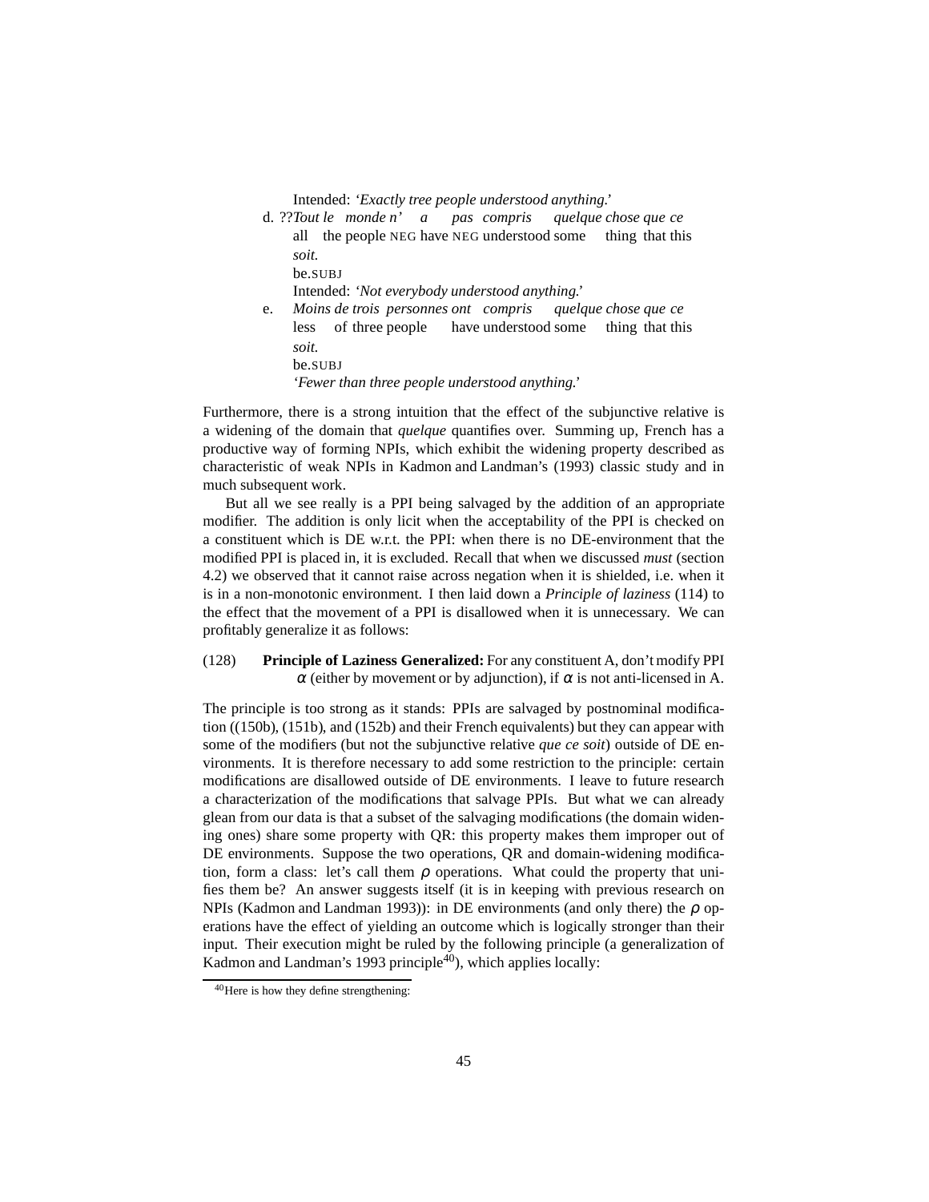Intended: '*Exactly tree people understood anything.*'

d. ??*Tout le monde n' a pas compris quelque chose que ce soit.*
   all the people NEG have NEG understood some thing that this be.SUBJ
   Intended: '*Not everybody understood anything.*'

e. *Moins de trois personnes ont compris quelque chose que ce soit.*
   less of three people have understood some thing that this be.SUBJ
   '*Fewer than three people understood anything.*'

Furthermore, there is a strong intuition that the effect of the subjunctive relative is a widening of the domain that *quelque* quantifies over. Summing up, French has a productive way of forming NPIs, which exhibit the widening property described as characteristic of weak NPIs in Kadmon and Landman's (1993) classic study and in much subsequent work.

But all we see really is a PPI being salvaged by the addition of an appropriate modifier. The addition is only licit when the acceptability of the PPI is checked on a constituent which is DE w.r.t. the PPI: when there is no DE-environment that the modified PPI is placed in, it is excluded. Recall that when we discussed *must* (section 4.2) we observed that it cannot raise across negation when it is shielded, i.e. when it is in a non-monotonic environment. I then laid down a *Principle of laziness* (114) to the effect that the movement of a PPI is disallowed when it is unnecessary. We can profitably generalize it as follows:

(128) **Principle of Laziness Generalized:** For any constituent A, don't modify PPI $\alpha$ (either by movement or by adjunction), if $\alpha$ is not anti-licensed in A.

The principle is too strong as it stands: PPIs are salvaged by postnominal modification ((150b), (151b), and (152b) and their French equivalents) but they can appear with some of the modifiers (but not the subjunctive relative *que ce soit*) outside of DE environments. It is therefore necessary to add some restriction to the principle: certain modifications are disallowed outside of DE environments. I leave to future research a characterization of the modifications that salvage PPIs. But what we can already glean from our data is that a subset of the salvaging modifications (the domain widening ones) share some property with QR: this property makes them improper out of DE environments. Suppose the two operations, QR and domain-widening modification, form a class: let's call them $\rho$ operations. What could the property that unifies them be? An answer suggests itself (it is in keeping with previous research on NPIs (Kadmon and Landman 1993)): in DE environments (and only there) the $\rho$ operations have the effect of yielding an outcome which is logically stronger than their input. Their execution might be ruled by the following principle (a generalization of Kadmon and Landman's 1993 principle[40]), which applies locally:

[40] Here is how they define strengthening: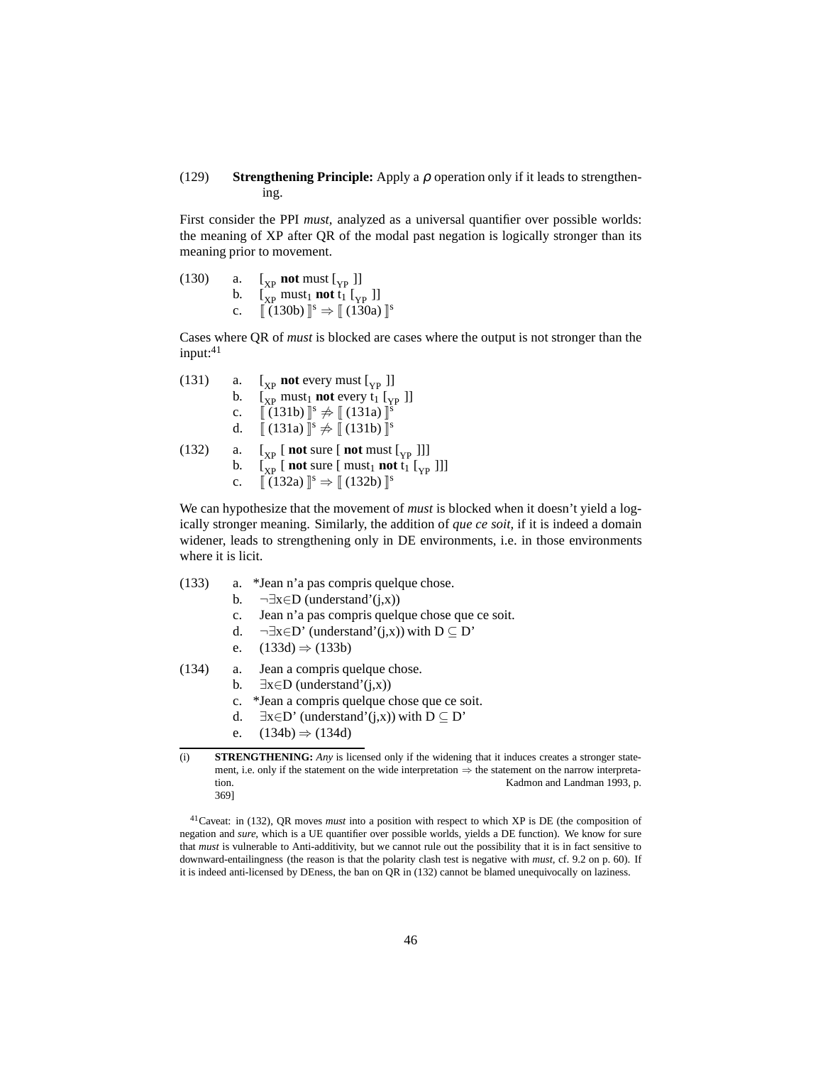(129) **Strengthening Principle:** Apply a $\rho$ operation only if it leads to strengthening.

First consider the PPI *must*, analyzed as a universal quantifier over possible worlds: the meaning of XP after QR of the modal past negation is logically stronger than its meaning prior to movement.

(130)
a. $[_{XP}$ **not** must $[_{YP}$ ]]
b. $[_{XP}$ must$_1$ **not** $t_1$ $[_{YP}$ ]]
c. $[\![$ (130b) $]\!]^s \Rightarrow [\![$ (130a) $]\!]^s$

Cases where QR of *must* is blocked are cases where the output is not stronger than the input:[41]

(131)
a. $[_{XP}$ **not** every must $[_{YP}$ ]]
b. $[_{XP}$ must$_1$ **not** every $t_1$ $[_{YP}$ ]]
c. $[\![$ (131b) $]\!]^s \not\Rightarrow [\![$ (131a) $]\!]^s$
d. $[\![$ (131a) $]\!]^s \not\Rightarrow [\![$ (131b) $]\!]^s$

(132)
a. $[_{XP}$ [ **not** sure [ **not** must $[_{YP}$ ]]]
b. $[_{XP}$ [ **not** sure [ must$_1$ **not** $t_1$ $[_{YP}$ ]]]
c. $[\![$ (132a) $]\!]^s \Rightarrow [\![$ (132b) $]\!]^s$

We can hypothesize that the movement of *must* is blocked when it doesn't yield a logically stronger meaning. Similarly, the addition of *que ce soit*, if it is indeed a domain widener, leads to strengthening only in DE environments, i.e. in those environments where it is licit.

(133)
a. *Jean n'a pas compris quelque chose.
b. $\neg\exists x \in D$ (understand'(j,x))
c. Jean n'a pas compris quelque chose que ce soit.
d. $\neg\exists x \in D'$ (understand'(j,x)) with $D \subseteq D'$
e. (133d) $\Rightarrow$ (133b)

(134)
a. Jean a compris quelque chose.
b. $\exists x \in D$ (understand'(j,x))
c. *Jean a compris quelque chose que ce soit.
d. $\exists x \in D'$ (understand'(j,x)) with $D \subseteq D'$
e. (134b) $\Rightarrow$ (134d)

---

(i) **STRENGTHENING:** *Any* is licensed only if the widening that it induces creates a stronger statement, i.e. only if the statement on the wide interpretation $\Rightarrow$ the statement on the narrow interpretation. Kadmon and Landman 1993, p. 369]

[41] Caveat: in (132), QR moves *must* into a position with respect to which XP is DE (the composition of negation and *sure*, which is a UE quantifier over possible worlds, yields a DE function). We know for sure that *must* is vulnerable to Anti-additivity, but we cannot rule out the possibility that it is in fact sensitive to downward-entailingness (the reason is that the polarity clash test is negative with *must*, cf. 9.2 on p. 60). If it is indeed anti-licensed by DEness, the ban on QR in (132) cannot be blamed unequivocally on laziness.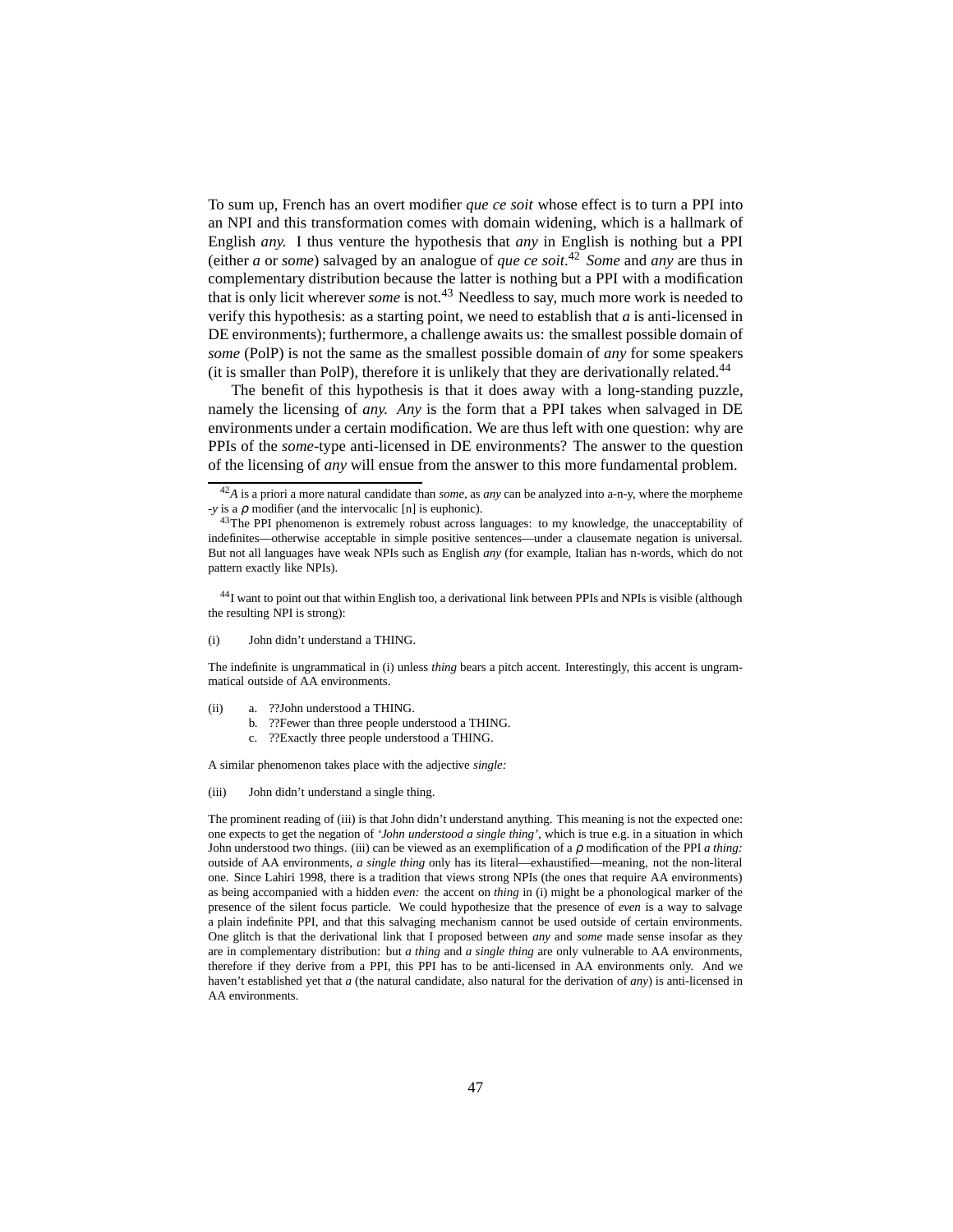To sum up, French has an overt modifier *que ce soit* whose effect is to turn a PPI into an NPI and this transformation comes with domain widening, which is a hallmark of English *any.* I thus venture the hypothesis that *any* in English is nothing but a PPI (either *a* or *some*) salvaged by an analogue of *que ce soit*.[42] *Some* and *any* are thus in complementary distribution because the latter is nothing but a PPI with a modification that is only licit wherever *some* is not.[43] Needless to say, much more work is needed to verify this hypothesis: as a starting point, we need to establish that *a* is anti-licensed in DE environments); furthermore, a challenge awaits us: the smallest possible domain of *some* (PolP) is not the same as the smallest possible domain of *any* for some speakers (it is smaller than PolP), therefore it is unlikely that they are derivationally related.[44]

The benefit of this hypothesis is that it does away with a long-standing puzzle, namely the licensing of *any. Any* is the form that a PPI takes when salvaged in DE environments under a certain modification. We are thus left with one question: why are PPIs of the *some*-type anti-licensed in DE environments? The answer to the question of the licensing of *any* will ensue from the answer to this more fundamental problem.

---

[42] *A* is a priori a more natural candidate than *some*, as *any* can be analyzed into a-n-y, where the morpheme *-y* is a $\rho$ modifier (and the intervocalic [n] is euphonic).

[43] The PPI phenomenon is extremely robust across languages: to my knowledge, the unacceptability of indefinites—otherwise acceptable in simple positive sentences—under a clausemate negation is universal. But not all languages have weak NPIs such as English *any* (for example, Italian has n-words, which do not pattern exactly like NPIs).

[44] I want to point out that within English too, a derivational link between PPIs and NPIs is visible (although the resulting NPI is strong):

(i) John didn't understand a THING.

The indefinite is ungrammatical in (i) unless *thing* bears a pitch accent. Interestingly, this accent is ungrammatical outside of AA environments.

(ii) a. ??John understood a THING.
 b. ??Fewer than three people understood a THING.
 c. ??Exactly three people understood a THING.

A similar phenomenon takes place with the adjective *single:*

(iii) John didn't understand a single thing.

The prominent reading of (iii) is that John didn't understand anything. This meaning is not the expected one: one expects to get the negation of *'John understood a single thing'*, which is true e.g. in a situation in which John understood two things. (iii) can be viewed as an exemplification of a $\rho$ modification of the PPI *a thing:* outside of AA environments, *a single thing* only has its literal—exhaustified—meaning, not the non-literal one. Since Lahiri 1998, there is a tradition that views strong NPIs (the ones that require AA environments) as being accompanied with a hidden *even:* the accent on *thing* in (i) might be a phonological marker of the presence of the silent focus particle. We could hypothesize that the presence of *even* is a way to salvage a plain indefinite PPI, and that this salvaging mechanism cannot be used outside of certain environments. One glitch is that the derivational link that I proposed between *any* and *some* made sense insofar as they are in complementary distribution: but *a thing* and *a single thing* are only vulnerable to AA environments, therefore if they derive from a PPI, this PPI has to be anti-licensed in AA environments only. And we haven't established yet that *a* (the natural candidate, also natural for the derivation of *any*) is anti-licensed in AA environments.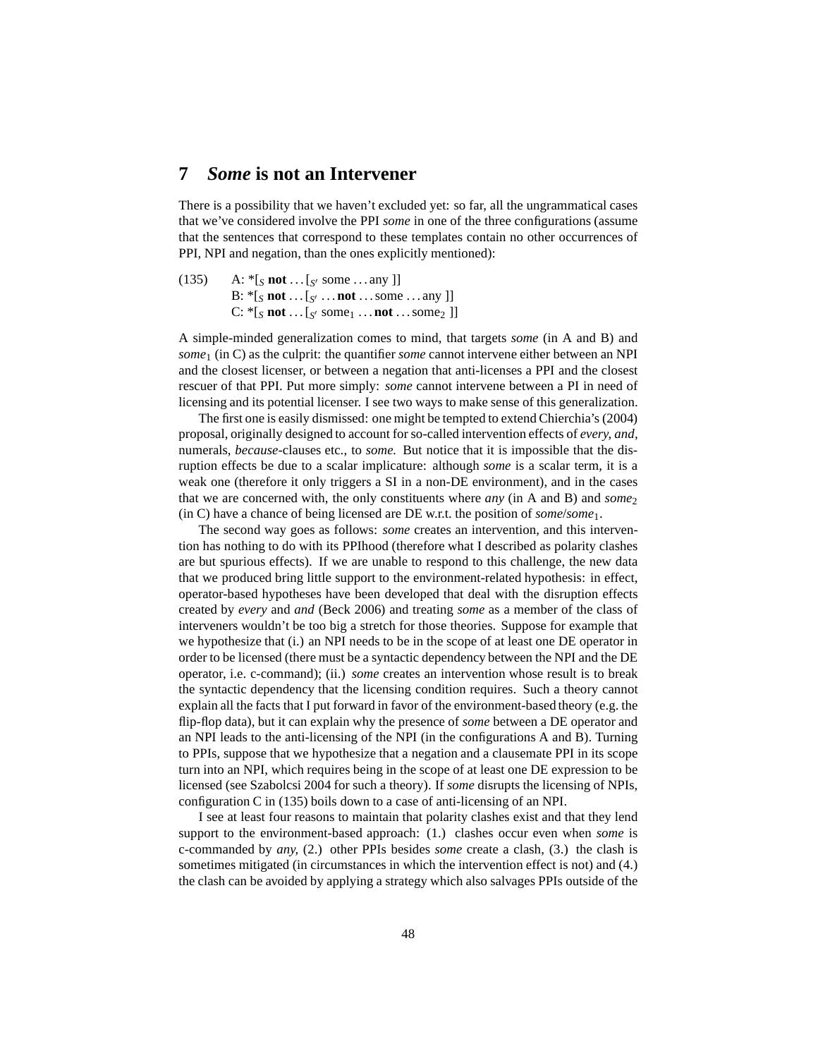# 7 *Some* is not an Intervener

There is a possibility that we haven't excluded yet: so far, all the ungrammatical cases that we've considered involve the PPI *some* in one of the three configurations (assume that the sentences that correspond to these templates contain no other occurrences of PPI, NPI and negation, than the ones explicitly mentioned):

(135) A: *[$_S$ **not** . . . [$_{S'}$ some . . . any ]]
B: *[$_S$ **not** . . . [$_{S'}$ . . . **not** . . . some . . . any ]]
C: *[$_S$ **not** . . . [$_{S'}$ some$_1$ . . . **not** . . . some$_2$ ]]

A simple-minded generalization comes to mind, that targets *some* (in A and B) and *some*$_1$ (in C) as the culprit: the quantifier *some* cannot intervene either between an NPI and the closest licenser, or between a negation that anti-licenses a PPI and the closest rescuer of that PPI. Put more simply: *some* cannot intervene between a PI in need of licensing and its potential licenser. I see two ways to make sense of this generalization.

The first one is easily dismissed: one might be tempted to extend Chierchia's (2004) proposal, originally designed to account for so-called intervention effects of *every, and*, numerals, *because*-clauses etc., to *some.* But notice that it is impossible that the disruption effects be due to a scalar implicature: although *some* is a scalar term, it is a weak one (therefore it only triggers a SI in a non-DE environment), and in the cases that we are concerned with, the only constituents where *any* (in A and B) and *some*$_2$ (in C) have a chance of being licensed are DE w.r.t. the position of *some*/*some*$_1$.

The second way goes as follows: *some* creates an intervention, and this intervention has nothing to do with its PPIhood (therefore what I described as polarity clashes are but spurious effects). If we are unable to respond to this challenge, the new data that we produced bring little support to the environment-related hypothesis: in effect, operator-based hypotheses have been developed that deal with the disruption effects created by *every* and *and* (Beck 2006) and treating *some* as a member of the class of interveners wouldn't be too big a stretch for those theories. Suppose for example that we hypothesize that (i.) an NPI needs to be in the scope of at least one DE operator in order to be licensed (there must be a syntactic dependency between the NPI and the DE operator, i.e. c-command); (ii.) *some* creates an intervention whose result is to break the syntactic dependency that the licensing condition requires. Such a theory cannot explain all the facts that I put forward in favor of the environment-based theory (e.g. the flip-flop data), but it can explain why the presence of *some* between a DE operator and an NPI leads to the anti-licensing of the NPI (in the configurations A and B). Turning to PPIs, suppose that we hypothesize that a negation and a clausemate PPI in its scope turn into an NPI, which requires being in the scope of at least one DE expression to be licensed (see Szabolcsi 2004 for such a theory). If *some* disrupts the licensing of NPIs, configuration C in (135) boils down to a case of anti-licensing of an NPI.

I see at least four reasons to maintain that polarity clashes exist and that they lend support to the environment-based approach: (1.) clashes occur even when *some* is c-commanded by *any,* (2.) other PPIs besides *some* create a clash, (3.) the clash is sometimes mitigated (in circumstances in which the intervention effect is not) and (4.) the clash can be avoided by applying a strategy which also salvages PPIs outside of the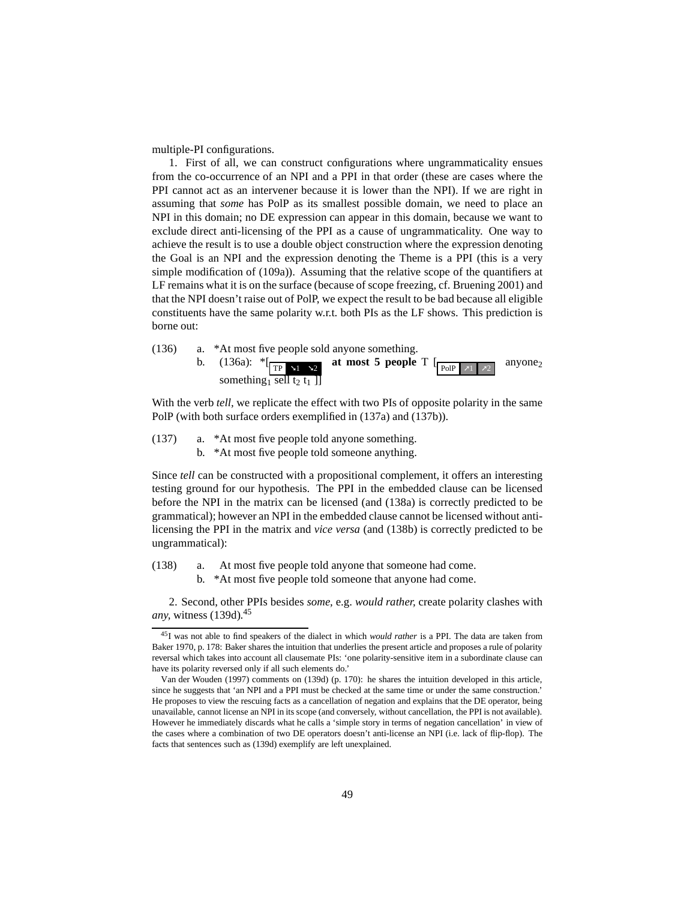multiple-PI configurations.

1. First of all, we can construct configurations where ungrammaticality ensues from the co-occurrence of an NPI and a PPI in that order (these are cases where the PPI cannot act as an intervener because it is lower than the NPI). If we are right in assuming that *some* has PolP as its smallest possible domain, we need to place an NPI in this domain; no DE expression can appear in this domain, because we want to exclude direct anti-licensing of the PPI as a cause of ungrammaticality. One way to achieve the result is to use a double object construction where the expression denoting the Goal is an NPI and the expression denoting the Theme is a PPI (this is a very simple modification of (109a)). Assuming that the relative scope of the quantifiers at LF remains what it is on the surface (because of scope freezing, cf. Bruening 2001) and that the NPI doesn't raise out of PolP, we expect the result to be bad because all eligible constituents have the same polarity w.r.t. both PIs as the LF shows. This prediction is borne out:

(136) a. *At most five people sold anyone something.
b. (136a): *[$_{\text{TP}\ \searrow 1\ \searrow 2}$ **at most 5 people** T [$_{\text{PolP}\ \nearrow 1\ \nearrow 2}$ anyone$_2$ something$_1$ sell t$_2$ t$_1$ ]]

With the verb *tell*, we replicate the effect with two PIs of opposite polarity in the same PolP (with both surface orders exemplified in (137a) and (137b)).

(137) a. *At most five people told anyone something.
b. *At most five people told someone anything.

Since *tell* can be constructed with a propositional complement, it offers an interesting testing ground for our hypothesis. The PPI in the embedded clause can be licensed before the NPI in the matrix can be licensed (and (138a) is correctly predicted to be grammatical); however an NPI in the embedded clause cannot be licensed without anti-licensing the PPI in the matrix and *vice versa* (and (138b) is correctly predicted to be ungrammatical):

(138) a. At most five people told anyone that someone had come.
b. *At most five people told someone that anyone had come.

2. Second, other PPIs besides *some*, e.g. *would rather*, create polarity clashes with *any*, witness (139d).[45]

---

[45] I was not able to find speakers of the dialect in which *would rather* is a PPI. The data are taken from Baker 1970, p. 178: Baker shares the intuition that underlies the present article and proposes a rule of polarity reversal which takes into account all clausemate PIs: 'one polarity-sensitive item in a subordinate clause can have its polarity reversed only if all such elements do.'

Van der Wouden (1997) comments on (139d) (p. 170): he shares the intuition developed in this article, since he suggests that 'an NPI and a PPI must be checked at the same time or under the same construction.' He proposes to view the rescuing facts as a cancellation of negation and explains that the DE operator, being unavailable, cannot license an NPI in its scope (and conversely, without cancellation, the PPI is not available). However he immediately discards what he calls a 'simple story in terms of negation cancellation' in view of the cases where a combination of two DE operators doesn't anti-license an NPI (i.e. lack of flip-flop). The facts that sentences such as (139d) exemplify are left unexplained.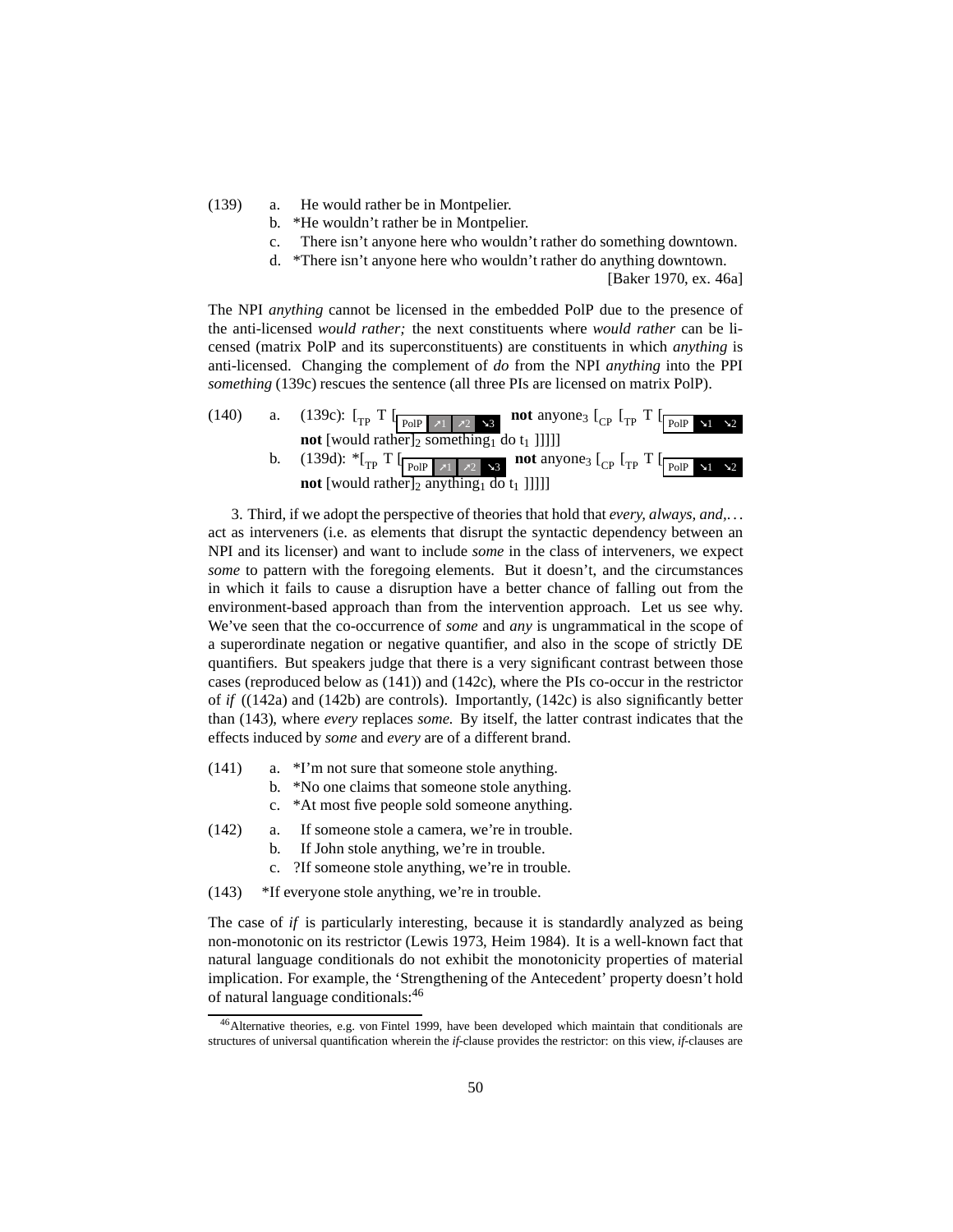(139) a. He would rather be in Montpelier.
b. *He wouldn't rather be in Montpelier.
c. There isn't anyone here who wouldn't rather do something downtown.
d. *There isn't anyone here who wouldn't rather do anything downtown.
[Baker 1970, ex. 46a]

The NPI *anything* cannot be licensed in the embedded PolP due to the presence of the anti-licensed *would rather;* the next constituents where *would rather* can be licensed (matrix PolP and its superconstituents) are constituents in which *anything* is anti-licensed. Changing the complement of *do* from the NPI *anything* into the PPI *something* (139c) rescues the sentence (all three PIs are licensed on matrix PolP).

(140) a. (139c): $[_{TP}$ T $[_{PolP \nearrow 1 \nearrow 2 \searrow 3}$ **not** anyone$_3$ $[_{CP}$ $[_{TP}$ T $[_{PolP \searrow 1 \searrow 2}$ **not** [would rather]$_2$ something$_1$ do t$_1$ ]]]]]
b. (139d): *$[_{TP}$ T $[_{PolP \nearrow 1 \nearrow 2 \searrow 3}$ **not** anyone$_3$ $[_{CP}$ $[_{TP}$ T $[_{PolP \searrow 1 \searrow 2}$ **not** [would rather]$_2$ anything$_1$ do t$_1$ ]]]]]

3. Third, if we adopt the perspective of theories that hold that *every, always, and,...* act as interveners (i.e. as elements that disrupt the syntactic dependency between an NPI and its licenser) and want to include *some* in the class of interveners, we expect *some* to pattern with the foregoing elements. But it doesn't, and the circumstances in which it fails to cause a disruption have a better chance of falling out from the environment-based approach than from the intervention approach. Let us see why. We've seen that the co-occurrence of *some* and *any* is ungrammatical in the scope of a superordinate negation or negative quantifier, and also in the scope of strictly DE quantifiers. But speakers judge that there is a very significant contrast between those cases (reproduced below as (141)) and (142c), where the PIs co-occur in the restrictor of *if* ((142a) and (142b) are controls). Importantly, (142c) is also significantly better than (143), where *every* replaces *some.* By itself, the latter contrast indicates that the effects induced by *some* and *every* are of a different brand.

(141) a. *I'm not sure that someone stole anything.
b. *No one claims that someone stole anything.
c. *At most five people sold someone anything.

(142) a. If someone stole a camera, we're in trouble.
b. If John stole anything, we're in trouble.
c. ?If someone stole anything, we're in trouble.

(143) *If everyone stole anything, we're in trouble.

The case of *if* is particularly interesting, because it is standardly analyzed as being non-monotonic on its restrictor (Lewis 1973, Heim 1984). It is a well-known fact that natural language conditionals do not exhibit the monotonicity properties of material implication. For example, the 'Strengthening of the Antecedent' property doesn't hold of natural language conditionals:[46]

[46] Alternative theories, e.g. von Fintel 1999, have been developed which maintain that conditionals are structures of universal quantification wherein the *if*-clause provides the restrictor: on this view, *if*-clauses are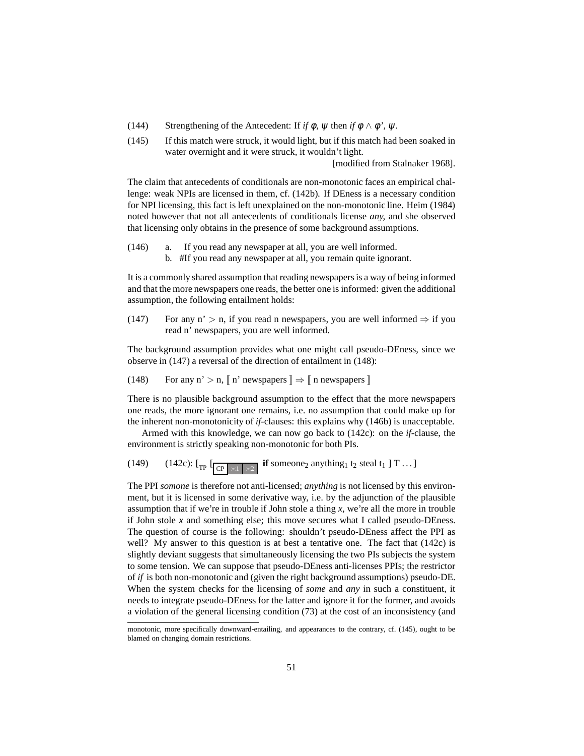(144) Strengthening of the Antecedent: If *if* $\phi$, $\psi$ then *if* $\phi \wedge \phi'$, $\psi$.

(145) If this match were struck, it would light, but if this match had been soaked in water overnight and it were struck, it wouldn't light.
[modified from Stalnaker 1968].

The claim that antecedents of conditionals are non-monotonic faces an empirical challenge: weak NPIs are licensed in them, cf. (142b). If DEness is a necessary condition for NPI licensing, this fact is left unexplained on the non-monotonic line. Heim (1984) noted however that not all antecedents of conditionals license *any,* and she observed that licensing only obtains in the presence of some background assumptions.

(146) a. If you read any newspaper at all, you are well informed.
b. #If you read any newspaper at all, you remain quite ignorant.

It is a commonly shared assumption that reading newspapers is a way of being informed and that the more newspapers one reads, the better one is informed: given the additional assumption, the following entailment holds:

(147) For any n' > n, if you read n newspapers, you are well informed $\Rightarrow$ if you read n' newspapers, you are well informed.

The background assumption provides what one might call pseudo-DEness, since we observe in (147) a reversal of the direction of entailment in (148):

(148) For any n' > n, $[\![$ n' newspapers $]\!] \Rightarrow [\![$ n newspapers $]\!]$

There is no plausible background assumption to the effect that the more newspapers one reads, the more ignorant one remains, i.e. no assumption that could make up for the inherent non-monotonicity of *if*-clauses: this explains why (146b) is unacceptable.

Armed with this knowledge, we can now go back to (142c): on the *if*-clause, the environment is strictly speaking non-monotonic for both PIs.

(149) (142c): [$_{TP}$ [$_{CP}$ $\asymp$1 $\asymp$2 **if** someone$_2$ anything$_1$ t$_2$ steal t$_1$ ] T ... ]

The PPI *somone* is therefore not anti-licensed; *anything* is not licensed by this environment, but it is licensed in some derivative way, i.e. by the adjunction of the plausible assumption that if we're in trouble if John stole a thing *x*, we're all the more in trouble if John stole *x* and something else; this move secures what I called pseudo-DEness. The question of course is the following: shouldn't pseudo-DEness affect the PPI as well? My answer to this question is at best a tentative one. The fact that (142c) is slightly deviant suggests that simultaneously licensing the two PIs subjects the system to some tension. We can suppose that pseudo-DEness anti-licenses PPIs; the restrictor of *if* is both non-monotonic and (given the right background assumptions) pseudo-DE. When the system checks for the licensing of *some* and *any* in such a constituent, it needs to integrate pseudo-DEness for the latter and ignore it for the former, and avoids a violation of the general licensing condition (73) at the cost of an inconsistency (and

---

monotonic, more specifically downward-entailing, and appearances to the contrary, cf. (145), ought to be blamed on changing domain restrictions.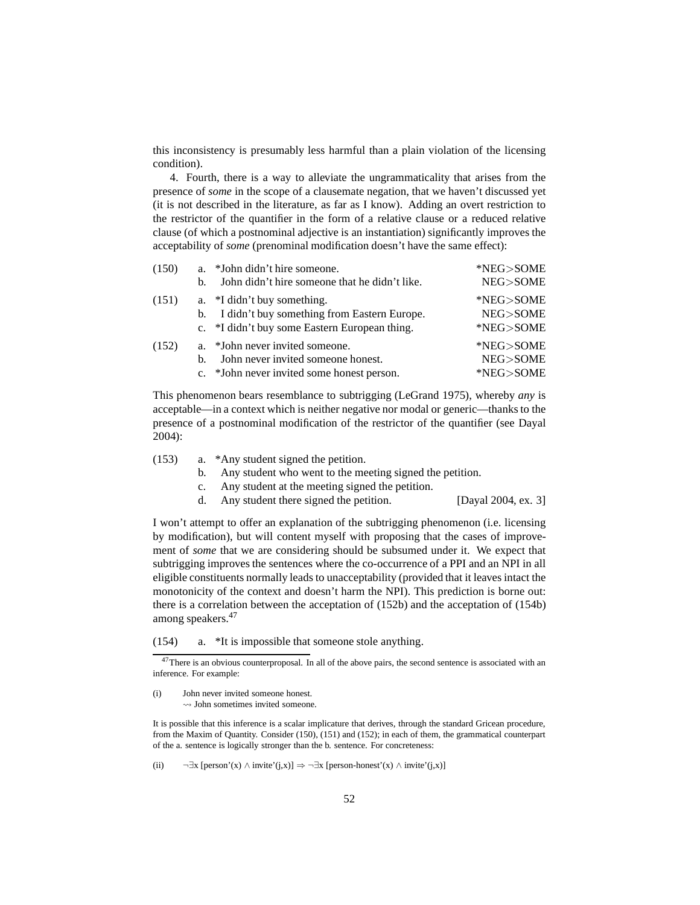this inconsistency is presumably less harmful than a plain violation of the licensing condition).

4. Fourth, there is a way to alleviate the ungrammaticality that arises from the presence of *some* in the scope of a clausemate negation, that we haven't discussed yet (it is not described in the literature, as far as I know). Adding an overt restriction to the restrictor of the quantifier in the form of a relative clause or a reduced relative clause (of which a postnominal adjective is an instantiation) significantly improves the acceptability of *some* (prenominal modification doesn't have the same effect):

(150) a. *John didn't hire someone. *NEG>SOME
b. John didn't hire someone that he didn't like. NEG>SOME

(151) a. *I didn't buy something. *NEG>SOME
b. I didn't buy something from Eastern Europe. NEG>SOME
c. *I didn't buy some Eastern European thing. *NEG>SOME

(152) a. *John never invited someone. *NEG>SOME
b. John never invited someone honest. NEG>SOME
c. *John never invited some honest person. *NEG>SOME

This phenomenon bears resemblance to subtrigging (LeGrand 1975), whereby *any* is acceptable—in a context which is neither negative nor modal or generic—thanks to the presence of a postnominal modification of the restrictor of the quantifier (see Dayal 2004):

(153) a. *Any student signed the petition.
b. Any student who went to the meeting signed the petition.
c. Any student at the meeting signed the petition.
d. Any student there signed the petition. [Dayal 2004, ex. 3]

I won't attempt to offer an explanation of the subtrigging phenomenon (i.e. licensing by modification), but will content myself with proposing that the cases of improvement of *some* that we are considering should be subsumed under it. We expect that subtrigging improves the sentences where the co-occurrence of a PPI and an NPI in all eligible constituents normally leads to unacceptability (provided that it leaves intact the monotonicity of the context and doesn't harm the NPI). This prediction is borne out: there is a correlation between the acceptation of (152b) and the acceptation of (154b) among speakers.[47]

(154) a. *It is impossible that someone stole anything.

---

[47] There is an obvious counterproposal. In all of the above pairs, the second sentence is associated with an inference. For example:

(i) John never invited someone honest.
⇝ John sometimes invited someone.

It is possible that this inference is a scalar implicature that derives, through the standard Gricean procedure, from the Maxim of Quantity. Consider (150), (151) and (152); in each of them, the grammatical counterpart of the a. sentence is logically stronger than the b. sentence. For concreteness:

(ii) $\neg\exists x\,[\text{person'}(x) \wedge \text{invite'}(j,x)] \Rightarrow \neg\exists x\,[\text{person-honest'}(x) \wedge \text{invite'}(j,x)]$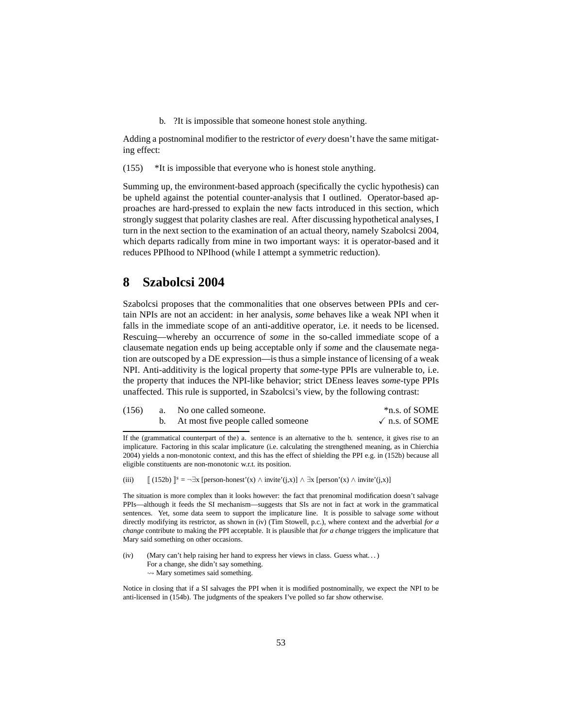b. ?It is impossible that someone honest stole anything.

Adding a postnominal modifier to the restrictor of *every* doesn't have the same mitigating effect:

(155) *It is impossible that everyone who is honest stole anything.

Summing up, the environment-based approach (specifically the cyclic hypothesis) can be upheld against the potential counter-analysis that I outlined. Operator-based approaches are hard-pressed to explain the new facts introduced in this section, which strongly suggest that polarity clashes are real. After discussing hypothetical analyses, I turn in the next section to the examination of an actual theory, namely Szabolcsi 2004, which departs radically from mine in two important ways: it is operator-based and it reduces PPIhood to NPIhood (while I attempt a symmetric reduction).

## 8 Szabolcsi 2004

Szabolcsi proposes that the commonalities that one observes between PPIs and certain NPIs are not an accident: in her analysis, *some* behaves like a weak NPI when it falls in the immediate scope of an anti-additive operator, i.e. it needs to be licensed. Rescuing—whereby an occurrence of *some* in the so-called immediate scope of a clausemate negation ends up being acceptable only if *some* and the clausemate negation are outscoped by a DE expression—is thus a simple instance of licensing of a weak NPI. Anti-additivity is the logical property that *some*-type PPIs are vulnerable to, i.e. the property that induces the NPI-like behavior; strict DEness leaves *some*-type PPIs unaffected. This rule is supported, in Szabolcsi's view, by the following contrast:

(156) a. No one called someone. *n.s. of SOME
b. At most five people called someone ✓ n.s. of SOME

If the (grammatical counterpart of the) a. sentence is an alternative to the b. sentence, it gives rise to an implicature. Factoring in this scalar implicature (i.e. calculating the strengthened meaning, as in Chierchia 2004) yields a non-monotonic context, and this has the effect of shielding the PPI e.g. in (152b) because all eligible constituents are non-monotonic w.r.t. its position.

(iii) $[\![ \text{(152b)} ]\!]^s = \neg\exists x\, [\text{person-honest}'(x) \wedge \text{invite}'(j,x)] \wedge \exists x\, [\text{person}'(x) \wedge \text{invite}'(j,x)]$

The situation is more complex than it looks however: the fact that prenominal modification doesn't salvage PPIs—although it feeds the SI mechanism—suggests that SIs are not in fact at work in the grammatical sentences. Yet, some data seem to support the implicature line. It is possible to salvage *some* without directly modifying its restrictor, as shown in (iv) (Tim Stowell, p.c.), where context and the adverbial *for a change* contribute to making the PPI acceptable. It is plausible that *for a change* triggers the implicature that Mary said something on other occasions.

(iv) (Mary can't help raising her hand to express her views in class. Guess what...)
For a change, she didn't say something.
⇝ Mary sometimes said something.

Notice in closing that if a SI salvages the PPI when it is modified postnominally, we expect the NPI to be anti-licensed in (154b). The judgments of the speakers I've polled so far show otherwise.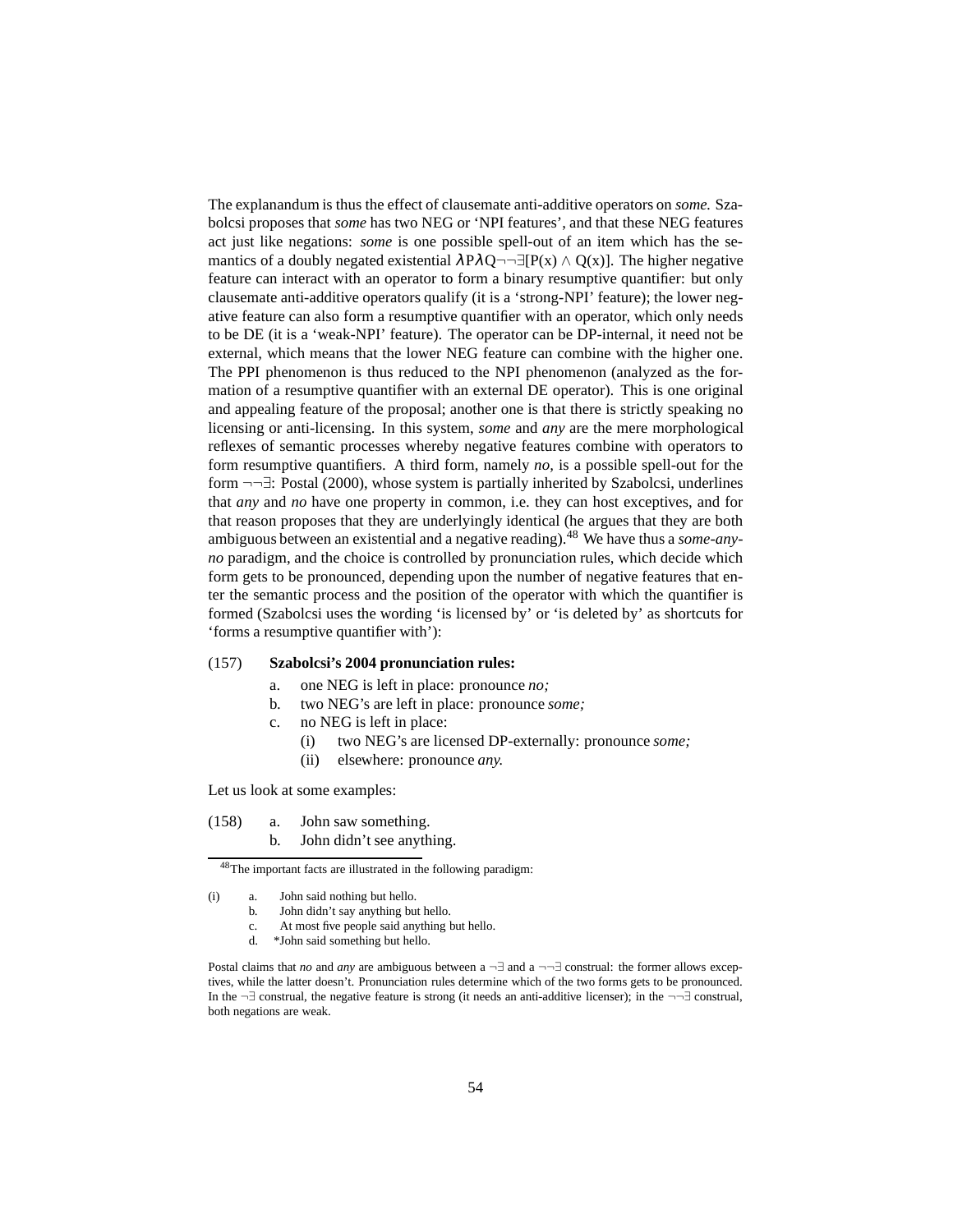The explanandum is thus the effect of clausemate anti-additive operators on *some.* Szabolcsi proposes that *some* has two NEG or 'NPI features', and that these NEG features act just like negations: *some* is one possible spell-out of an item which has the semantics of a doubly negated existential $\lambda P \lambda Q \neg\neg\exists[P(x) \wedge Q(x)]$. The higher negative feature can interact with an operator to form a binary resumptive quantifier: but only clausemate anti-additive operators qualify (it is a 'strong-NPI' feature); the lower negative feature can also form a resumptive quantifier with an operator, which only needs to be DE (it is a 'weak-NPI' feature). The operator can be DP-internal, it need not be external, which means that the lower NEG feature can combine with the higher one. The PPI phenomenon is thus reduced to the NPI phenomenon (analyzed as the formation of a resumptive quantifier with an external DE operator). This is one original and appealing feature of the proposal; another one is that there is strictly speaking no licensing or anti-licensing. In this system, *some* and *any* are the mere morphological reflexes of semantic processes whereby negative features combine with operators to form resumptive quantifiers. A third form, namely *no,* is a possible spell-out for the form $\neg\neg\exists$: Postal (2000), whose system is partially inherited by Szabolcsi, underlines that *any* and *no* have one property in common, i.e. they can host exceptives, and for that reason proposes that they are underlyingly identical (he argues that they are both ambiguous between an existential and a negative reading).[48] We have thus a *some-any-no* paradigm, and the choice is controlled by pronunciation rules, which decide which form gets to be pronounced, depending upon the number of negative features that enter the semantic process and the position of the operator with which the quantifier is formed (Szabolcsi uses the wording 'is licensed by' or 'is deleted by' as shortcuts for 'forms a resumptive quantifier with'):

(157) **Szabolcsi's 2004 pronunciation rules:**

a. one NEG is left in place: pronounce *no;*

b. two NEG's are left in place: pronounce *some;*

c. no NEG is left in place:

  (i) two NEG's are licensed DP-externally: pronounce *some;*

  (ii) elsewhere: pronounce *any.*

Let us look at some examples:

(158) a. John saw something.

b. John didn't see anything.

---

[48] The important facts are illustrated in the following paradigm:

(i) a. John said nothing but hello.

b. John didn't say anything but hello.

c. At most five people said anything but hello.

d. \*John said something but hello.

Postal claims that *no* and *any* are ambiguous between a $\neg\exists$ and a $\neg\neg\exists$ construal: the former allows exceptives, while the latter doesn't. Pronunciation rules determine which of the two forms gets to be pronounced. In the $\neg\exists$ construal, the negative feature is strong (it needs an anti-additive licenser); in the $\neg\neg\exists$ construal, both negations are weak.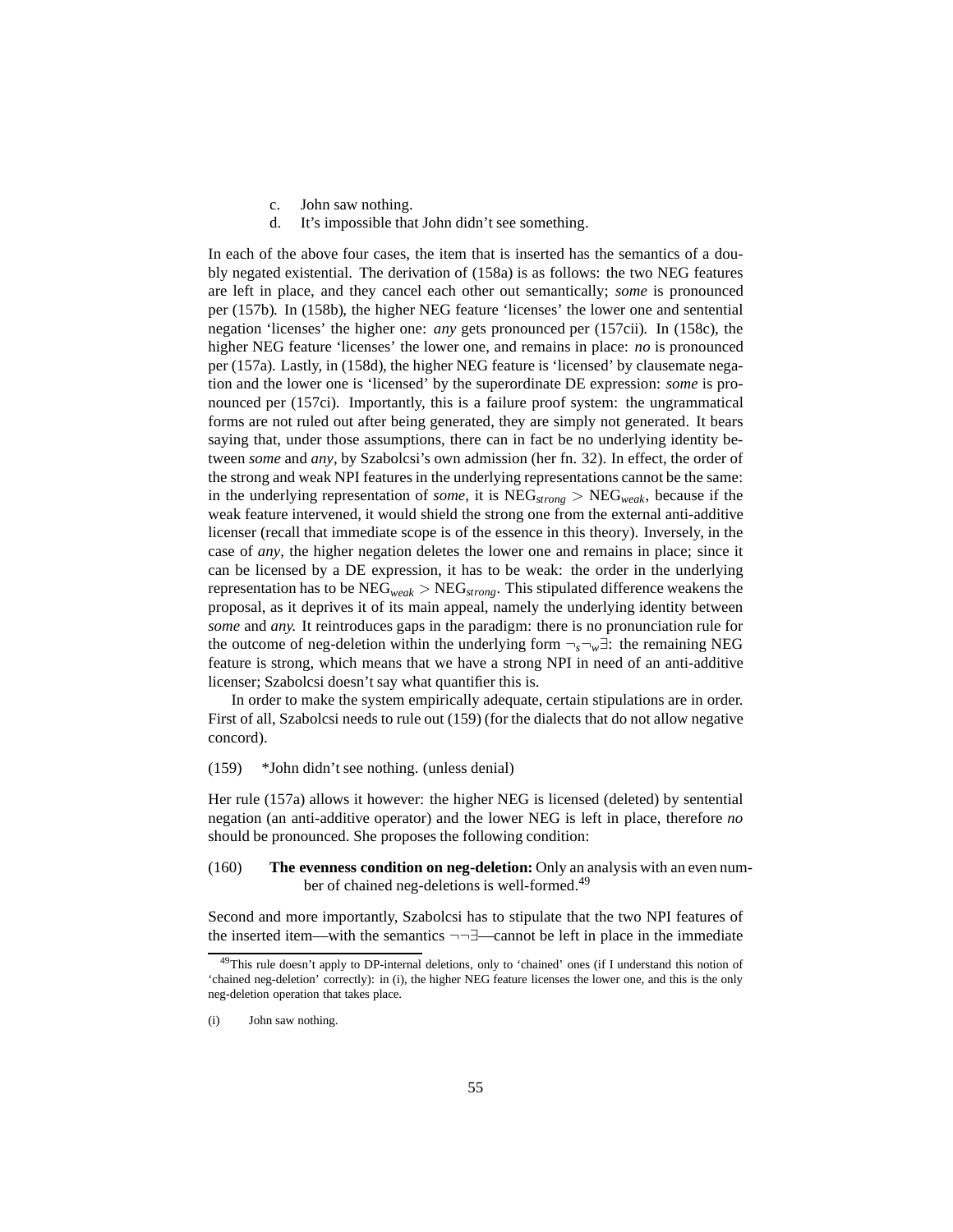c. John saw nothing.
d. It's impossible that John didn't see something.

In each of the above four cases, the item that is inserted has the semantics of a doubly negated existential. The derivation of (158a) is as follows: the two NEG features are left in place, and they cancel each other out semantically; *some* is pronounced per (157b). In (158b), the higher NEG feature 'licenses' the lower one and sentential negation 'licenses' the higher one: *any* gets pronounced per (157cii). In (158c), the higher NEG feature 'licenses' the lower one, and remains in place: *no* is pronounced per (157a). Lastly, in (158d), the higher NEG feature is 'licensed' by clausemate negation and the lower one is 'licensed' by the superordinate DE expression: *some* is pronounced per (157ci). Importantly, this is a failure proof system: the ungrammatical forms are not ruled out after being generated, they are simply not generated. It bears saying that, under those assumptions, there can in fact be no underlying identity between *some* and *any*, by Szabolcsi's own admission (her fn. 32). In effect, the order of the strong and weak NPI features in the underlying representations cannot be the same: in the underlying representation of *some*, it is $\text{NEG}_{strong} > \text{NEG}_{weak}$, because if the weak feature intervened, it would shield the strong one from the external anti-additive licenser (recall that immediate scope is of the essence in this theory). Inversely, in the case of *any*, the higher negation deletes the lower one and remains in place; since it can be licensed by a DE expression, it has to be weak: the order in the underlying representation has to be $\text{NEG}_{weak} > \text{NEG}_{strong}$. This stipulated difference weakens the proposal, as it deprives it of its main appeal, namely the underlying identity between *some* and *any*. It reintroduces gaps in the paradigm: there is no pronunciation rule for the outcome of neg-deletion within the underlying form $\neg_s\neg_w\exists$: the remaining NEG feature is strong, which means that we have a strong NPI in need of an anti-additive licenser; Szabolcsi doesn't say what quantifier this is.

In order to make the system empirically adequate, certain stipulations are in order. First of all, Szabolcsi needs to rule out (159) (for the dialects that do not allow negative concord).

(159) *John didn't see nothing. (unless denial)

Her rule (157a) allows it however: the higher NEG is licensed (deleted) by sentential negation (an anti-additive operator) and the lower NEG is left in place, therefore *no* should be pronounced. She proposes the following condition:

(160) **The evenness condition on neg-deletion:** Only an analysis with an even number of chained neg-deletions is well-formed.[49]

Second and more importantly, Szabolcsi has to stipulate that the two NPI features of the inserted item—with the semantics $\neg\neg\exists$—cannot be left in place in the immediate

[49] This rule doesn't apply to DP-internal deletions, only to 'chained' ones (if I understand this notion of 'chained neg-deletion' correctly): in (i), the higher NEG feature licenses the lower one, and this is the only neg-deletion operation that takes place.

(i) John saw nothing.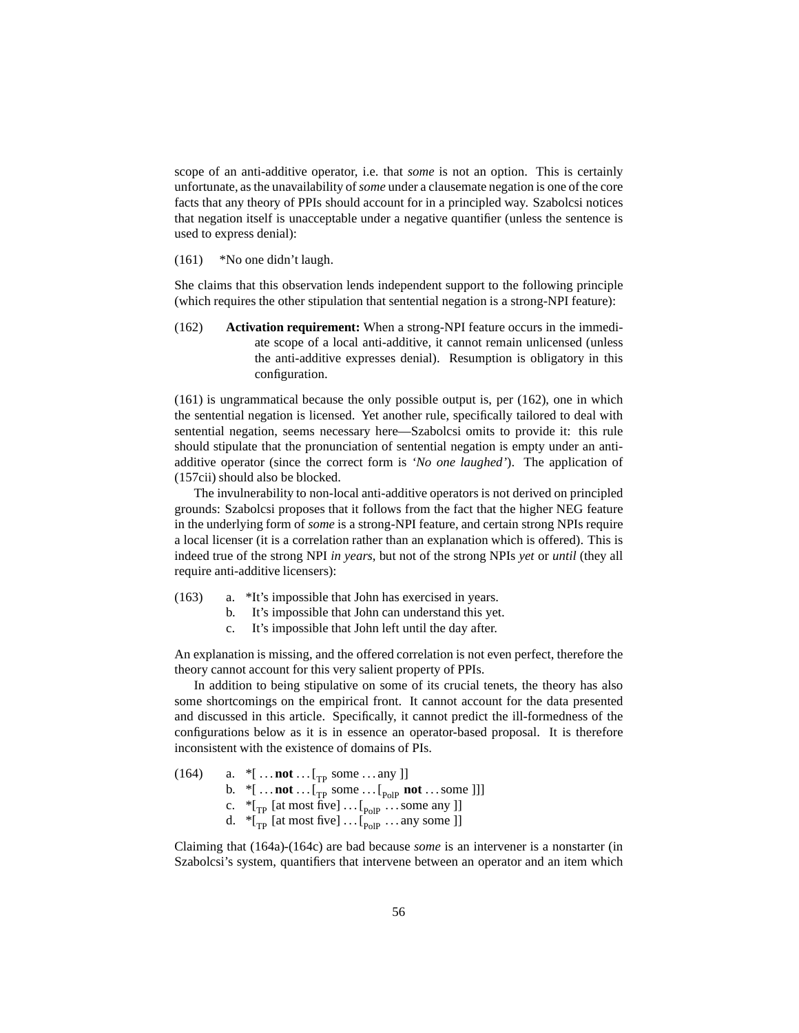scope of an anti-additive operator, i.e. that *some* is not an option. This is certainly unfortunate, as the unavailability of *some* under a clausemate negation is one of the core facts that any theory of PPIs should account for in a principled way. Szabolcsi notices that negation itself is unacceptable under a negative quantifier (unless the sentence is used to express denial):

(161) *No one didn't laugh.

She claims that this observation lends independent support to the following principle (which requires the other stipulation that sentential negation is a strong-NPI feature):

(162) **Activation requirement:** When a strong-NPI feature occurs in the immediate scope of a local anti-additive, it cannot remain unlicensed (unless the anti-additive expresses denial). Resumption is obligatory in this configuration.

(161) is ungrammatical because the only possible output is, per (162), one in which the sentential negation is licensed. Yet another rule, specifically tailored to deal with sentential negation, seems necessary here—Szabolcsi omits to provide it: this rule should stipulate that the pronunciation of sentential negation is empty under an anti-additive operator (since the correct form is *'No one laughed'*). The application of (157cii) should also be blocked.

The invulnerability to non-local anti-additive operators is not derived on principled grounds: Szabolcsi proposes that it follows from the fact that the higher NEG feature in the underlying form of *some* is a strong-NPI feature, and certain strong NPIs require a local licenser (it is a correlation rather than an explanation which is offered). This is indeed true of the strong NPI *in years*, but not of the strong NPIs *yet* or *until* (they all require anti-additive licensers):

(163)
a. *It's impossible that John has exercised in years.
b. It's impossible that John can understand this yet.
c. It's impossible that John left until the day after.

An explanation is missing, and the offered correlation is not even perfect, therefore the theory cannot account for this very salient property of PPIs.

In addition to being stipulative on some of its crucial tenets, the theory has also some shortcomings on the empirical front. It cannot account for the data presented and discussed in this article. Specifically, it cannot predict the ill-formedness of the configurations below as it is in essence an operator-based proposal. It is therefore inconsistent with the existence of domains of PIs.

(164)
a. *[ ... **not** ... [$_{TP}$ some ... any ]]
b. *[ ... **not** ... [$_{TP}$ some ... [$_{PolP}$ **not** ... some ]]]
c. *[$_{TP}$ [at most five] ... [$_{PolP}$ ... some any ]]
d. *[$_{TP}$ [at most five] ... [$_{PolP}$ ... any some ]]

Claiming that (164a)-(164c) are bad because *some* is an intervener is a nonstarter (in Szabolcsi's system, quantifiers that intervene between an operator and an item which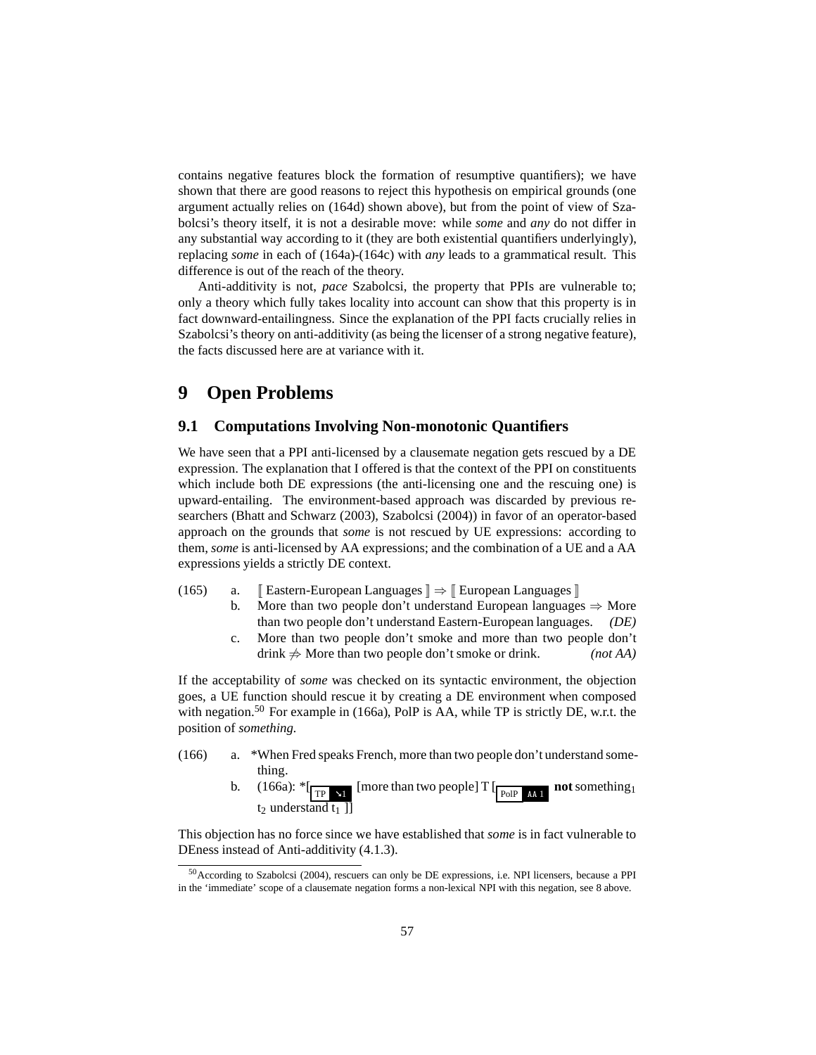contains negative features block the formation of resumptive quantifiers); we have shown that there are good reasons to reject this hypothesis on empirical grounds (one argument actually relies on (164d) shown above), but from the point of view of Szabolcsi's theory itself, it is not a desirable move: while *some* and *any* do not differ in any substantial way according to it (they are both existential quantifiers underlyingly), replacing *some* in each of (164a)-(164c) with *any* leads to a grammatical result. This difference is out of the reach of the theory.

Anti-additivity is not, *pace* Szabolcsi, the property that PPIs are vulnerable to; only a theory which fully takes locality into account can show that this property is in fact downward-entailingness. Since the explanation of the PPI facts crucially relies in Szabolcsi's theory on anti-additivity (as being the licenser of a strong negative feature), the facts discussed here are at variance with it.

# 9 Open Problems

## 9.1 Computations Involving Non-monotonic Quantifiers

We have seen that a PPI anti-licensed by a clausemate negation gets rescued by a DE expression. The explanation that I offered is that the context of the PPI on constituents which include both DE expressions (the anti-licensing one and the rescuing one) is upward-entailing. The environment-based approach was discarded by previous researchers (Bhatt and Schwarz (2003), Szabolcsi (2004)) in favor of an operator-based approach on the grounds that *some* is not rescued by UE expressions: according to them, *some* is anti-licensed by AA expressions; and the combination of a UE and a AA expressions yields a strictly DE context.

(165)
a. ⟦ Eastern-European Languages ⟧ $\Rightarrow$ ⟦ European Languages ⟧
b. More than two people don't understand European languages $\Rightarrow$ More than two people don't understand Eastern-European languages. *(DE)*
c. More than two people don't smoke and more than two people don't drink $\not\Rightarrow$ More than two people don't smoke or drink. *(not AA)*

If the acceptability of *some* was checked on its syntactic environment, the objection goes, a UE function should rescue it by creating a DE environment when composed with negation.[50] For example in (166a), PolP is AA, while TP is strictly DE, w.r.t. the position of *something.*

(166)
a. *When Fred speaks French, more than two people don't understand something.
b. (166a): *[$_{\text{TP}\ \searrow 1}$ [more than two people] T [$_{\text{PolP}\ \text{AA}\ 1}$ **not** something$_1$ $t_2$ understand $t_1$ ]]

This objection has no force since we have established that *some* is in fact vulnerable to DEness instead of Anti-additivity (4.1.3).

---

[50] According to Szabolcsi (2004), rescuers can only be DE expressions, i.e. NPI licensers, because a PPI in the 'immediate' scope of a clausemate negation forms a non-lexical NPI with this negation, see 8 above.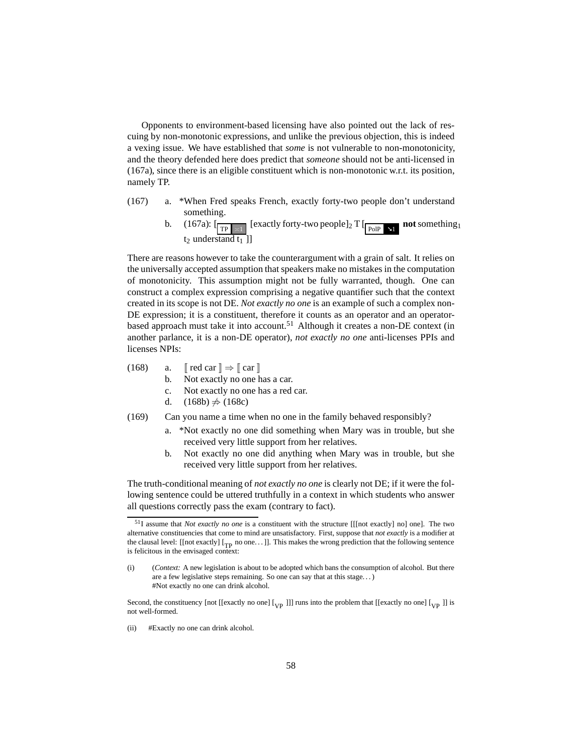Opponents to environment-based licensing have also pointed out the lack of rescuing by non-monotonic expressions, and unlike the previous objection, this is indeed a vexing issue. We have established that *some* is not vulnerable to non-monotonicity, and the theory defended here does predict that *someone* should not be anti-licensed in (167a), since there is an eligible constituent which is non-monotonic w.r.t. its position, namely TP.

(167) a. *When Fred speaks French, exactly forty-two people don't understand something.

b. (167a): [$_{\text{TP}\ \asymp 1}$ [exactly forty-two people]$_2$ T [$_{\text{PolP}\ \searrow 1}$ **not** something$_1$ $t_2$ understand $t_1$ ]]

There are reasons however to take the counterargument with a grain of salt. It relies on the universally accepted assumption that speakers make no mistakes in the computation of monotonicity. This assumption might not be fully warranted, though. One can construct a complex expression comprising a negative quantifier such that the context created in its scope is not DE. *Not exactly no one* is an example of such a complex non-DE expression; it is a constituent, therefore it counts as an operator and an operator-based approach must take it into account.[51] Although it creates a non-DE context (in another parlance, it is a non-DE operator), *not exactly no one* anti-licenses PPIs and licenses NPIs:

(168) a. $[\![\text{red car}]\!] \Rightarrow [\![\text{car}]\!]$

b. Not exactly no one has a car.

c. Not exactly no one has a red car.

d. (168b) $\not\Rightarrow$ (168c)

(169) Can you name a time when no one in the family behaved responsibly?

a. *Not exactly no one did something when Mary was in trouble, but she received very little support from her relatives.

b. Not exactly no one did anything when Mary was in trouble, but she received very little support from her relatives.

The truth-conditional meaning of *not exactly no one* is clearly not DE; if it were the following sentence could be uttered truthfully in a context in which students who answer all questions correctly pass the exam (contrary to fact).

---

[51] I assume that *Not exactly no one* is a constituent with the structure [[[not exactly] no] one]. The two alternative constituencies that come to mind are unsatisfactory. First, suppose that *not exactly* is a modifier at the clausal level: [[not exactly] [$_{\text{TP}}$ no one…]]. This makes the wrong prediction that the following sentence is felicitous in the envisaged context:

(i) (*Context:* A new legislation is about to be adopted which bans the consumption of alcohol. But there are a few legislative steps remaining. So one can say that at this stage…)
#Not exactly no one can drink alcohol.

Second, the constituency [not [[exactly no one] [$_{\text{VP}}$ ]]] runs into the problem that [[exactly no one] [$_{\text{VP}}$ ]] is not well-formed.

(ii) #Exactly no one can drink alcohol.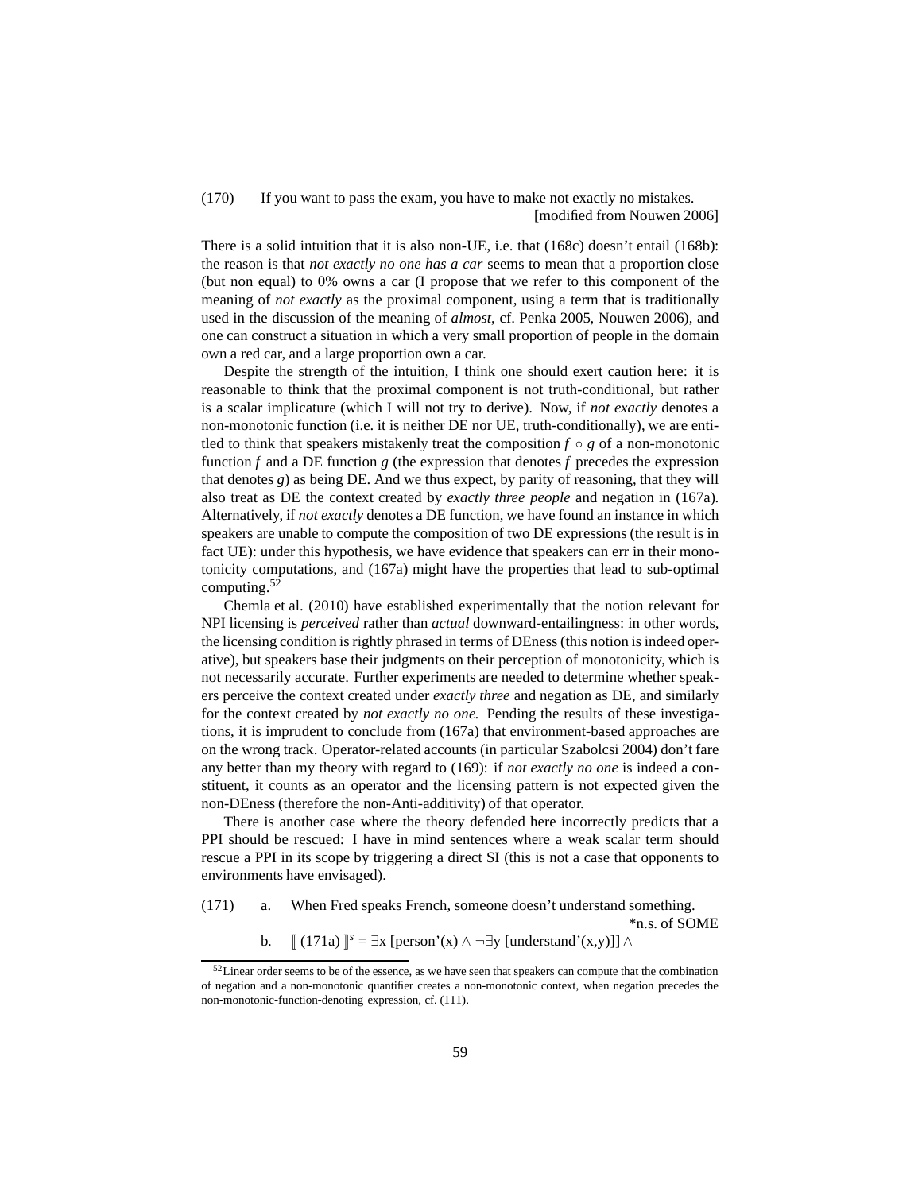(170) If you want to pass the exam, you have to make not exactly no mistakes.
[modified from Nouwen 2006]

There is a solid intuition that it is also non-UE, i.e. that (168c) doesn't entail (168b): the reason is that *not exactly no one has a car* seems to mean that a proportion close (but non equal) to 0% owns a car (I propose that we refer to this component of the meaning of *not exactly* as the proximal component, using a term that is traditionally used in the discussion of the meaning of *almost*, cf. Penka 2005, Nouwen 2006), and one can construct a situation in which a very small proportion of people in the domain own a red car, and a large proportion own a car.

Despite the strength of the intuition, I think one should exert caution here: it is reasonable to think that the proximal component is not truth-conditional, but rather is a scalar implicature (which I will not try to derive). Now, if *not exactly* denotes a non-monotonic function (i.e. it is neither DE nor UE, truth-conditionally), we are entitled to think that speakers mistakenly treat the composition $f \circ g$ of a non-monotonic function $f$ and a DE function $g$ (the expression that denotes $f$ precedes the expression that denotes $g$) as being DE. And we thus expect, by parity of reasoning, that they will also treat as DE the context created by *exactly three people* and negation in (167a). Alternatively, if *not exactly* denotes a DE function, we have found an instance in which speakers are unable to compute the composition of two DE expressions (the result is in fact UE): under this hypothesis, we have evidence that speakers can err in their monotonicity computations, and (167a) might have the properties that lead to sub-optimal computing.[52]

Chemla et al. (2010) have established experimentally that the notion relevant for NPI licensing is *perceived* rather than *actual* downward-entailingness: in other words, the licensing condition is rightly phrased in terms of DEness (this notion is indeed operative), but speakers base their judgments on their perception of monotonicity, which is not necessarily accurate. Further experiments are needed to determine whether speakers perceive the context created under *exactly three* and negation as DE, and similarly for the context created by *not exactly no one.* Pending the results of these investigations, it is imprudent to conclude from (167a) that environment-based approaches are on the wrong track. Operator-related accounts (in particular Szabolcsi 2004) don't fare any better than my theory with regard to (169): if *not exactly no one* is indeed a constituent, it counts as an operator and the licensing pattern is not expected given the non-DEness (therefore the non-Anti-additivity) of that operator.

There is another case where the theory defended here incorrectly predicts that a PPI should be rescued: I have in mind sentences where a weak scalar term should rescue a PPI in its scope by triggering a direct SI (this is not a case that opponents to environments have envisaged).

(171) a. When Fred speaks French, someone doesn't understand something.
*n.s. of SOME

b. $[\![ \text{(171a)} ]\!]^s = \exists x\, [\text{person'}(x) \wedge \neg\exists y\, [\text{understand'}(x,y)]] \wedge$

[52] Linear order seems to be of the essence, as we have seen that speakers can compute that the combination of negation and a non-monotonic quantifier creates a non-monotonic context, when negation precedes the non-monotonic-function-denoting expression, cf. (111).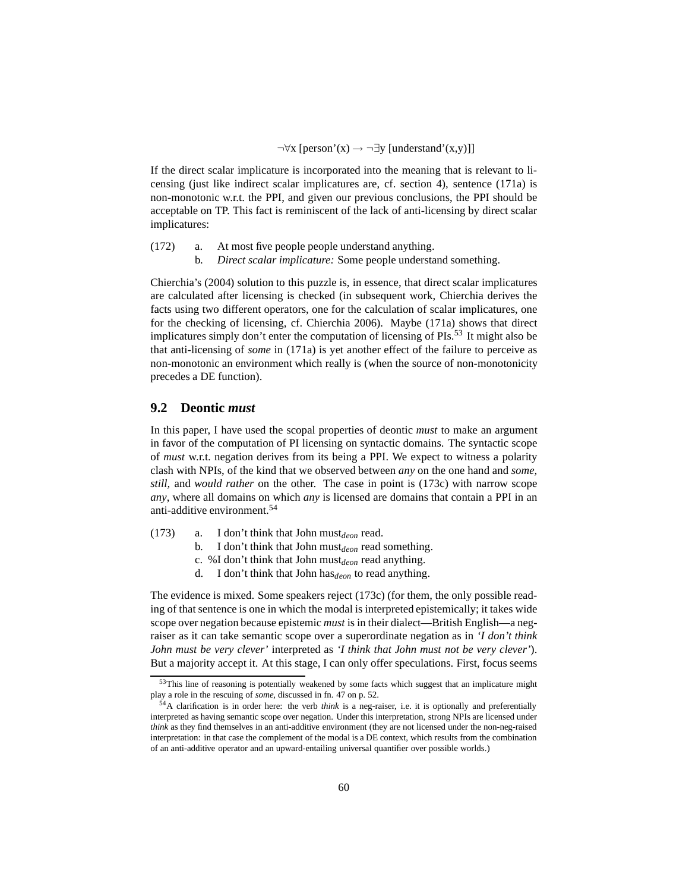$$\neg\forall x\ [\text{person'}(x) \rightarrow \neg\exists y\ [\text{understand'}(x,y)]]$$

If the direct scalar implicature is incorporated into the meaning that is relevant to licensing (just like indirect scalar implicatures are, cf. section 4), sentence (171a) is non-monotonic w.r.t. the PPI, and given our previous conclusions, the PPI should be acceptable on TP. This fact is reminiscent of the lack of anti-licensing by direct scalar implicatures:

(172) a. At most five people people understand anything.
b. *Direct scalar implicature:* Some people understand something.

Chierchia's (2004) solution to this puzzle is, in essence, that direct scalar implicatures are calculated after licensing is checked (in subsequent work, Chierchia derives the facts using two different operators, one for the calculation of scalar implicatures, one for the checking of licensing, cf. Chierchia 2006). Maybe (171a) shows that direct implicatures simply don't enter the computation of licensing of PIs.[53] It might also be that anti-licensing of *some* in (171a) is yet another effect of the failure to perceive as non-monotonic an environment which really is (when the source of non-monotonicity precedes a DE function).

## 9.2 Deontic *must*

In this paper, I have used the scopal properties of deontic *must* to make an argument in favor of the computation of PI licensing on syntactic domains. The syntactic scope of *must* w.r.t. negation derives from its being a PPI. We expect to witness a polarity clash with NPIs, of the kind that we observed between *any* on the one hand and *some, still,* and *would rather* on the other. The case in point is (173c) with narrow scope *any*, where all domains on which *any* is licensed are domains that contain a PPI in an anti-additive environment.[54]

(173) a. I don't think that John must$_{deon}$ read.
b. I don't think that John must$_{deon}$ read something.
c. %I don't think that John must$_{deon}$ read anything.
d. I don't think that John has$_{deon}$ to read anything.

The evidence is mixed. Some speakers reject (173c) (for them, the only possible reading of that sentence is one in which the modal is interpreted epistemically; it takes wide scope over negation because epistemic *must* is in their dialect—British English—a neg-raiser as it can take semantic scope over a superordinate negation as in *'I don't think John must be very clever'* interpreted as *'I think that John must not be very clever'*). But a majority accept it. At this stage, I can only offer speculations. First, focus seems

[53] This line of reasoning is potentially weakened by some facts which suggest that an implicature might play a role in the rescuing of *some,* discussed in fn. 47 on p. 52.

[54] A clarification is in order here: the verb *think* is a neg-raiser, i.e. it is optionally and preferentially interpreted as having semantic scope over negation. Under this interpretation, strong NPIs are licensed under *think* as they find themselves in an anti-additive environment (they are not licensed under the non-neg-raised interpretation: in that case the complement of the modal is a DE context, which results from the combination of an anti-additive operator and an upward-entailing universal quantifier over possible worlds.)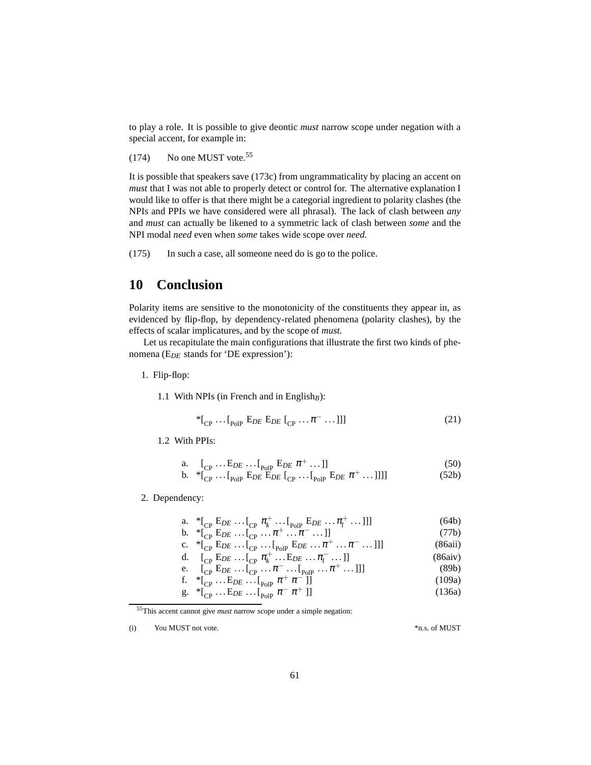to play a role. It is possible to give deontic *must* narrow scope under negation with a special accent, for example in:

(174) No one MUST vote.[55]

It is possible that speakers save (173c) from ungrammaticality by placing an accent on *must* that I was not able to properly detect or control for. The alternative explanation I would like to offer is that there might be a categorial ingredient to polarity clashes (the NPIs and PPIs we have considered were all phrasal). The lack of clash between *any* and *must* can actually be likened to a symmetric lack of clash between *some* and the NPI modal *need* even when *some* takes wide scope over *need.*

(175) In such a case, all someone need do is go to the police.

## 10 Conclusion

Polarity items are sensitive to the monotonicity of the constituents they appear in, as evidenced by flip-flop, by dependency-related phenomena (polarity clashes), by the effects of scalar implicatures, and by the scope of *must.*

Let us recapitulate the main configurations that illustrate the first two kinds of phenomena ($E_{DE}$ stands for 'DE expression'):

1. Flip-flop:

   1.1 With NPIs (in French and in English$_B$):

   $$*[_{\text{CP}} \ldots [_{\text{PolP}}\ E_{DE}\ E_{DE}\ [_{\text{CP}} \ldots \pi^- \ldots]]] \qquad (21)$$

   1.2 With PPIs:

   a. $[_{\text{CP}} \ldots E_{DE} \ldots [_{\text{PolP}}\ E_{DE}\ \pi^+ \ldots]]$ (50)
   
   b. $*[_{\text{CP}} \ldots [_{\text{PolP}}\ E_{DE}\ E_{DE}\ [_{\text{CP}} \ldots [_{\text{PolP}}\ E_{DE}\ \pi^+ \ldots]]]]$ (52b)

2. Dependency:

   a. $*[_{\text{CP}}\ E_{DE} \ldots [_{\text{CP}}\ \pi^+_k \ldots [_{\text{PolP}}\ E_{DE} \ldots \pi^+_l \ldots]]]$ (64b)
   
   b. $*[_{\text{CP}}\ E_{DE} \ldots [_{\text{CP}} \ldots \pi^+ \ldots \pi^- \ldots]]$ (77b)
   
   c. $*[_{\text{CP}}\ E_{DE} \ldots [_{\text{CP}} \ldots [_{\text{PolP}}\ E_{DE} \ldots \pi^+ \ldots \pi^- \ldots]]]$ (86aii)
   
   d. $[_{\text{CP}}\ E_{DE} \ldots [_{\text{CP}}\ \pi^+_k \ldots E_{DE} \ldots \pi^-_l \ldots]]$ (86aiv)
   
   e. $[_{\text{CP}}\ E_{DE} \ldots [_{\text{CP}} \ldots \pi^- \ldots [_{\text{PolP}} \ldots \pi^+ \ldots]]]$ (89b)
   
   f. $*[_{\text{CP}} \ldots E_{DE} \ldots [_{\text{PolP}}\ \pi^+\ \pi^-]]$ (109a)
   
   g. $*[_{\text{CP}} \ldots E_{DE} \ldots [_{\text{PolP}}\ \pi^-\ \pi^+]]$ (136a)

[55] This accent cannot give *must* narrow scope under a simple negation:

(i) You MUST not vote. *n.s. of MUST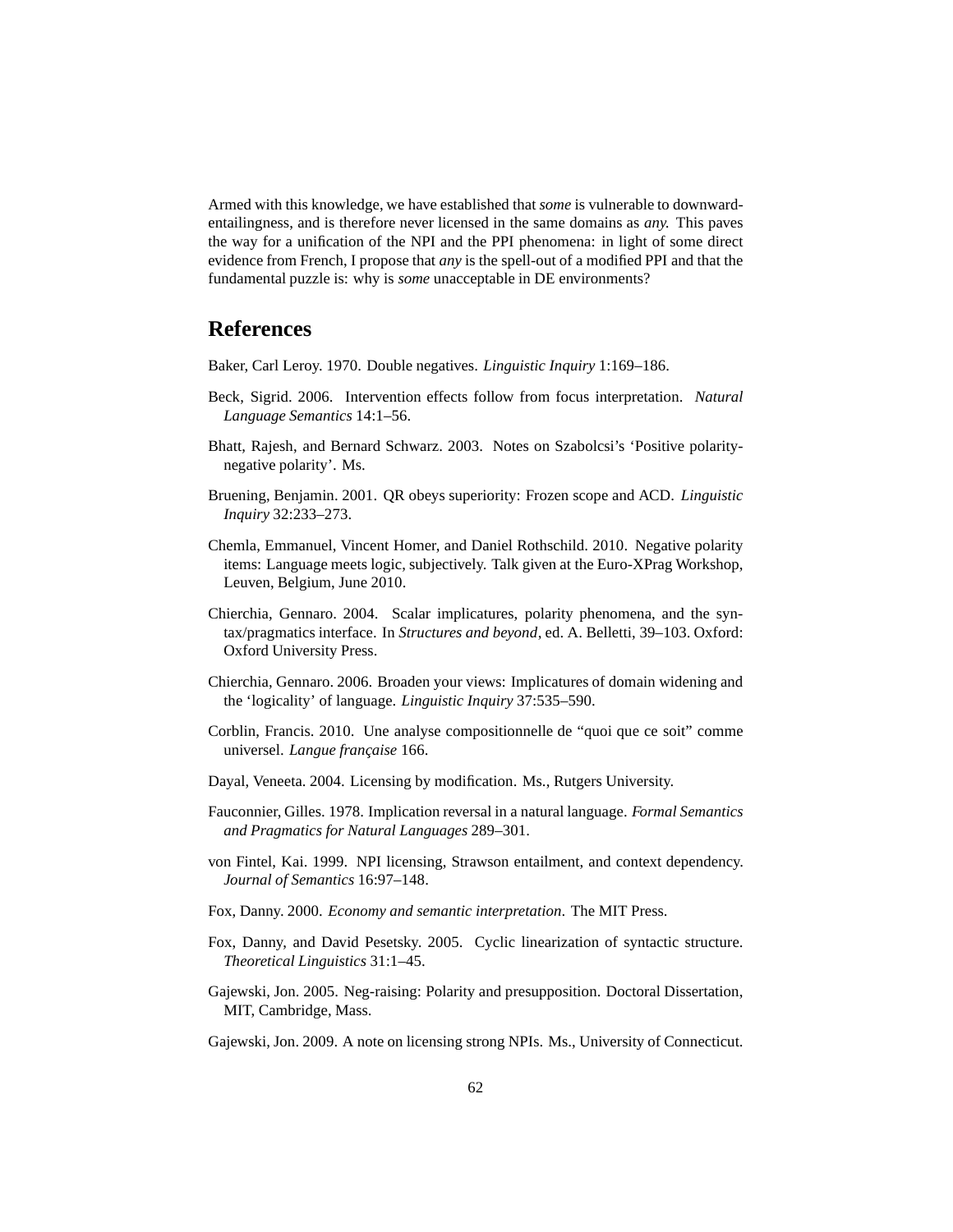Armed with this knowledge, we have established that *some* is vulnerable to downward-entailingness, and is therefore never licensed in the same domains as *any*. This paves the way for a unification of the NPI and the PPI phenomena: in light of some direct evidence from French, I propose that *any* is the spell-out of a modified PPI and that the fundamental puzzle is: why is *some* unacceptable in DE environments?

## References

Baker, Carl Leroy. 1970. Double negatives. *Linguistic Inquiry* 1:169–186.

Beck, Sigrid. 2006. Intervention effects follow from focus interpretation. *Natural Language Semantics* 14:1–56.

Bhatt, Rajesh, and Bernard Schwarz. 2003. Notes on Szabolcsi's 'Positive polarity-negative polarity'. Ms.

Bruening, Benjamin. 2001. QR obeys superiority: Frozen scope and ACD. *Linguistic Inquiry* 32:233–273.

Chemla, Emmanuel, Vincent Homer, and Daniel Rothschild. 2010. Negative polarity items: Language meets logic, subjectively. Talk given at the Euro-XPrag Workshop, Leuven, Belgium, June 2010.

Chierchia, Gennaro. 2004. Scalar implicatures, polarity phenomena, and the syntax/pragmatics interface. In *Structures and beyond*, ed. A. Belletti, 39–103. Oxford: Oxford University Press.

Chierchia, Gennaro. 2006. Broaden your views: Implicatures of domain widening and the 'logicality' of language. *Linguistic Inquiry* 37:535–590.

Corblin, Francis. 2010. Une analyse compositionnelle de "quoi que ce soit" comme universel. *Langue française* 166.

Dayal, Veneeta. 2004. Licensing by modification. Ms., Rutgers University.

Fauconnier, Gilles. 1978. Implication reversal in a natural language. *Formal Semantics and Pragmatics for Natural Languages* 289–301.

von Fintel, Kai. 1999. NPI licensing, Strawson entailment, and context dependency. *Journal of Semantics* 16:97–148.

Fox, Danny. 2000. *Economy and semantic interpretation*. The MIT Press.

Fox, Danny, and David Pesetsky. 2005. Cyclic linearization of syntactic structure. *Theoretical Linguistics* 31:1–45.

Gajewski, Jon. 2005. Neg-raising: Polarity and presupposition. Doctoral Dissertation, MIT, Cambridge, Mass.

Gajewski, Jon. 2009. A note on licensing strong NPIs. Ms., University of Connecticut.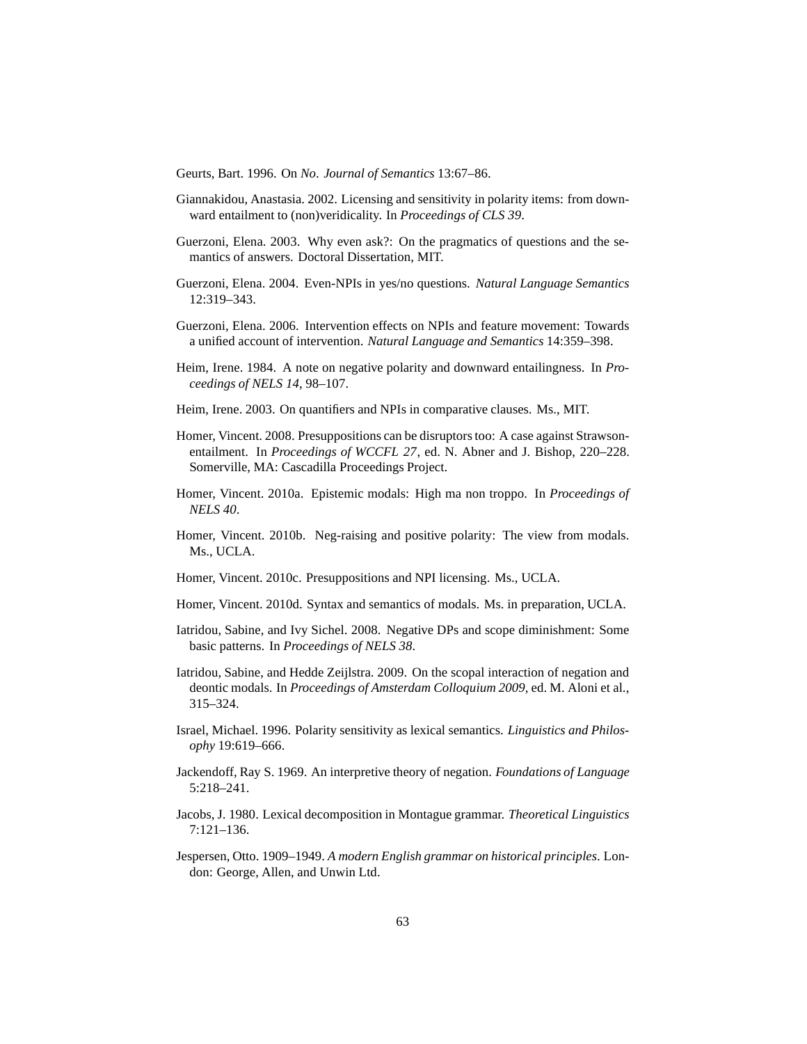Geurts, Bart. 1996. On *No*. *Journal of Semantics* 13:67–86.

Giannakidou, Anastasia. 2002. Licensing and sensitivity in polarity items: from downward entailment to (non)veridicality. In *Proceedings of CLS 39*.

Guerzoni, Elena. 2003. Why even ask?: On the pragmatics of questions and the semantics of answers. Doctoral Dissertation, MIT.

Guerzoni, Elena. 2004. Even-NPIs in yes/no questions. *Natural Language Semantics* 12:319–343.

Guerzoni, Elena. 2006. Intervention effects on NPIs and feature movement: Towards a unified account of intervention. *Natural Language and Semantics* 14:359–398.

Heim, Irene. 1984. A note on negative polarity and downward entailingness. In *Proceedings of NELS 14*, 98–107.

Heim, Irene. 2003. On quantifiers and NPIs in comparative clauses. Ms., MIT.

Homer, Vincent. 2008. Presuppositions can be disruptors too: A case against Strawson-entailment. In *Proceedings of WCCFL 27*, ed. N. Abner and J. Bishop, 220–228. Somerville, MA: Cascadilla Proceedings Project.

Homer, Vincent. 2010a. Epistemic modals: High ma non troppo. In *Proceedings of NELS 40*.

Homer, Vincent. 2010b. Neg-raising and positive polarity: The view from modals. Ms., UCLA.

Homer, Vincent. 2010c. Presuppositions and NPI licensing. Ms., UCLA.

Homer, Vincent. 2010d. Syntax and semantics of modals. Ms. in preparation, UCLA.

Iatridou, Sabine, and Ivy Sichel. 2008. Negative DPs and scope diminishment: Some basic patterns. In *Proceedings of NELS 38*.

Iatridou, Sabine, and Hedde Zeijlstra. 2009. On the scopal interaction of negation and deontic modals. In *Proceedings of Amsterdam Colloquium 2009*, ed. M. Aloni et al., 315–324.

Israel, Michael. 1996. Polarity sensitivity as lexical semantics. *Linguistics and Philosophy* 19:619–666.

Jackendoff, Ray S. 1969. An interpretive theory of negation. *Foundations of Language* 5:218–241.

Jacobs, J. 1980. Lexical decomposition in Montague grammar. *Theoretical Linguistics* 7:121–136.

Jespersen, Otto. 1909–1949. *A modern English grammar on historical principles*. London: George, Allen, and Unwin Ltd.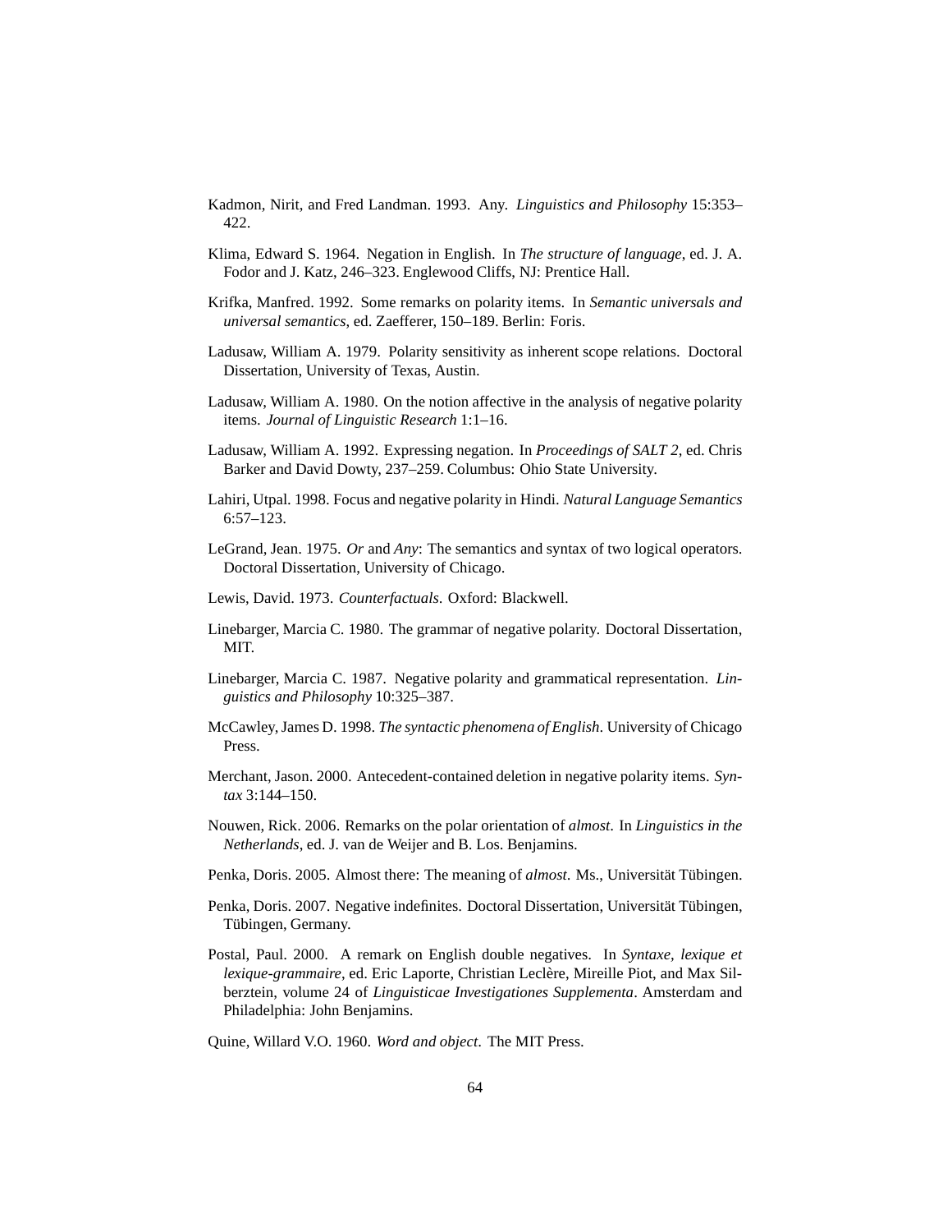Kadmon, Nirit, and Fred Landman. 1993. Any. *Linguistics and Philosophy* 15:353–422.

Klima, Edward S. 1964. Negation in English. In *The structure of language*, ed. J. A. Fodor and J. Katz, 246–323. Englewood Cliffs, NJ: Prentice Hall.

Krifka, Manfred. 1992. Some remarks on polarity items. In *Semantic universals and universal semantics*, ed. Zaefferer, 150–189. Berlin: Foris.

Ladusaw, William A. 1979. Polarity sensitivity as inherent scope relations. Doctoral Dissertation, University of Texas, Austin.

Ladusaw, William A. 1980. On the notion affective in the analysis of negative polarity items. *Journal of Linguistic Research* 1:1–16.

Ladusaw, William A. 1992. Expressing negation. In *Proceedings of SALT 2*, ed. Chris Barker and David Dowty, 237–259. Columbus: Ohio State University.

Lahiri, Utpal. 1998. Focus and negative polarity in Hindi. *Natural Language Semantics* 6:57–123.

LeGrand, Jean. 1975. *Or* and *Any*: The semantics and syntax of two logical operators. Doctoral Dissertation, University of Chicago.

Lewis, David. 1973. *Counterfactuals*. Oxford: Blackwell.

Linebarger, Marcia C. 1980. The grammar of negative polarity. Doctoral Dissertation, MIT.

Linebarger, Marcia C. 1987. Negative polarity and grammatical representation. *Linguistics and Philosophy* 10:325–387.

McCawley, James D. 1998. *The syntactic phenomena of English*. University of Chicago Press.

Merchant, Jason. 2000. Antecedent-contained deletion in negative polarity items. *Syntax* 3:144–150.

Nouwen, Rick. 2006. Remarks on the polar orientation of *almost*. In *Linguistics in the Netherlands*, ed. J. van de Weijer and B. Los. Benjamins.

Penka, Doris. 2005. Almost there: The meaning of *almost*. Ms., Universität Tübingen.

Penka, Doris. 2007. Negative indefinites. Doctoral Dissertation, Universität Tübingen, Tübingen, Germany.

Postal, Paul. 2000. A remark on English double negatives. In *Syntaxe, lexique et lexique-grammaire*, ed. Eric Laporte, Christian Leclère, Mireille Piot, and Max Silberztein, volume 24 of *Linguisticae Investigationes Supplementa*. Amsterdam and Philadelphia: John Benjamins.

Quine, Willard V.O. 1960. *Word and object*. The MIT Press.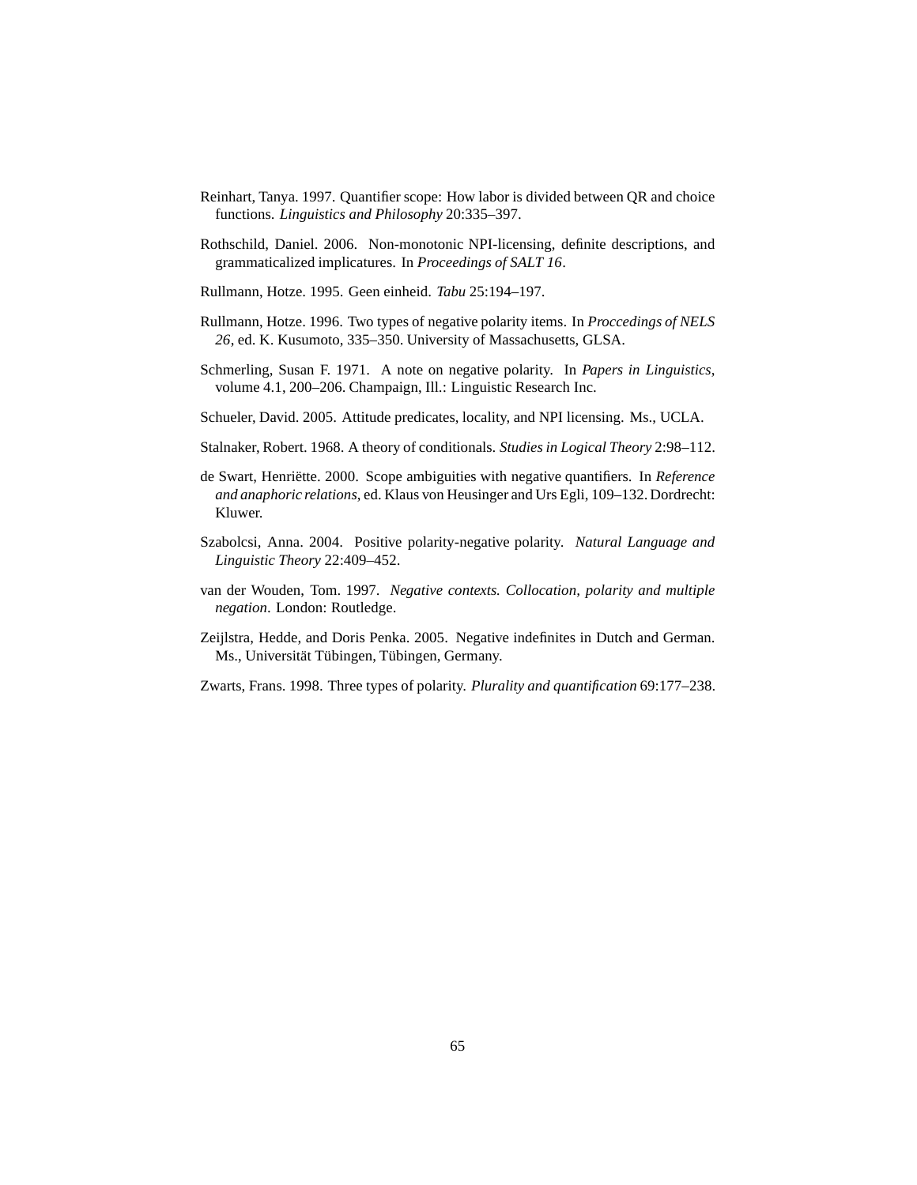Reinhart, Tanya. 1997. Quantifier scope: How labor is divided between QR and choice functions. *Linguistics and Philosophy* 20:335–397.

Rothschild, Daniel. 2006. Non-monotonic NPI-licensing, definite descriptions, and grammaticalized implicatures. In *Proceedings of SALT 16*.

Rullmann, Hotze. 1995. Geen einheid. *Tabu* 25:194–197.

Rullmann, Hotze. 1996. Two types of negative polarity items. In *Proccedings of NELS 26*, ed. K. Kusumoto, 335–350. University of Massachusetts, GLSA.

Schmerling, Susan F. 1971. A note on negative polarity. In *Papers in Linguistics*, volume 4.1, 200–206. Champaign, Ill.: Linguistic Research Inc.

Schueler, David. 2005. Attitude predicates, locality, and NPI licensing. Ms., UCLA.

Stalnaker, Robert. 1968. A theory of conditionals. *Studies in Logical Theory* 2:98–112.

de Swart, Henriëtte. 2000. Scope ambiguities with negative quantifiers. In *Reference and anaphoric relations*, ed. Klaus von Heusinger and Urs Egli, 109–132. Dordrecht: Kluwer.

Szabolcsi, Anna. 2004. Positive polarity-negative polarity. *Natural Language and Linguistic Theory* 22:409–452.

van der Wouden, Tom. 1997. *Negative contexts. Collocation, polarity and multiple negation*. London: Routledge.

Zeijlstra, Hedde, and Doris Penka. 2005. Negative indefinites in Dutch and German. Ms., Universität Tübingen, Tübingen, Germany.

Zwarts, Frans. 1998. Three types of polarity. *Plurality and quantification* 69:177–238.